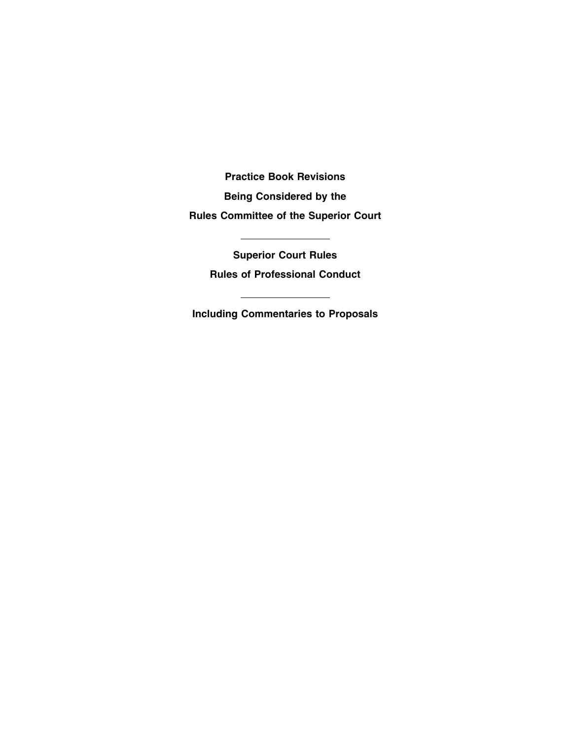# Practice Book Revisions

# Being Considered by the

# Rules Committee of the Superior Court

---

## Superior Court Rules

## Rules of Professional Conduct

---

## Including Commentaries to Proposals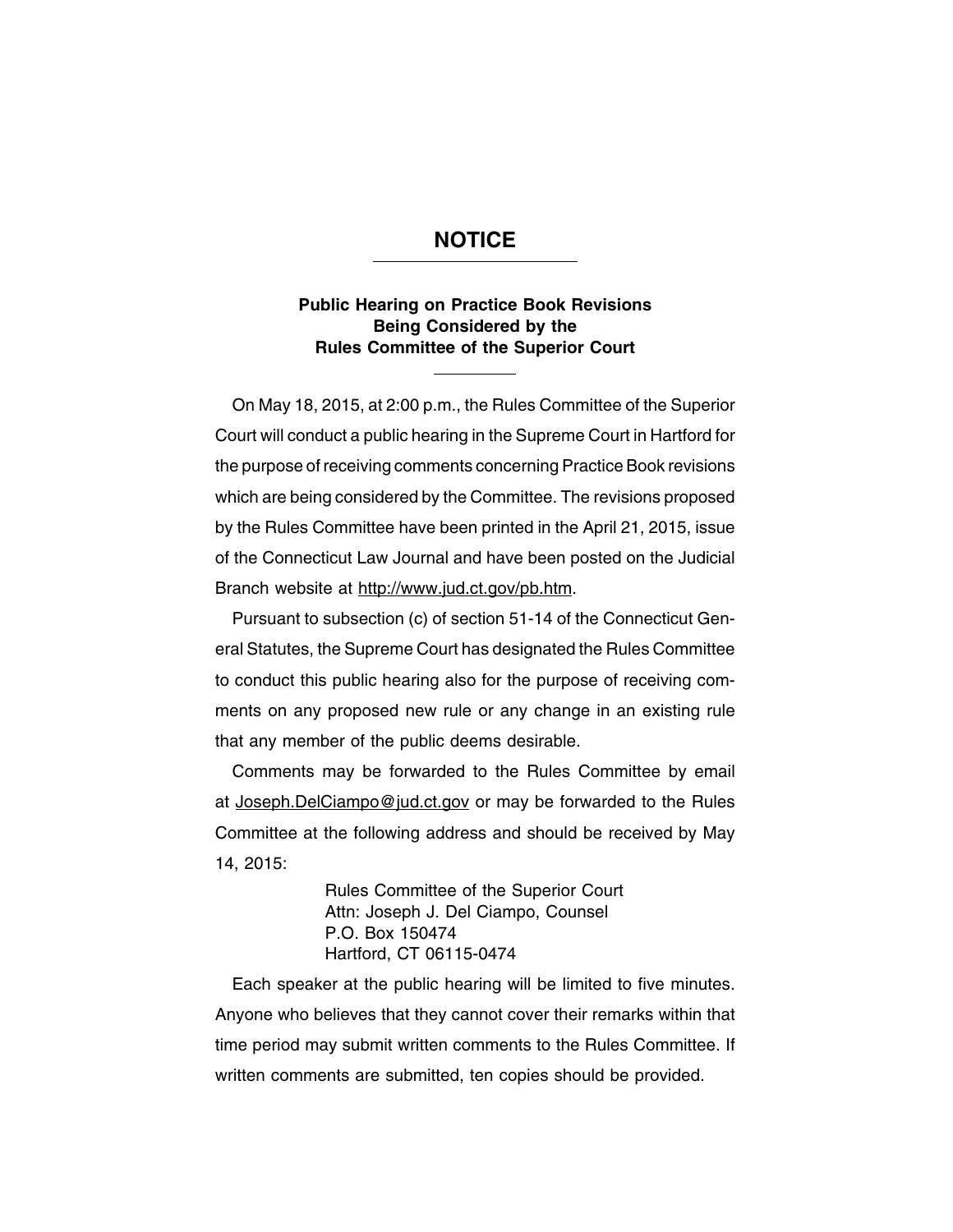# NOTICE

## Public Hearing on Practice Book Revisions Being Considered by the Rules Committee of the Superior Court

On May 18, 2015, at 2:00 p.m., the Rules Committee of the Superior Court will conduct a public hearing in the Supreme Court in Hartford for the purpose of receiving comments concerning Practice Book revisions which are being considered by the Committee. The revisions proposed by the Rules Committee have been printed in the April 21, 2015, issue of the Connecticut Law Journal and have been posted on the Judicial Branch website at http://www.jud.ct.gov/pb.htm.

Pursuant to subsection (c) of section 51-14 of the Connecticut General Statutes, the Supreme Court has designated the Rules Committee to conduct this public hearing also for the purpose of receiving comments on any proposed new rule or any change in an existing rule that any member of the public deems desirable.

Comments may be forwarded to the Rules Committee by email at Joseph.DelCiampo@jud.ct.gov or may be forwarded to the Rules Committee at the following address and should be received by May 14, 2015:

Rules Committee of the Superior Court
Attn: Joseph J. Del Ciampo, Counsel
P.O. Box 150474
Hartford, CT 06115-0474

Each speaker at the public hearing will be limited to five minutes. Anyone who believes that they cannot cover their remarks within that time period may submit written comments to the Rules Committee. If written comments are submitted, ten copies should be provided.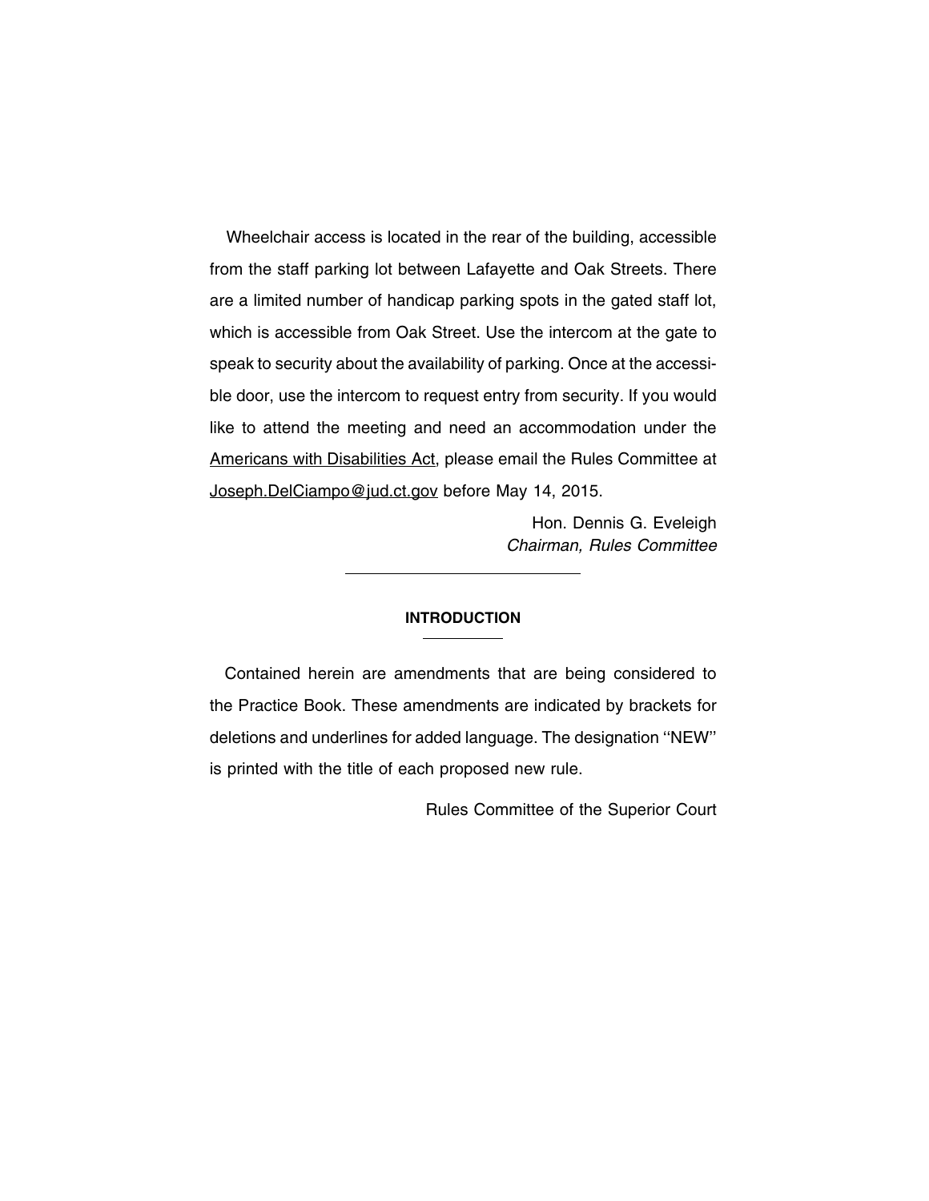Wheelchair access is located in the rear of the building, accessible from the staff parking lot between Lafayette and Oak Streets. There are a limited number of handicap parking spots in the gated staff lot, which is accessible from Oak Street. Use the intercom at the gate to speak to security about the availability of parking. Once at the accessible door, use the intercom to request entry from security. If you would like to attend the meeting and need an accommodation under the Americans with Disabilities Act, please email the Rules Committee at Joseph.DelCiampo@jud.ct.gov before May 14, 2015.

Hon. Dennis G. Eveleigh
*Chairman, Rules Committee*

---

## INTRODUCTION

Contained herein are amendments that are being considered to the Practice Book. These amendments are indicated by brackets for deletions and underlines for added language. The designation ''NEW'' is printed with the title of each proposed new rule.

Rules Committee of the Superior Court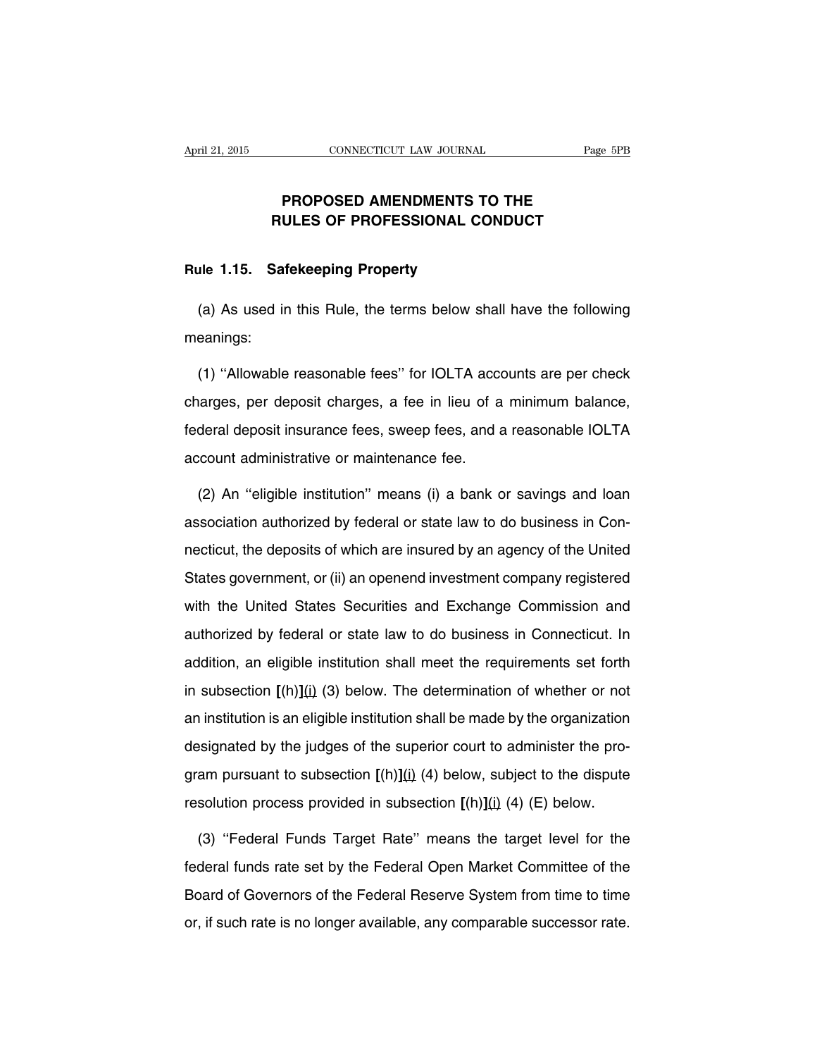# PROPOSED AMENDMENTS TO THE RULES OF PROFESSIONAL CONDUCT

## Rule 1.15. Safekeeping Property

(a) As used in this Rule, the terms below shall have the following meanings:

(1) ''Allowable reasonable fees'' for IOLTA accounts are per check charges, per deposit charges, a fee in lieu of a minimum balance, federal deposit insurance fees, sweep fees, and a reasonable IOLTA account administrative or maintenance fee.

(2) An ''eligible institution'' means (i) a bank or savings and loan association authorized by federal or state law to do business in Connecticut, the deposits of which are insured by an agency of the United States government, or (ii) an openend investment company registered with the United States Securities and Exchange Commission and authorized by federal or state law to do business in Connecticut. In addition, an eligible institution shall meet the requirements set forth in subsection **[**(h)**]**<u>(i)</u> (3) below. The determination of whether or not an institution is an eligible institution shall be made by the organization designated by the judges of the superior court to administer the program pursuant to subsection **[**(h)**]**<u>(i)</u> (4) below, subject to the dispute resolution process provided in subsection **[**(h)**]**<u>(i)</u> (4) (E) below.

(3) ''Federal Funds Target Rate'' means the target level for the federal funds rate set by the Federal Open Market Committee of the Board of Governors of the Federal Reserve System from time to time or, if such rate is no longer available, any comparable successor rate.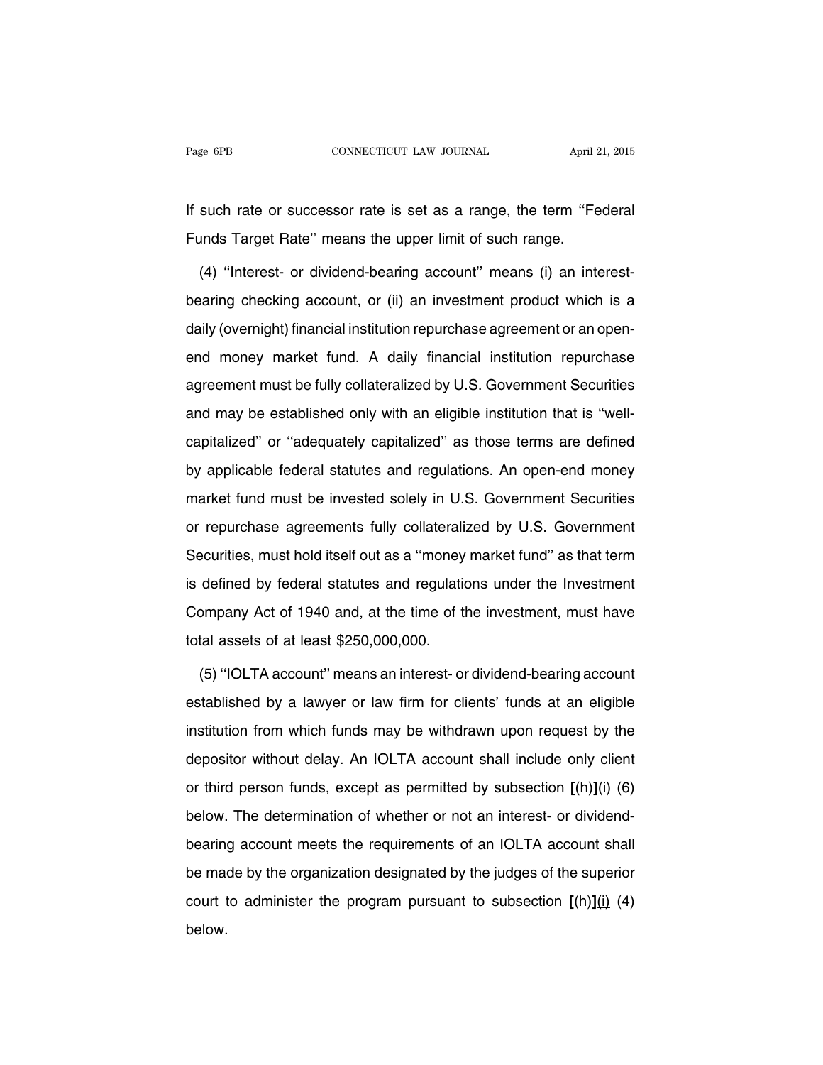If such rate or successor rate is set as a range, the term ''Federal Funds Target Rate'' means the upper limit of such range.

(4) ''Interest- or dividend-bearing account'' means (i) an interest-bearing checking account, or (ii) an investment product which is a daily (overnight) financial institution repurchase agreement or an open-end money market fund. A daily financial institution repurchase agreement must be fully collateralized by U.S. Government Securities and may be established only with an eligible institution that is ''well-capitalized'' or ''adequately capitalized'' as those terms are defined by applicable federal statutes and regulations. An open-end money market fund must be invested solely in U.S. Government Securities or repurchase agreements fully collateralized by U.S. Government Securities, must hold itself out as a ''money market fund'' as that term is defined by federal statutes and regulations under the Investment Company Act of 1940 and, at the time of the investment, must have total assets of at least $250,000,000.

(5) ''IOLTA account'' means an interest- or dividend-bearing account established by a lawyer or law firm for clients' funds at an eligible institution from which funds may be withdrawn upon request by the depositor without delay. An IOLTA account shall include only client or third person funds, except as permitted by subsection **[**(h)**]**<u>(i)</u> (6) below. The determination of whether or not an interest- or dividend-bearing account meets the requirements of an IOLTA account shall be made by the organization designated by the judges of the superior court to administer the program pursuant to subsection **[**(h)**]**<u>(i)</u> (4) below.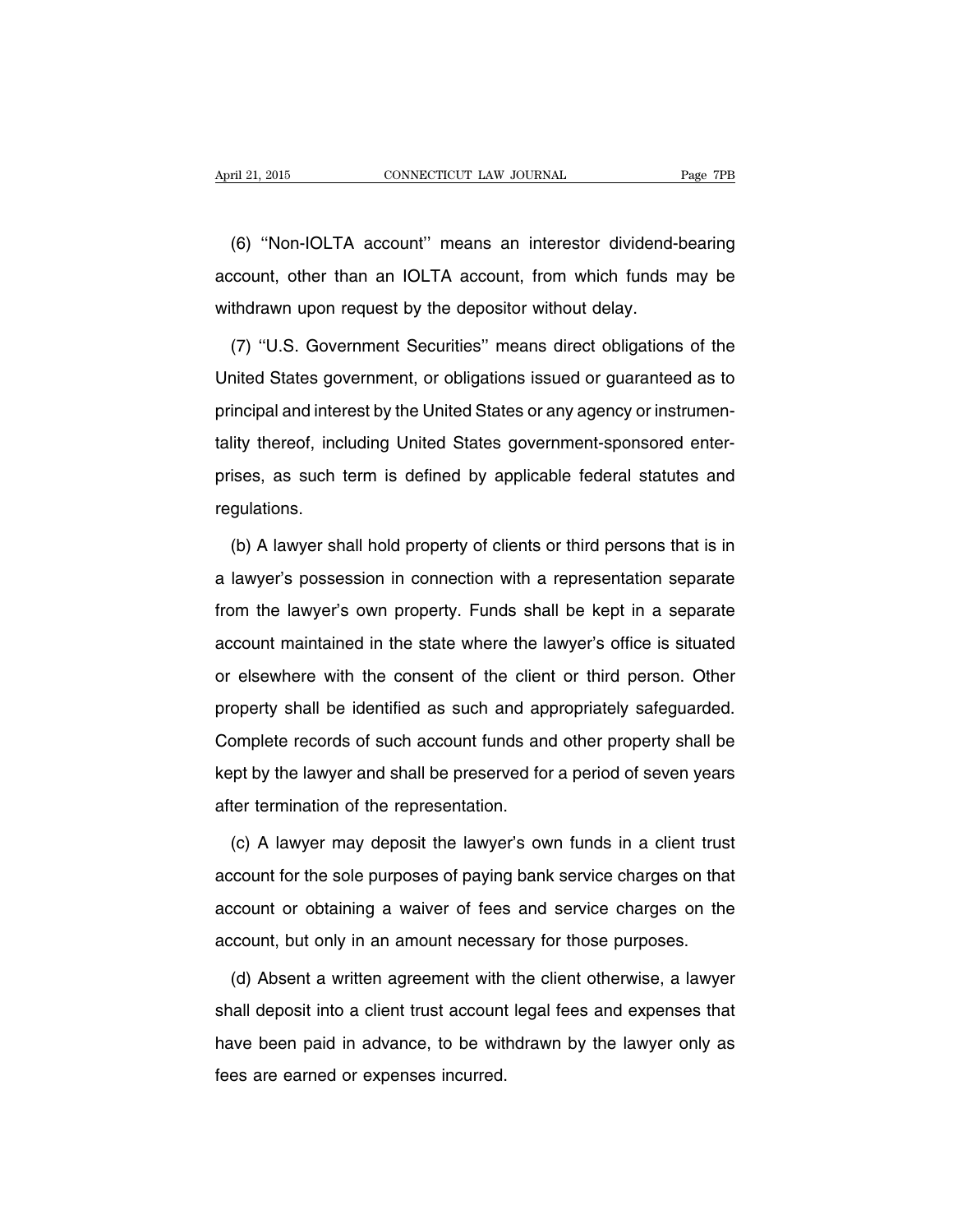(6) "Non-IOLTA account" means an interestor dividend-bearing account, other than an IOLTA account, from which funds may be withdrawn upon request by the depositor without delay.

(7) "U.S. Government Securities" means direct obligations of the United States government, or obligations issued or guaranteed as to principal and interest by the United States or any agency or instrumentality thereof, including United States government-sponsored enterprises, as such term is defined by applicable federal statutes and regulations.

(b) A lawyer shall hold property of clients or third persons that is in a lawyer's possession in connection with a representation separate from the lawyer's own property. Funds shall be kept in a separate account maintained in the state where the lawyer's office is situated or elsewhere with the consent of the client or third person. Other property shall be identified as such and appropriately safeguarded. Complete records of such account funds and other property shall be kept by the lawyer and shall be preserved for a period of seven years after termination of the representation.

(c) A lawyer may deposit the lawyer's own funds in a client trust account for the sole purposes of paying bank service charges on that account or obtaining a waiver of fees and service charges on the account, but only in an amount necessary for those purposes.

(d) Absent a written agreement with the client otherwise, a lawyer shall deposit into a client trust account legal fees and expenses that have been paid in advance, to be withdrawn by the lawyer only as fees are earned or expenses incurred.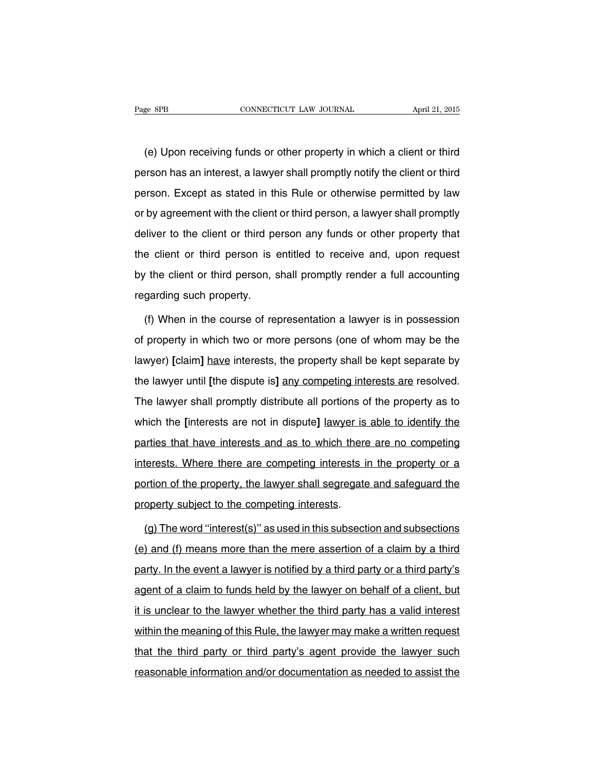(e) Upon receiving funds or other property in which a client or third person has an interest, a lawyer shall promptly notify the client or third person. Except as stated in this Rule or otherwise permitted by law or by agreement with the client or third person, a lawyer shall promptly deliver to the client or third person any funds or other property that the client or third person is entitled to receive and, upon request by the client or third person, shall promptly render a full accounting regarding such property.

(f) When in the course of representation a lawyer is in possession of property in which two or more persons (one of whom may be the lawyer) **[**claim**]** <u>have</u> interests, the property shall be kept separate by the lawyer until **[**the dispute is**]** <u>any competing interests are</u> resolved. The lawyer shall promptly distribute all portions of the property as to which the **[**interests are not in dispute**]** <u>lawyer is able to identify the parties that have interests and as to which there are no competing interests. Where there are competing interests in the property or a portion of the property, the lawyer shall segregate and safeguard the property subject to the competing interests</u>.

<u>(g) The word "interest(s)" as used in this subsection and subsections (e) and (f) means more than the mere assertion of a claim by a third party. In the event a lawyer is notified by a third party or a third party's agent of a claim to funds held by the lawyer on behalf of a client, but it is unclear to the lawyer whether the third party has a valid interest within the meaning of this Rule, the lawyer may make a written request that the third party or third party's agent provide the lawyer such reasonable information and/or documentation as needed to assist the</u>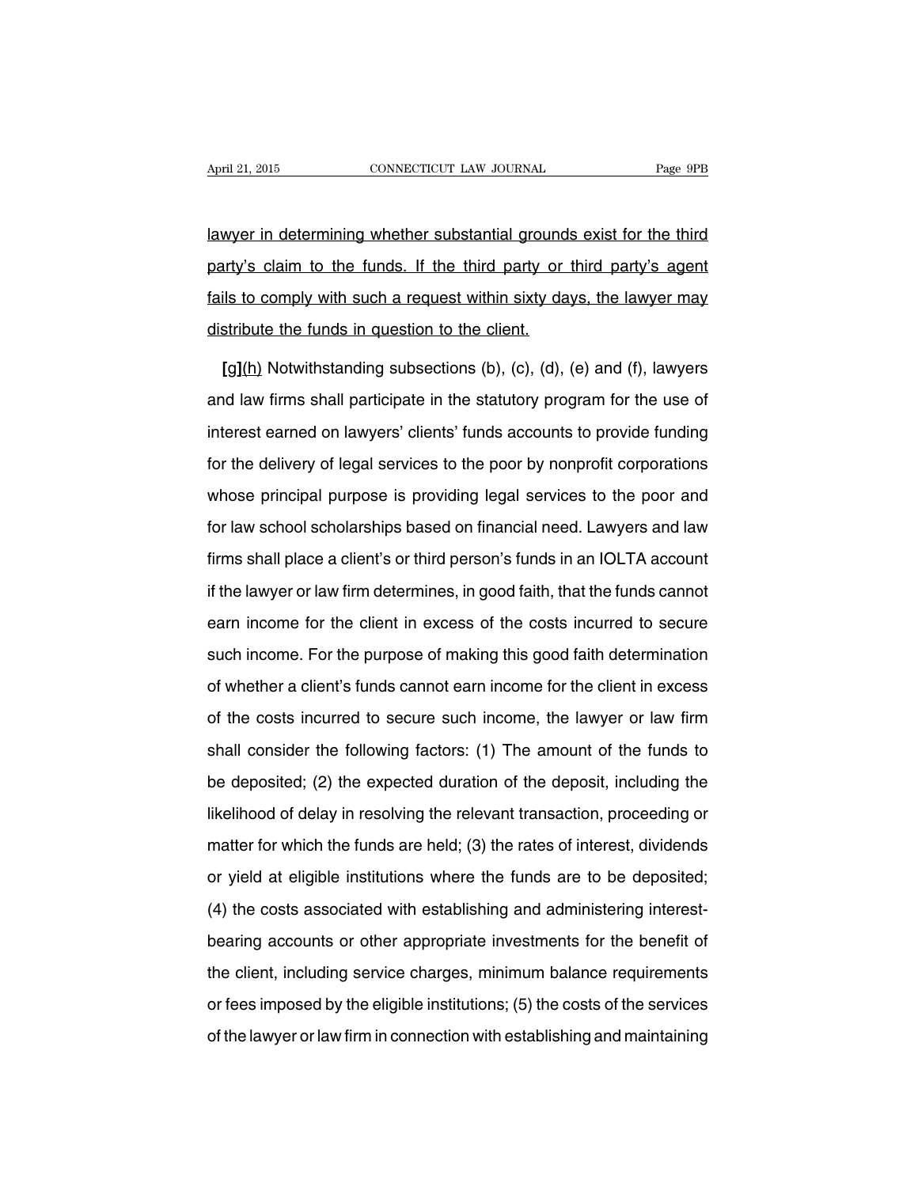lawyer in determining whether substantial grounds exist for the third party's claim to the funds. If the third party or third party's agent fails to comply with such a request within sixty days, the lawyer may distribute the funds in question to the client.

**[g]**(h) Notwithstanding subsections (b), (c), (d), (e) and (f), lawyers and law firms shall participate in the statutory program for the use of interest earned on lawyers' clients' funds accounts to provide funding for the delivery of legal services to the poor by nonprofit corporations whose principal purpose is providing legal services to the poor and for law school scholarships based on financial need. Lawyers and law firms shall place a client's or third person's funds in an IOLTA account if the lawyer or law firm determines, in good faith, that the funds cannot earn income for the client in excess of the costs incurred to secure such income. For the purpose of making this good faith determination of whether a client's funds cannot earn income for the client in excess of the costs incurred to secure such income, the lawyer or law firm shall consider the following factors: (1) The amount of the funds to be deposited; (2) the expected duration of the deposit, including the likelihood of delay in resolving the relevant transaction, proceeding or matter for which the funds are held; (3) the rates of interest, dividends or yield at eligible institutions where the funds are to be deposited; (4) the costs associated with establishing and administering interest-bearing accounts or other appropriate investments for the benefit of the client, including service charges, minimum balance requirements or fees imposed by the eligible institutions; (5) the costs of the services of the lawyer or law firm in connection with establishing and maintaining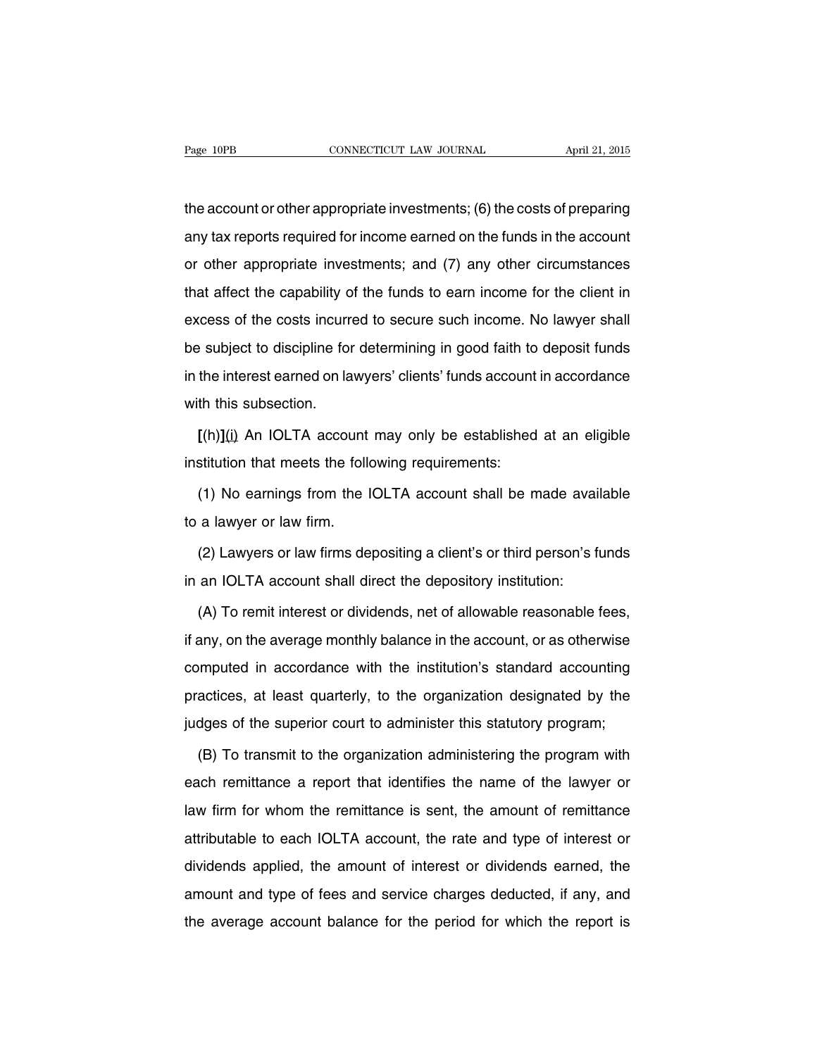the account or other appropriate investments; (6) the costs of preparing any tax reports required for income earned on the funds in the account or other appropriate investments; and (7) any other circumstances that affect the capability of the funds to earn income for the client in excess of the costs incurred to secure such income. No lawyer shall be subject to discipline for determining in good faith to deposit funds in the interest earned on lawyers' clients' funds account in accordance with this subsection.

**[**(h)**]**(i) An IOLTA account may only be established at an eligible institution that meets the following requirements:

(1) No earnings from the IOLTA account shall be made available to a lawyer or law firm.

(2) Lawyers or law firms depositing a client's or third person's funds in an IOLTA account shall direct the depository institution:

(A) To remit interest or dividends, net of allowable reasonable fees, if any, on the average monthly balance in the account, or as otherwise computed in accordance with the institution's standard accounting practices, at least quarterly, to the organization designated by the judges of the superior court to administer this statutory program;

(B) To transmit to the organization administering the program with each remittance a report that identifies the name of the lawyer or law firm for whom the remittance is sent, the amount of remittance attributable to each IOLTA account, the rate and type of interest or dividends applied, the amount of interest or dividends earned, the amount and type of fees and service charges deducted, if any, and the average account balance for the period for which the report is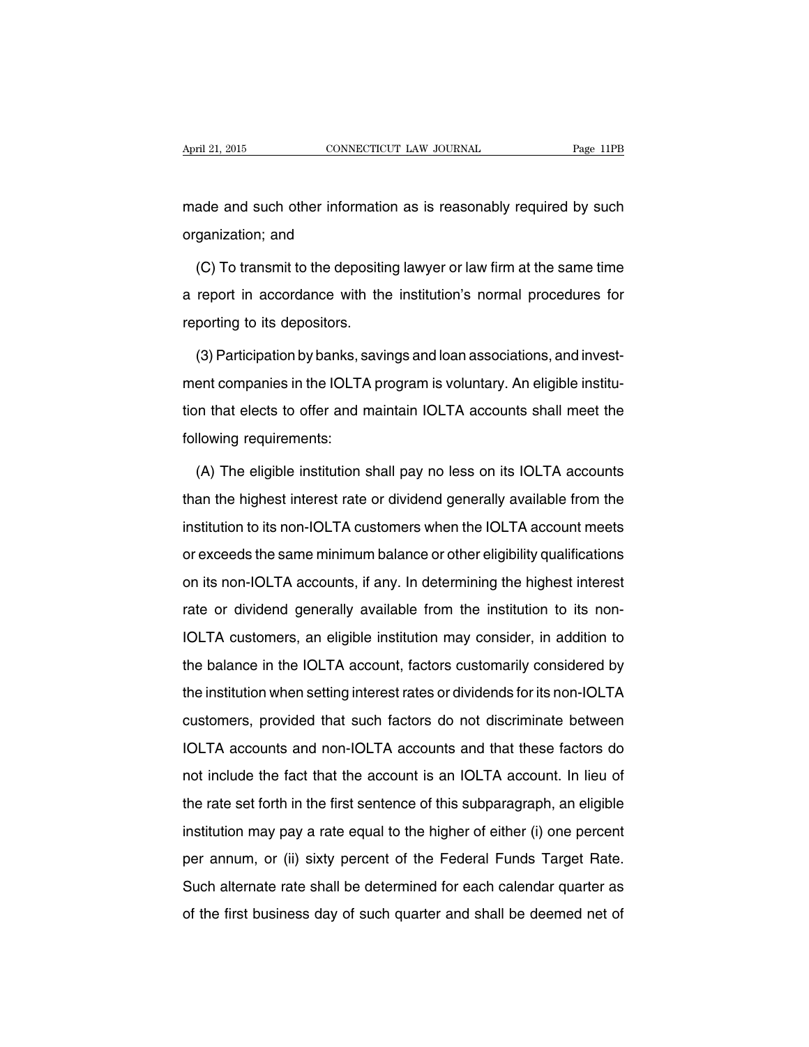made and such other information as is reasonably required by such organization; and

(C) To transmit to the depositing lawyer or law firm at the same time a report in accordance with the institution's normal procedures for reporting to its depositors.

(3) Participation by banks, savings and loan associations, and investment companies in the IOLTA program is voluntary. An eligible institution that elects to offer and maintain IOLTA accounts shall meet the following requirements:

(A) The eligible institution shall pay no less on its IOLTA accounts than the highest interest rate or dividend generally available from the institution to its non-IOLTA customers when the IOLTA account meets or exceeds the same minimum balance or other eligibility qualifications on its non-IOLTA accounts, if any. In determining the highest interest rate or dividend generally available from the institution to its non-IOLTA customers, an eligible institution may consider, in addition to the balance in the IOLTA account, factors customarily considered by the institution when setting interest rates or dividends for its non-IOLTA customers, provided that such factors do not discriminate between IOLTA accounts and non-IOLTA accounts and that these factors do not include the fact that the account is an IOLTA account. In lieu of the rate set forth in the first sentence of this subparagraph, an eligible institution may pay a rate equal to the higher of either (i) one percent per annum, or (ii) sixty percent of the Federal Funds Target Rate. Such alternate rate shall be determined for each calendar quarter as of the first business day of such quarter and shall be deemed net of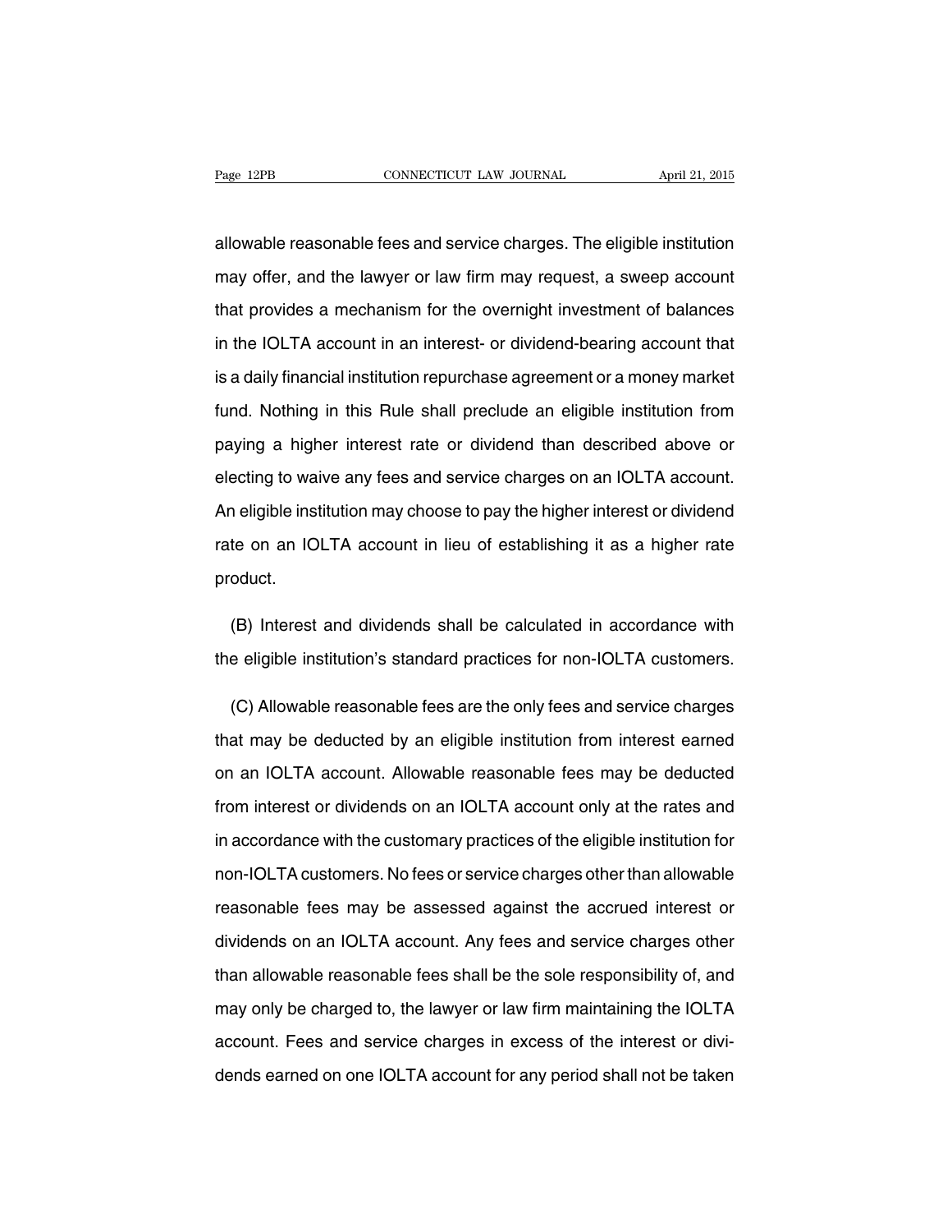allowable reasonable fees and service charges. The eligible institution may offer, and the lawyer or law firm may request, a sweep account that provides a mechanism for the overnight investment of balances in the IOLTA account in an interest- or dividend-bearing account that is a daily financial institution repurchase agreement or a money market fund. Nothing in this Rule shall preclude an eligible institution from paying a higher interest rate or dividend than described above or electing to waive any fees and service charges on an IOLTA account. An eligible institution may choose to pay the higher interest or dividend rate on an IOLTA account in lieu of establishing it as a higher rate product.

(B) Interest and dividends shall be calculated in accordance with the eligible institution's standard practices for non-IOLTA customers.

(C) Allowable reasonable fees are the only fees and service charges that may be deducted by an eligible institution from interest earned on an IOLTA account. Allowable reasonable fees may be deducted from interest or dividends on an IOLTA account only at the rates and in accordance with the customary practices of the eligible institution for non-IOLTA customers. No fees or service charges other than allowable reasonable fees may be assessed against the accrued interest or dividends on an IOLTA account. Any fees and service charges other than allowable reasonable fees shall be the sole responsibility of, and may only be charged to, the lawyer or law firm maintaining the IOLTA account. Fees and service charges in excess of the interest or dividends earned on one IOLTA account for any period shall not be taken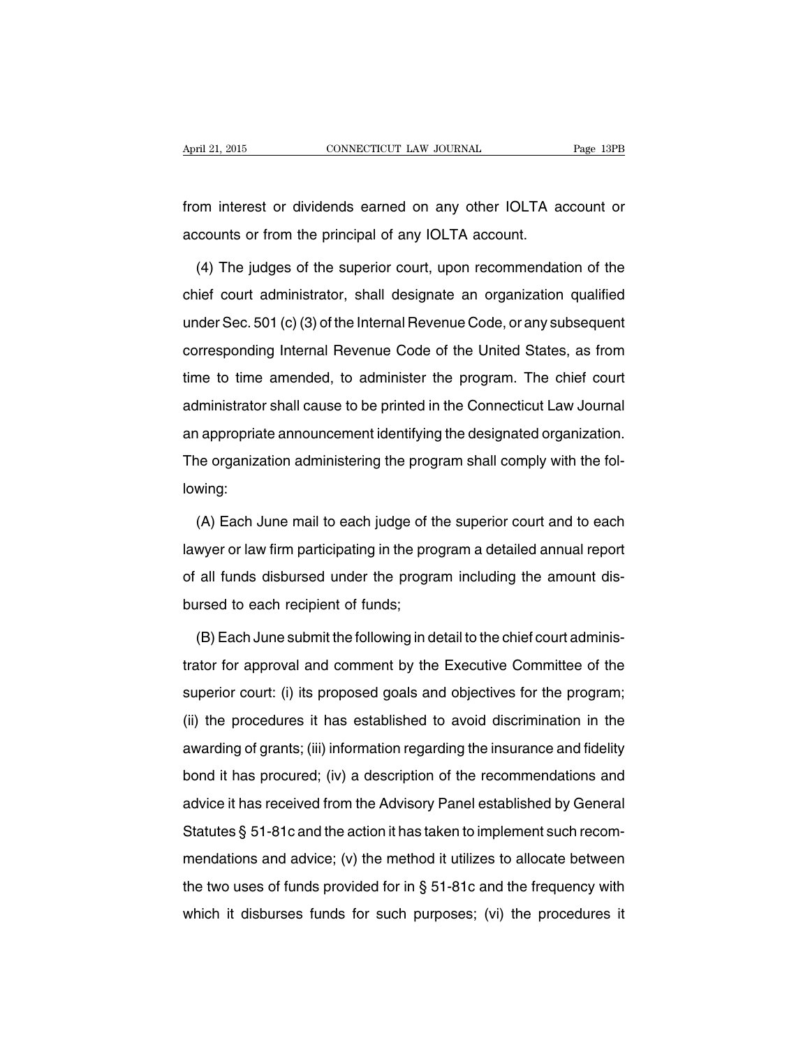from interest or dividends earned on any other IOLTA account or accounts or from the principal of any IOLTA account.

(4) The judges of the superior court, upon recommendation of the chief court administrator, shall designate an organization qualified under Sec. 501 (c) (3) of the Internal Revenue Code, or any subsequent corresponding Internal Revenue Code of the United States, as from time to time amended, to administer the program. The chief court administrator shall cause to be printed in the Connecticut Law Journal an appropriate announcement identifying the designated organization. The organization administering the program shall comply with the following:

(A) Each June mail to each judge of the superior court and to each lawyer or law firm participating in the program a detailed annual report of all funds disbursed under the program including the amount disbursed to each recipient of funds;

(B) Each June submit the following in detail to the chief court administrator for approval and comment by the Executive Committee of the superior court: (i) its proposed goals and objectives for the program; (ii) the procedures it has established to avoid discrimination in the awarding of grants; (iii) information regarding the insurance and fidelity bond it has procured; (iv) a description of the recommendations and advice it has received from the Advisory Panel established by General Statutes § 51-81c and the action it has taken to implement such recommendations and advice; (v) the method it utilizes to allocate between the two uses of funds provided for in § 51-81c and the frequency with which it disburses funds for such purposes; (vi) the procedures it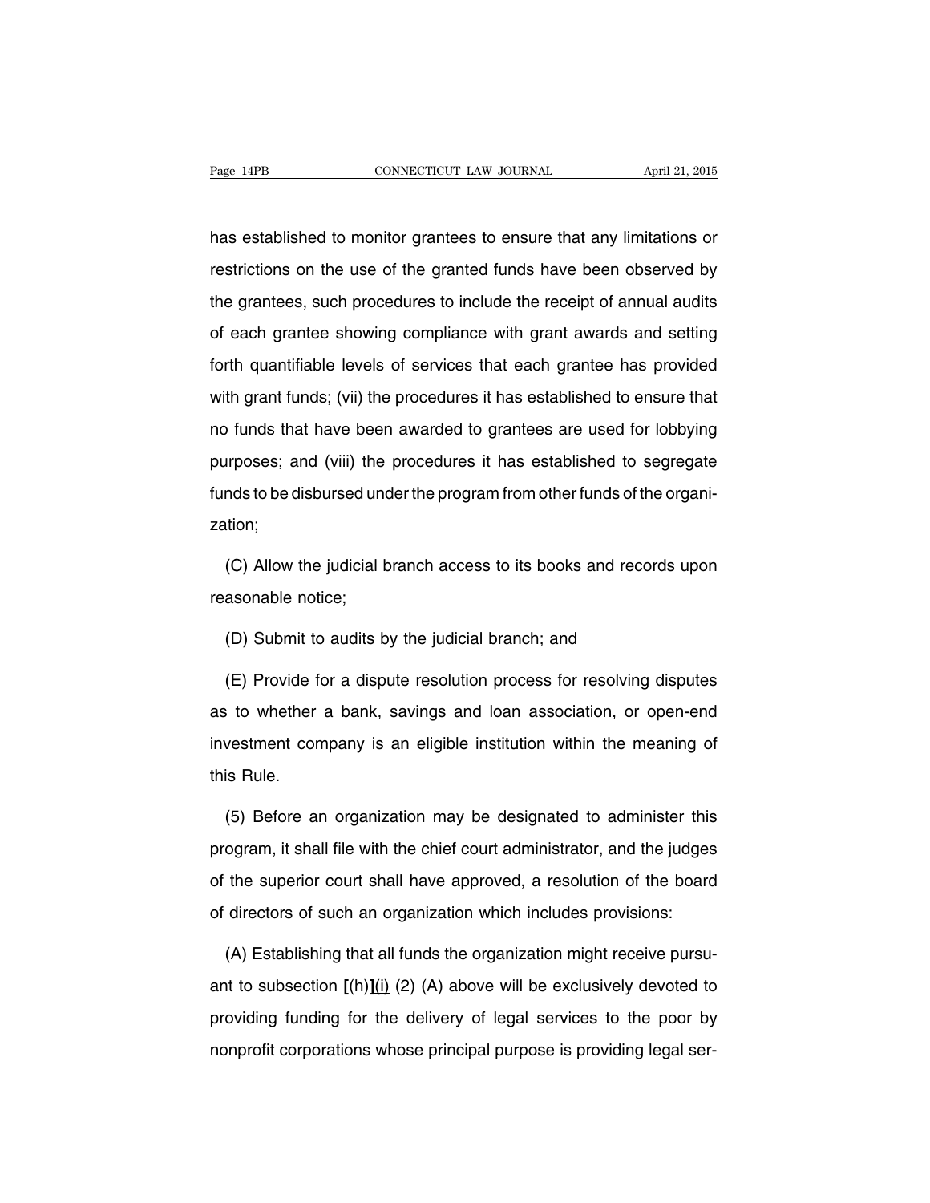has established to monitor grantees to ensure that any limitations or restrictions on the use of the granted funds have been observed by the grantees, such procedures to include the receipt of annual audits of each grantee showing compliance with grant awards and setting forth quantifiable levels of services that each grantee has provided with grant funds; (vii) the procedures it has established to ensure that no funds that have been awarded to grantees are used for lobbying purposes; and (viii) the procedures it has established to segregate funds to be disbursed under the program from other funds of the organization;

(C) Allow the judicial branch access to its books and records upon reasonable notice;

(D) Submit to audits by the judicial branch; and

(E) Provide for a dispute resolution process for resolving disputes as to whether a bank, savings and loan association, or open-end investment company is an eligible institution within the meaning of this Rule.

(5) Before an organization may be designated to administer this program, it shall file with the chief court administrator, and the judges of the superior court shall have approved, a resolution of the board of directors of such an organization which includes provisions:

(A) Establishing that all funds the organization might receive pursuant to subsection **[**(h)**]**<u>(i)</u> (2) (A) above will be exclusively devoted to providing funding for the delivery of legal services to the poor by nonprofit corporations whose principal purpose is providing legal ser-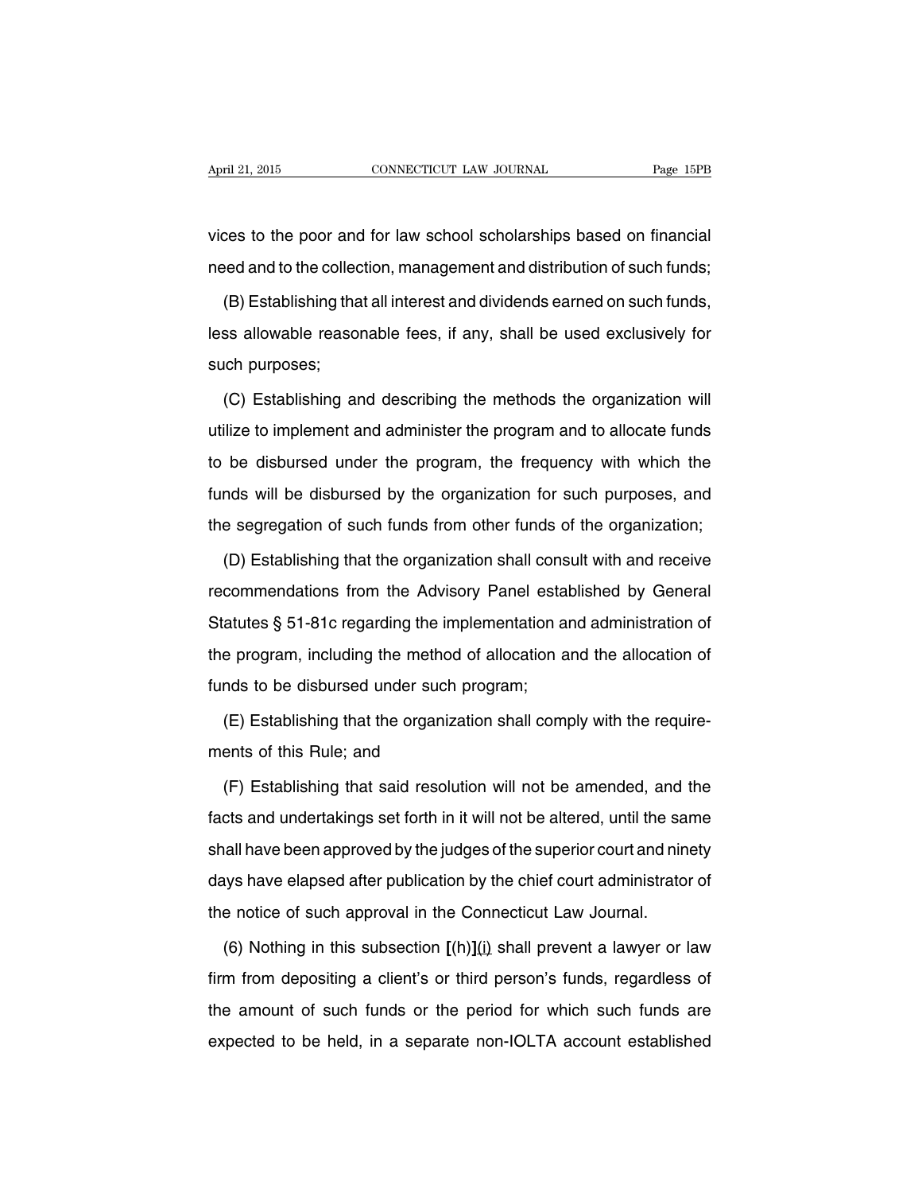vices to the poor and for law school scholarships based on financial need and to the collection, management and distribution of such funds;

(B) Establishing that all interest and dividends earned on such funds, less allowable reasonable fees, if any, shall be used exclusively for such purposes;

(C) Establishing and describing the methods the organization will utilize to implement and administer the program and to allocate funds to be disbursed under the program, the frequency with which the funds will be disbursed by the organization for such purposes, and the segregation of such funds from other funds of the organization;

(D) Establishing that the organization shall consult with and receive recommendations from the Advisory Panel established by General Statutes § 51-81c regarding the implementation and administration of the program, including the method of allocation and the allocation of funds to be disbursed under such program;

(E) Establishing that the organization shall comply with the requirements of this Rule; and

(F) Establishing that said resolution will not be amended, and the facts and undertakings set forth in it will not be altered, until the same shall have been approved by the judges of the superior court and ninety days have elapsed after publication by the chief court administrator of the notice of such approval in the Connecticut Law Journal.

(6) Nothing in this subsection **[**(h)**]**<u>(i)</u> shall prevent a lawyer or law firm from depositing a client's or third person's funds, regardless of the amount of such funds or the period for which such funds are expected to be held, in a separate non-IOLTA account established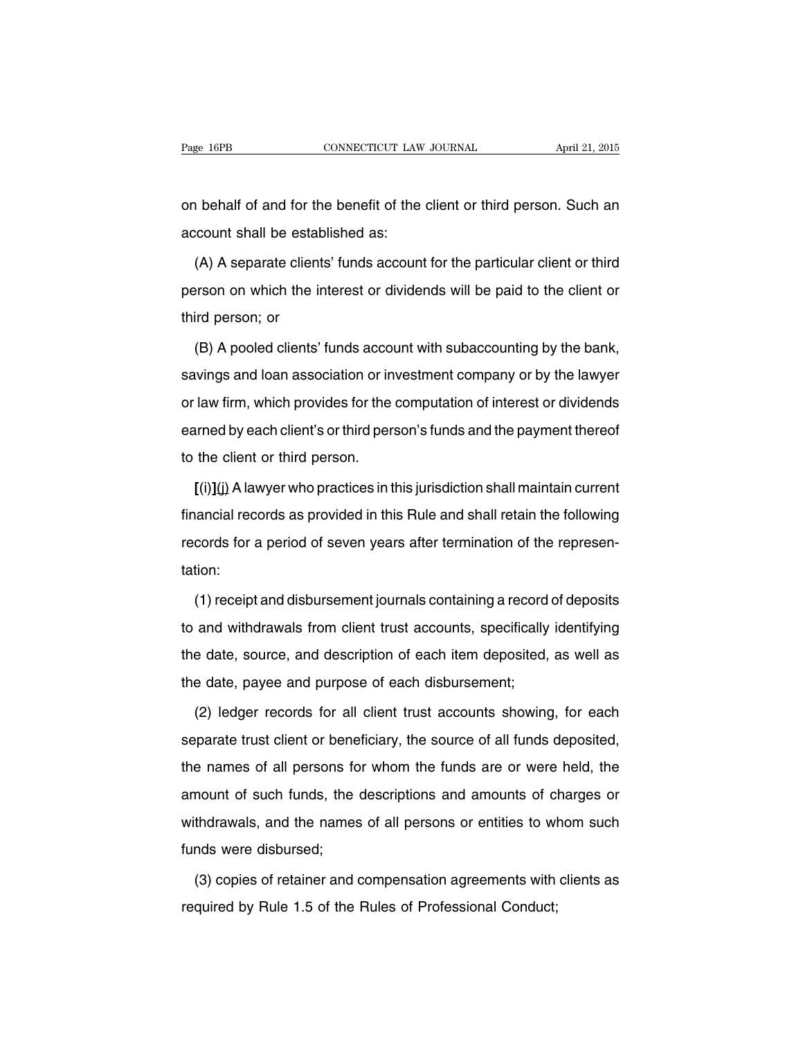on behalf of and for the benefit of the client or third person. Such an account shall be established as:

(A) A separate clients' funds account for the particular client or third person on which the interest or dividends will be paid to the client or third person; or

(B) A pooled clients' funds account with subaccounting by the bank, savings and loan association or investment company or by the lawyer or law firm, which provides for the computation of interest or dividends earned by each client's or third person's funds and the payment thereof to the client or third person.

**[**(i)**]**<u>(j)</u> A lawyer who practices in this jurisdiction shall maintain current financial records as provided in this Rule and shall retain the following records for a period of seven years after termination of the representation:

(1) receipt and disbursement journals containing a record of deposits to and withdrawals from client trust accounts, specifically identifying the date, source, and description of each item deposited, as well as the date, payee and purpose of each disbursement;

(2) ledger records for all client trust accounts showing, for each separate trust client or beneficiary, the source of all funds deposited, the names of all persons for whom the funds are or were held, the amount of such funds, the descriptions and amounts of charges or withdrawals, and the names of all persons or entities to whom such funds were disbursed;

(3) copies of retainer and compensation agreements with clients as required by Rule 1.5 of the Rules of Professional Conduct;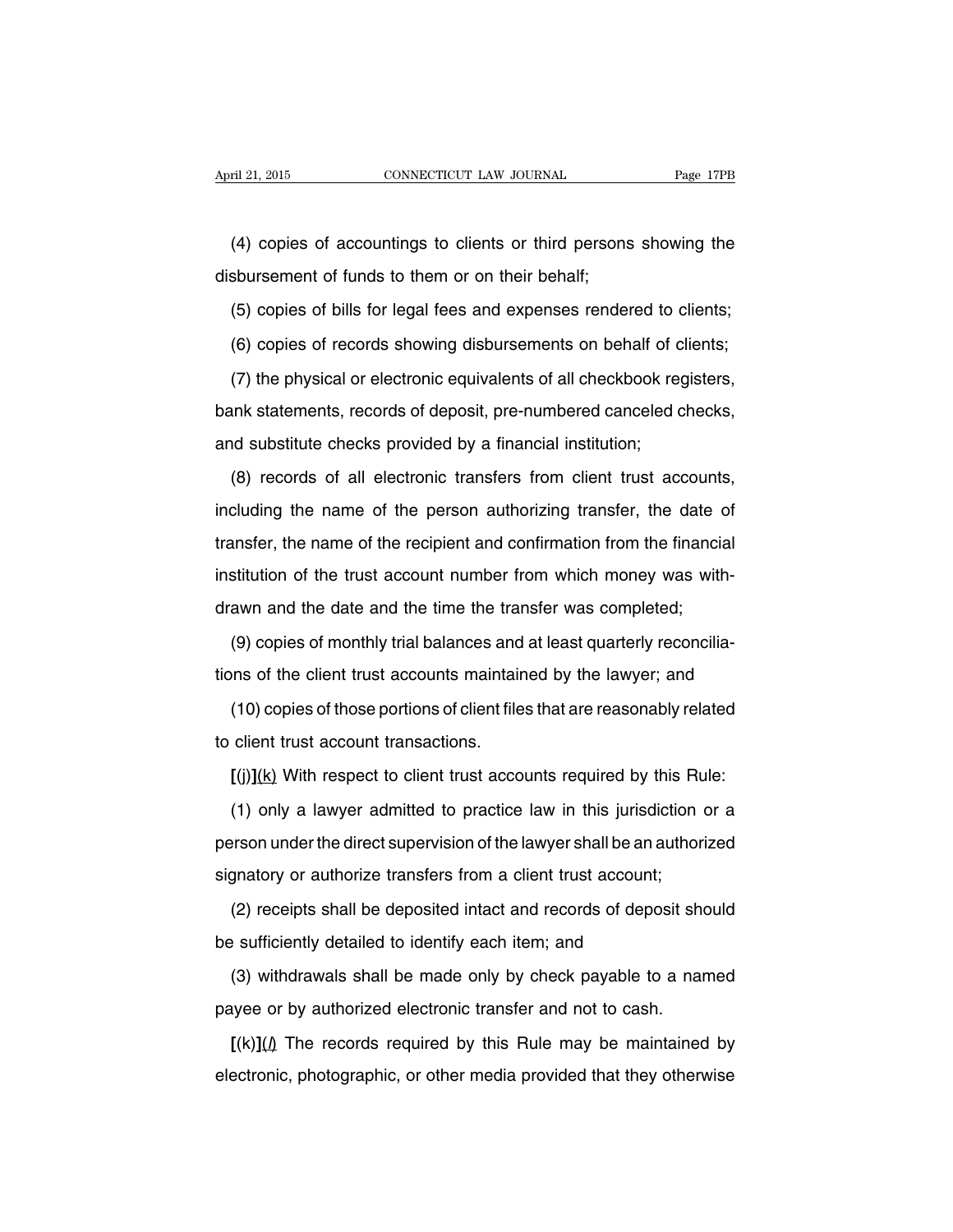(4) copies of accountings to clients or third persons showing the disbursement of funds to them or on their behalf;

(5) copies of bills for legal fees and expenses rendered to clients;

(6) copies of records showing disbursements on behalf of clients;

(7) the physical or electronic equivalents of all checkbook registers, bank statements, records of deposit, pre-numbered canceled checks, and substitute checks provided by a financial institution;

(8) records of all electronic transfers from client trust accounts, including the name of the person authorizing transfer, the date of transfer, the name of the recipient and confirmation from the financial institution of the trust account number from which money was withdrawn and the date and the time the transfer was completed;

(9) copies of monthly trial balances and at least quarterly reconciliations of the client trust accounts maintained by the lawyer; and

(10) copies of those portions of client files that are reasonably related to client trust account transactions.

**[**(j)**]**<u>(k)</u> With respect to client trust accounts required by this Rule:

(1) only a lawyer admitted to practice law in this jurisdiction or a person under the direct supervision of the lawyer shall be an authorized signatory or authorize transfers from a client trust account;

(2) receipts shall be deposited intact and records of deposit should be sufficiently detailed to identify each item; and

(3) withdrawals shall be made only by check payable to a named payee or by authorized electronic transfer and not to cash.

**[**(k)**]**<u>(*l*)</u> The records required by this Rule may be maintained by electronic, photographic, or other media provided that they otherwise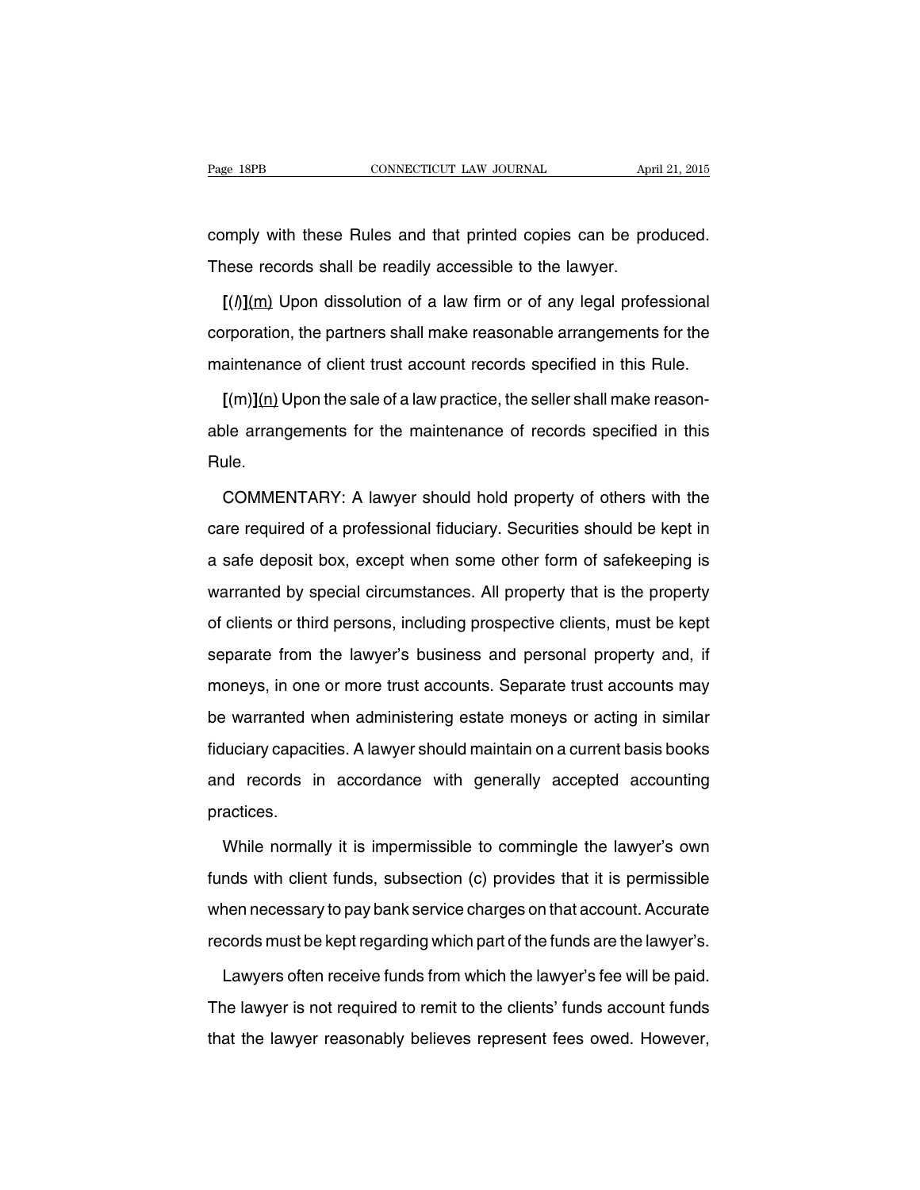comply with these Rules and that printed copies can be produced. These records shall be readily accessible to the lawyer.

**[**(*l*)**]**<u>(m)</u> Upon dissolution of a law firm or of any legal professional corporation, the partners shall make reasonable arrangements for the maintenance of client trust account records specified in this Rule.

**[**(m)**]**<u>(n)</u> Upon the sale of a law practice, the seller shall make reasonable arrangements for the maintenance of records specified in this Rule.

COMMENTARY: A lawyer should hold property of others with the care required of a professional fiduciary. Securities should be kept in a safe deposit box, except when some other form of safekeeping is warranted by special circumstances. All property that is the property of clients or third persons, including prospective clients, must be kept separate from the lawyer's business and personal property and, if moneys, in one or more trust accounts. Separate trust accounts may be warranted when administering estate moneys or acting in similar fiduciary capacities. A lawyer should maintain on a current basis books and records in accordance with generally accepted accounting practices.

While normally it is impermissible to commingle the lawyer's own funds with client funds, subsection (c) provides that it is permissible when necessary to pay bank service charges on that account. Accurate records must be kept regarding which part of the funds are the lawyer's.

Lawyers often receive funds from which the lawyer's fee will be paid. The lawyer is not required to remit to the clients' funds account funds that the lawyer reasonably believes represent fees owed. However,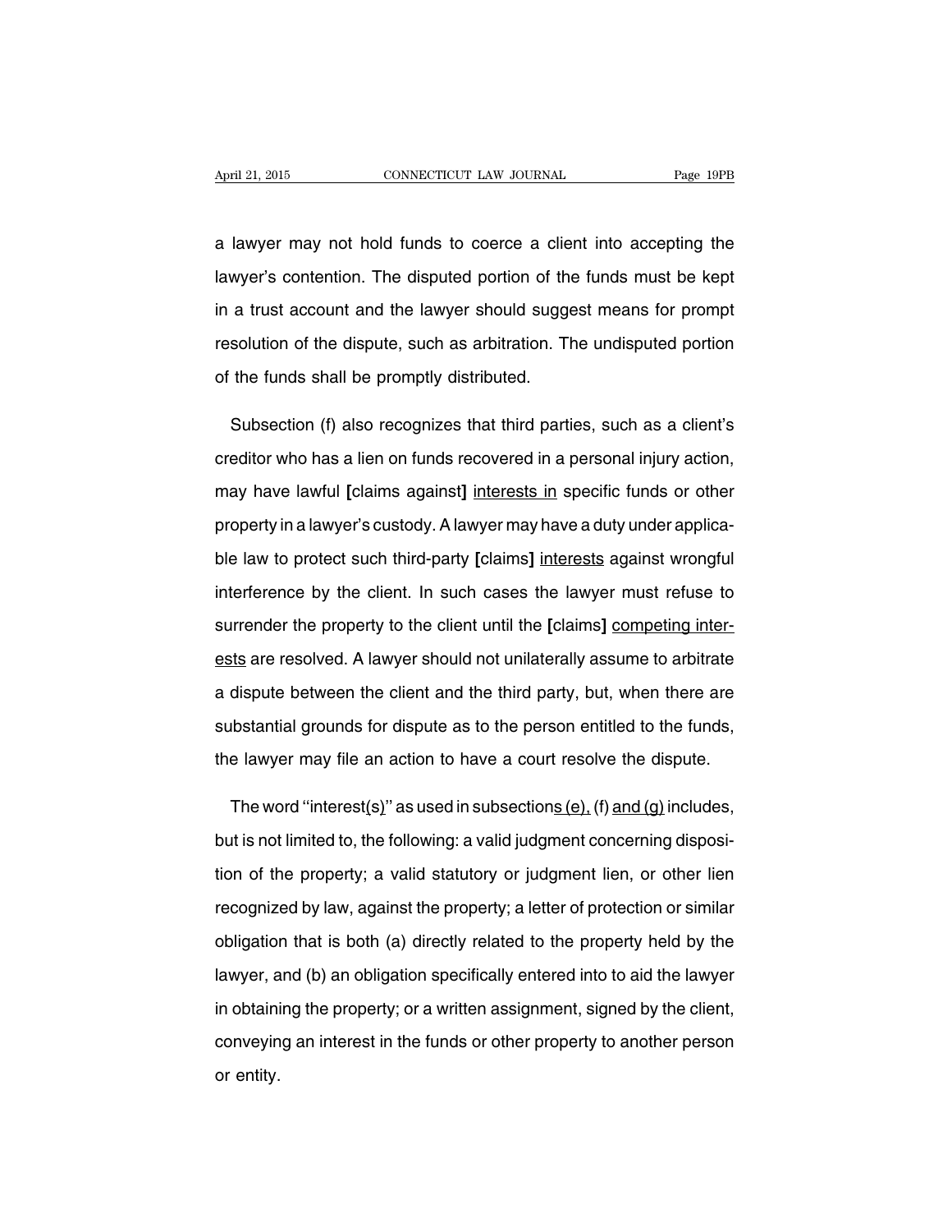a lawyer may not hold funds to coerce a client into accepting the lawyer's contention. The disputed portion of the funds must be kept in a trust account and the lawyer should suggest means for prompt resolution of the dispute, such as arbitration. The undisputed portion of the funds shall be promptly distributed.

Subsection (f) also recognizes that third parties, such as a client's creditor who has a lien on funds recovered in a personal injury action, may have lawful **[**claims against**]** <u>interests in</u> specific funds or other property in a lawyer's custody. A lawyer may have a duty under applicable law to protect such third-party **[**claims**]** <u>interests</u> against wrongful interference by the client. In such cases the lawyer must refuse to surrender the property to the client until the **[**claims**]** <u>competing interests</u> are resolved. A lawyer should not unilaterally assume to arbitrate a dispute between the client and the third party, but, when there are substantial grounds for dispute as to the person entitled to the funds, the lawyer may file an action to have a court resolve the dispute.

The word ''interest<u>(s)</u>'' as used in subsection<u>s (e),</u> (f) <u>and (g)</u> includes, but is not limited to, the following: a valid judgment concerning disposition of the property; a valid statutory or judgment lien, or other lien recognized by law, against the property; a letter of protection or similar obligation that is both (a) directly related to the property held by the lawyer, and (b) an obligation specifically entered into to aid the lawyer in obtaining the property; or a written assignment, signed by the client, conveying an interest in the funds or other property to another person or entity.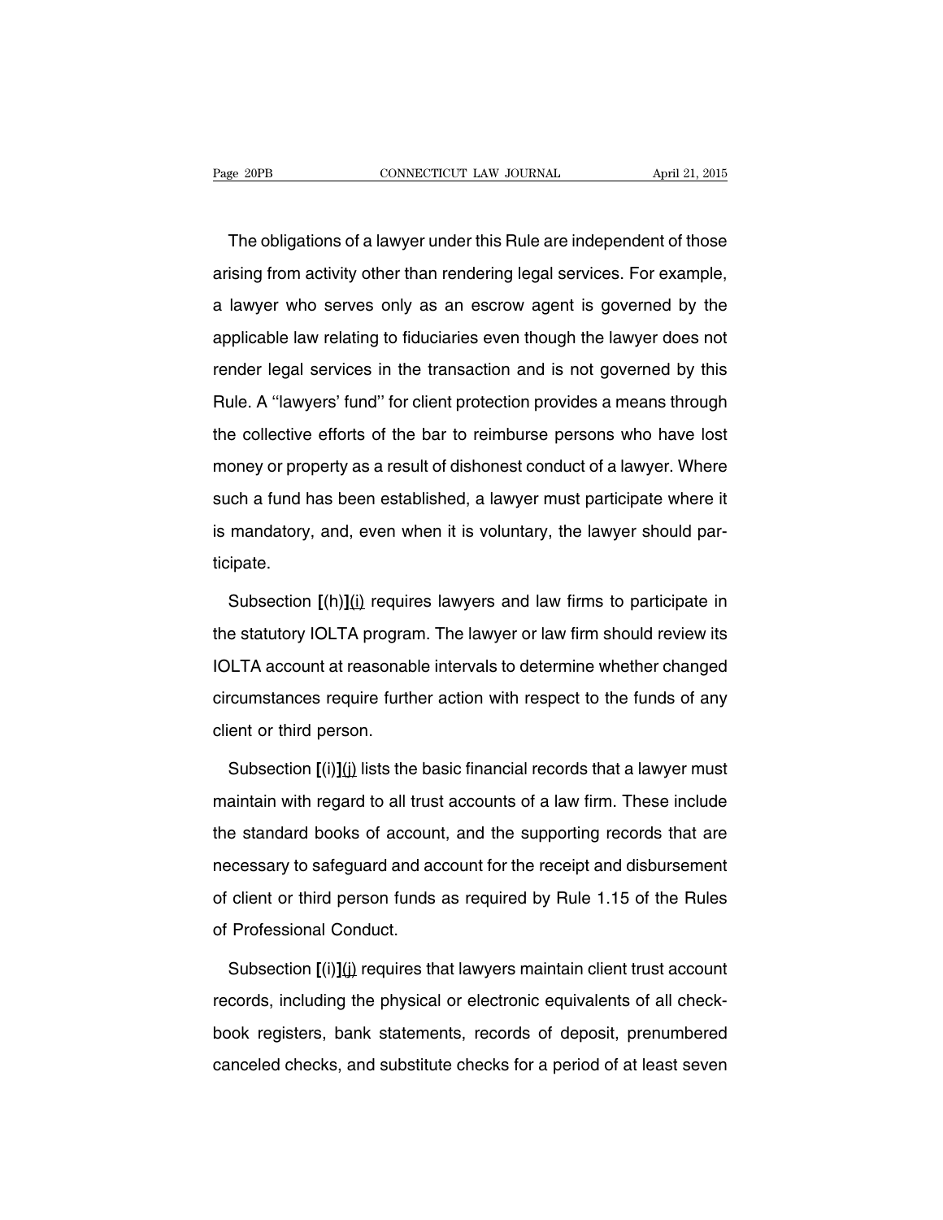The obligations of a lawyer under this Rule are independent of those arising from activity other than rendering legal services. For example, a lawyer who serves only as an escrow agent is governed by the applicable law relating to fiduciaries even though the lawyer does not render legal services in the transaction and is not governed by this Rule. A ''lawyers' fund'' for client protection provides a means through the collective efforts of the bar to reimburse persons who have lost money or property as a result of dishonest conduct of a lawyer. Where such a fund has been established, a lawyer must participate where it is mandatory, and, even when it is voluntary, the lawyer should participate.

Subsection **[**(h)**]**<u>(i)</u> requires lawyers and law firms to participate in the statutory IOLTA program. The lawyer or law firm should review its IOLTA account at reasonable intervals to determine whether changed circumstances require further action with respect to the funds of any client or third person.

Subsection **[**(i)**]**<u>(j)</u> lists the basic financial records that a lawyer must maintain with regard to all trust accounts of a law firm. These include the standard books of account, and the supporting records that are necessary to safeguard and account for the receipt and disbursement of client or third person funds as required by Rule 1.15 of the Rules of Professional Conduct.

Subsection **[**(i)**]**<u>(j)</u> requires that lawyers maintain client trust account records, including the physical or electronic equivalents of all checkbook registers, bank statements, records of deposit, prenumbered canceled checks, and substitute checks for a period of at least seven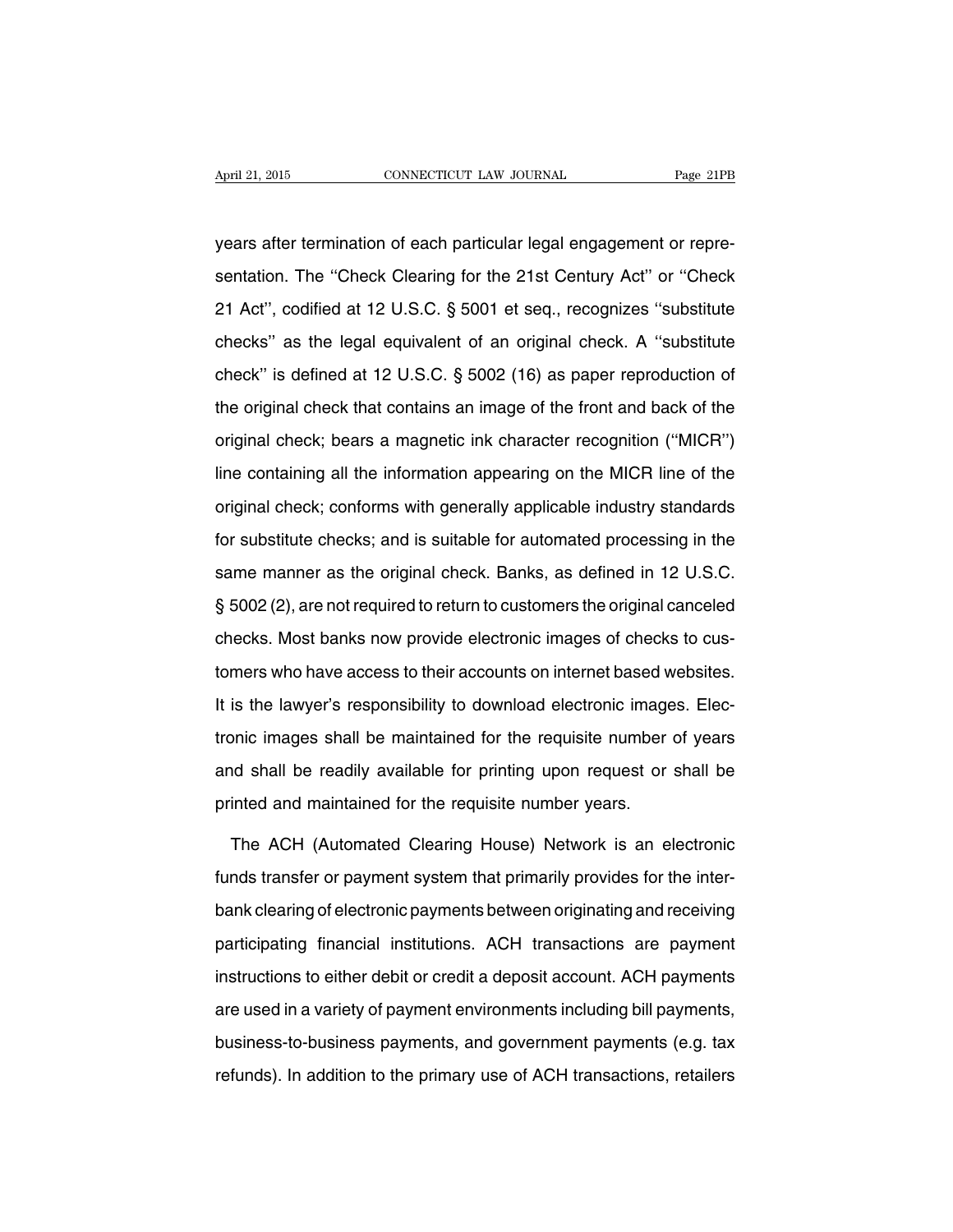years after termination of each particular legal engagement or representation. The "Check Clearing for the 21st Century Act" or "Check 21 Act", codified at 12 U.S.C. § 5001 et seq., recognizes "substitute checks" as the legal equivalent of an original check. A "substitute check" is defined at 12 U.S.C. § 5002 (16) as paper reproduction of the original check that contains an image of the front and back of the original check; bears a magnetic ink character recognition ("MICR") line containing all the information appearing on the MICR line of the original check; conforms with generally applicable industry standards for substitute checks; and is suitable for automated processing in the same manner as the original check. Banks, as defined in 12 U.S.C. § 5002 (2), are not required to return to customers the original canceled checks. Most banks now provide electronic images of checks to customers who have access to their accounts on internet based websites. It is the lawyer's responsibility to download electronic images. Electronic images shall be maintained for the requisite number of years and shall be readily available for printing upon request or shall be printed and maintained for the requisite number years.

The ACH (Automated Clearing House) Network is an electronic funds transfer or payment system that primarily provides for the interbank clearing of electronic payments between originating and receiving participating financial institutions. ACH transactions are payment instructions to either debit or credit a deposit account. ACH payments are used in a variety of payment environments including bill payments, business-to-business payments, and government payments (e.g. tax refunds). In addition to the primary use of ACH transactions, retailers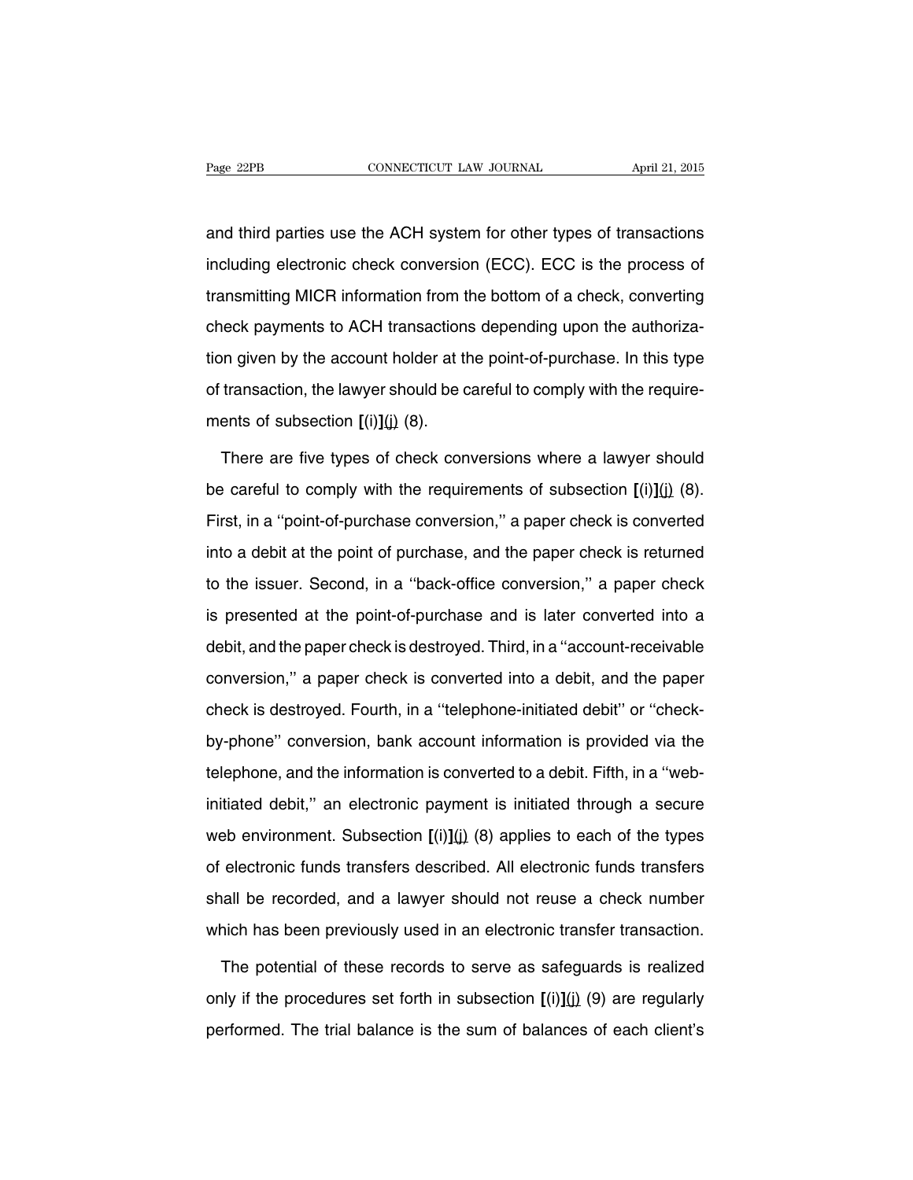and third parties use the ACH system for other types of transactions including electronic check conversion (ECC). ECC is the process of transmitting MICR information from the bottom of a check, converting check payments to ACH transactions depending upon the authorization given by the account holder at the point-of-purchase. In this type of transaction, the lawyer should be careful to comply with the requirements of subsection **[**(i)**]**<u>(j)</u> (8).

There are five types of check conversions where a lawyer should be careful to comply with the requirements of subsection **[**(i)**]**<u>(j)</u> (8). First, in a ''point-of-purchase conversion,'' a paper check is converted into a debit at the point of purchase, and the paper check is returned to the issuer. Second, in a ''back-office conversion,'' a paper check is presented at the point-of-purchase and is later converted into a debit, and the paper check is destroyed. Third, in a ''account-receivable conversion,'' a paper check is converted into a debit, and the paper check is destroyed. Fourth, in a ''telephone-initiated debit'' or ''check-by-phone'' conversion, bank account information is provided via the telephone, and the information is converted to a debit. Fifth, in a ''web-initiated debit,'' an electronic payment is initiated through a secure web environment. Subsection **[**(i)**]**<u>(j)</u> (8) applies to each of the types of electronic funds transfers described. All electronic funds transfers shall be recorded, and a lawyer should not reuse a check number which has been previously used in an electronic transfer transaction.

The potential of these records to serve as safeguards is realized only if the procedures set forth in subsection **[**(i)**]**<u>(j)</u> (9) are regularly performed. The trial balance is the sum of balances of each client's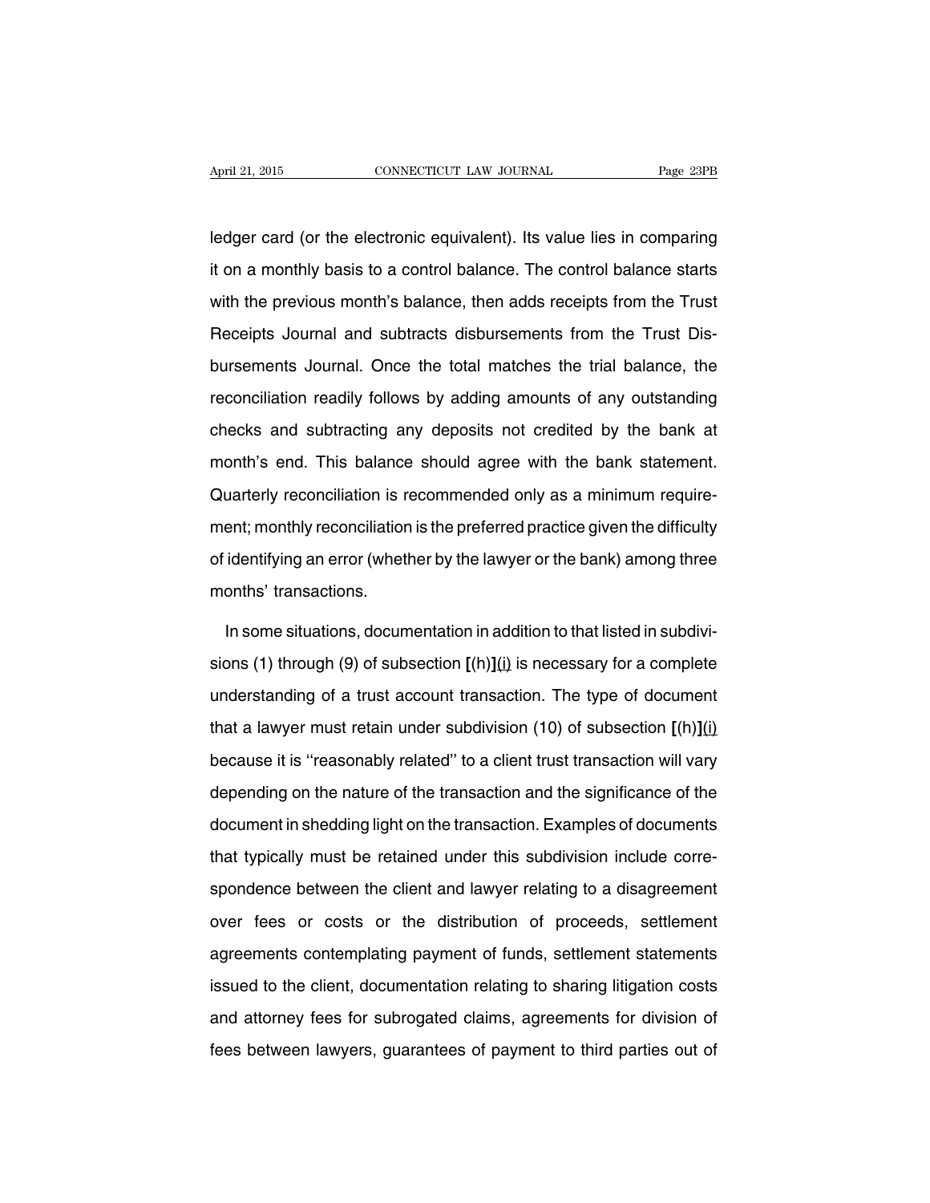ledger card (or the electronic equivalent). Its value lies in comparing it on a monthly basis to a control balance. The control balance starts with the previous month's balance, then adds receipts from the Trust Receipts Journal and subtracts disbursements from the Trust Disbursements Journal. Once the total matches the trial balance, the reconciliation readily follows by adding amounts of any outstanding checks and subtracting any deposits not credited by the bank at month's end. This balance should agree with the bank statement. Quarterly reconciliation is recommended only as a minimum requirement; monthly reconciliation is the preferred practice given the difficulty of identifying an error (whether by the lawyer or the bank) among three months' transactions.

In some situations, documentation in addition to that listed in subdivisions (1) through (9) of subsection **[**(h)**]**<u>(i)</u> is necessary for a complete understanding of a trust account transaction. The type of document that a lawyer must retain under subdivision (10) of subsection **[**(h)**]**<u>(i)</u> because it is ''reasonably related'' to a client trust transaction will vary depending on the nature of the transaction and the significance of the document in shedding light on the transaction. Examples of documents that typically must be retained under this subdivision include correspondence between the client and lawyer relating to a disagreement over fees or costs or the distribution of proceeds, settlement agreements contemplating payment of funds, settlement statements issued to the client, documentation relating to sharing litigation costs and attorney fees for subrogated claims, agreements for division of fees between lawyers, guarantees of payment to third parties out of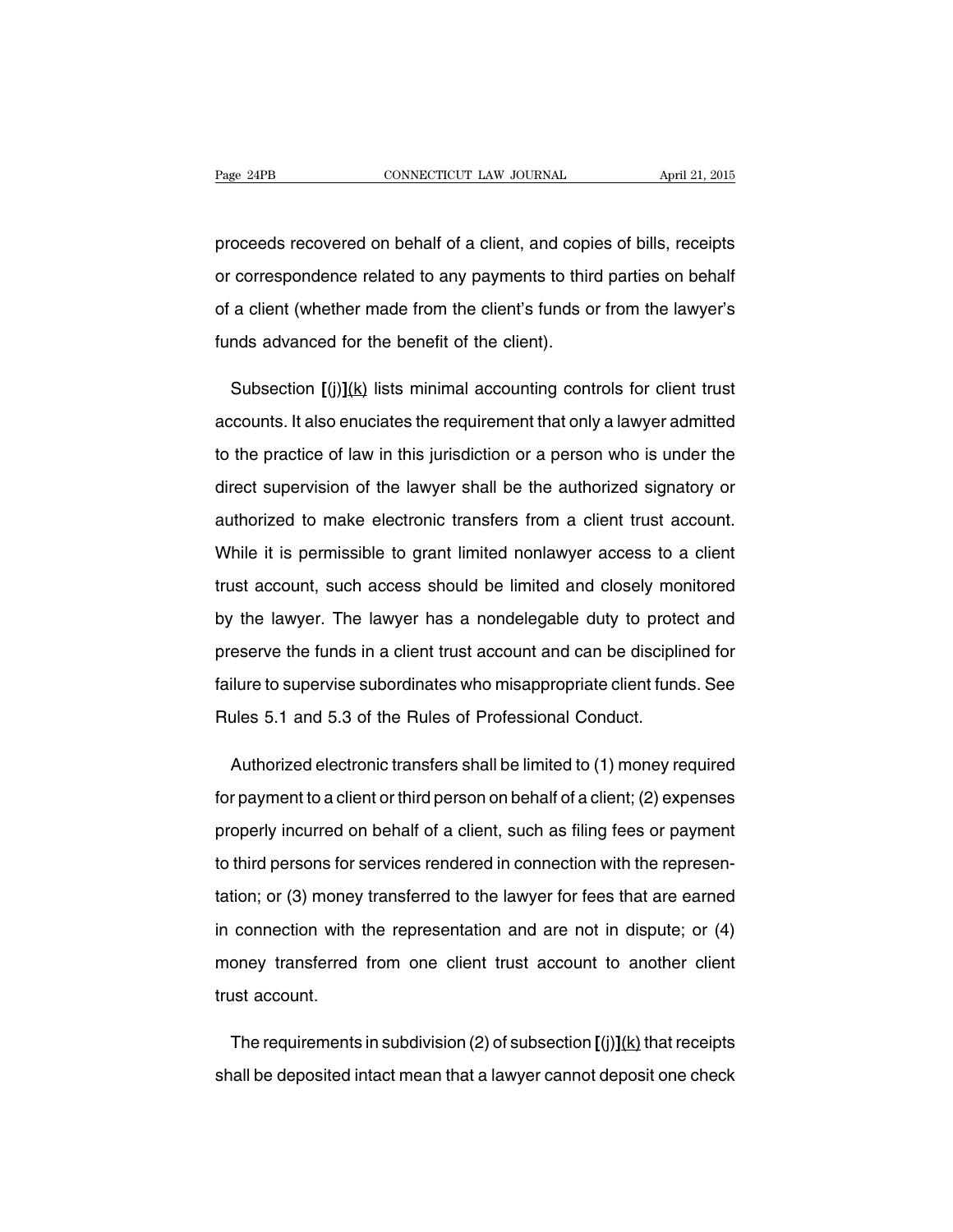proceeds recovered on behalf of a client, and copies of bills, receipts or correspondence related to any payments to third parties on behalf of a client (whether made from the client's funds or from the lawyer's funds advanced for the benefit of the client).

Subsection **[**(j)**]**<u>(k)</u> lists minimal accounting controls for client trust accounts. It also enuciates the requirement that only a lawyer admitted to the practice of law in this jurisdiction or a person who is under the direct supervision of the lawyer shall be the authorized signatory or authorized to make electronic transfers from a client trust account. While it is permissible to grant limited nonlawyer access to a client trust account, such access should be limited and closely monitored by the lawyer. The lawyer has a nondelegable duty to protect and preserve the funds in a client trust account and can be disciplined for failure to supervise subordinates who misappropriate client funds. See Rules 5.1 and 5.3 of the Rules of Professional Conduct.

Authorized electronic transfers shall be limited to (1) money required for payment to a client or third person on behalf of a client; (2) expenses properly incurred on behalf of a client, such as filing fees or payment to third persons for services rendered in connection with the representation; or (3) money transferred to the lawyer for fees that are earned in connection with the representation and are not in dispute; or (4) money transferred from one client trust account to another client trust account.

The requirements in subdivision (2) of subsection **[**(j)**]**<u>(k)</u> that receipts shall be deposited intact mean that a lawyer cannot deposit one check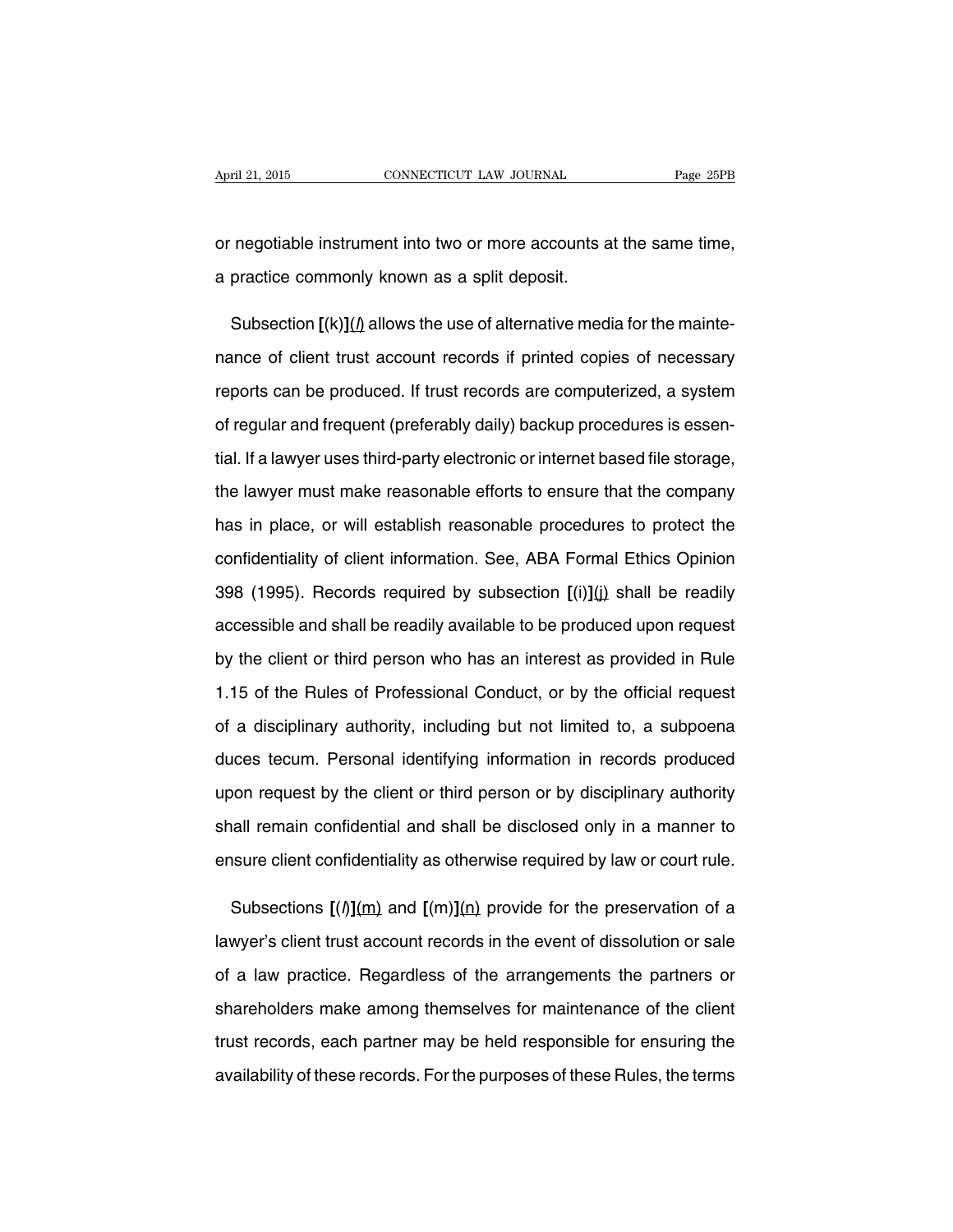or negotiable instrument into two or more accounts at the same time, a practice commonly known as a split deposit.

Subsection **[**(k)**]**<u>(*l*)</u> allows the use of alternative media for the maintenance of client trust account records if printed copies of necessary reports can be produced. If trust records are computerized, a system of regular and frequent (preferably daily) backup procedures is essential. If a lawyer uses third-party electronic or internet based file storage, the lawyer must make reasonable efforts to ensure that the company has in place, or will establish reasonable procedures to protect the confidentiality of client information. See, ABA Formal Ethics Opinion 398 (1995). Records required by subsection **[**(i)**]**<u>(j)</u> shall be readily accessible and shall be readily available to be produced upon request by the client or third person who has an interest as provided in Rule 1.15 of the Rules of Professional Conduct, or by the official request of a disciplinary authority, including but not limited to, a subpoena duces tecum. Personal identifying information in records produced upon request by the client or third person or by disciplinary authority shall remain confidential and shall be disclosed only in a manner to ensure client confidentiality as otherwise required by law or court rule.

Subsections **[**(*l*)**]**<u>(m)</u> and **[**(m)**]**<u>(n)</u> provide for the preservation of a lawyer's client trust account records in the event of dissolution or sale of a law practice. Regardless of the arrangements the partners or shareholders make among themselves for maintenance of the client trust records, each partner may be held responsible for ensuring the availability of these records. For the purposes of these Rules, the terms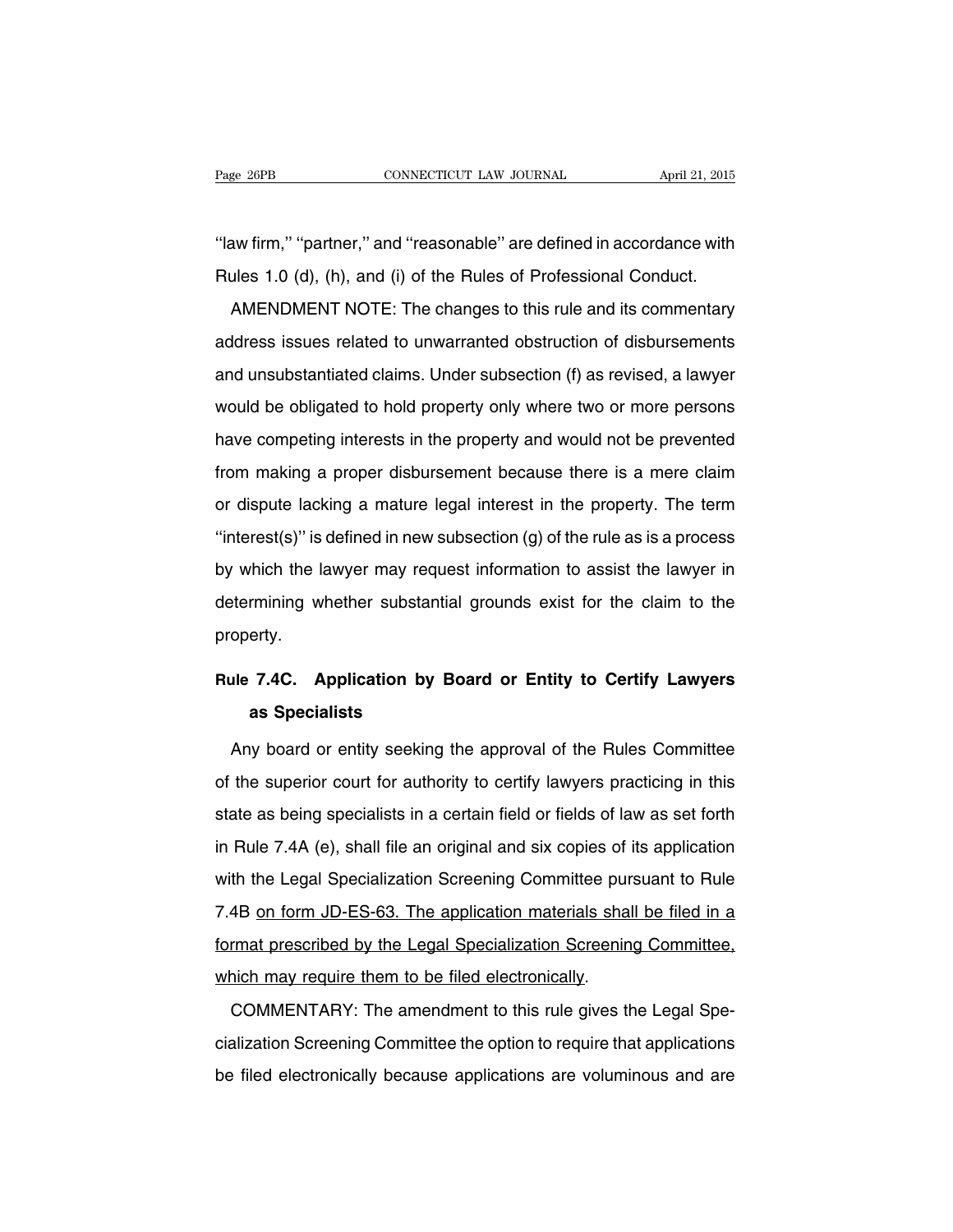"law firm," "partner," and "reasonable" are defined in accordance with Rules 1.0 (d), (h), and (i) of the Rules of Professional Conduct.

AMENDMENT NOTE: The changes to this rule and its commentary address issues related to unwarranted obstruction of disbursements and unsubstantiated claims. Under subsection (f) as revised, a lawyer would be obligated to hold property only where two or more persons have competing interests in the property and would not be prevented from making a proper disbursement because there is a mere claim or dispute lacking a mature legal interest in the property. The term "interest(s)" is defined in new subsection (g) of the rule as is a process by which the lawyer may request information to assist the lawyer in determining whether substantial grounds exist for the claim to the property.

## Rule 7.4C. Application by Board or Entity to Certify Lawyers as Specialists

Any board or entity seeking the approval of the Rules Committee of the superior court for authority to certify lawyers practicing in this state as being specialists in a certain field or fields of law as set forth in Rule 7.4A (e), shall file an original and six copies of its application with the Legal Specialization Screening Committee pursuant to Rule 7.4B <u>on form JD-ES-63. The application materials shall be filed in a format prescribed by the Legal Specialization Screening Committee, which may require them to be filed electronically</u>.

COMMENTARY: The amendment to this rule gives the Legal Specialization Screening Committee the option to require that applications be filed electronically because applications are voluminous and are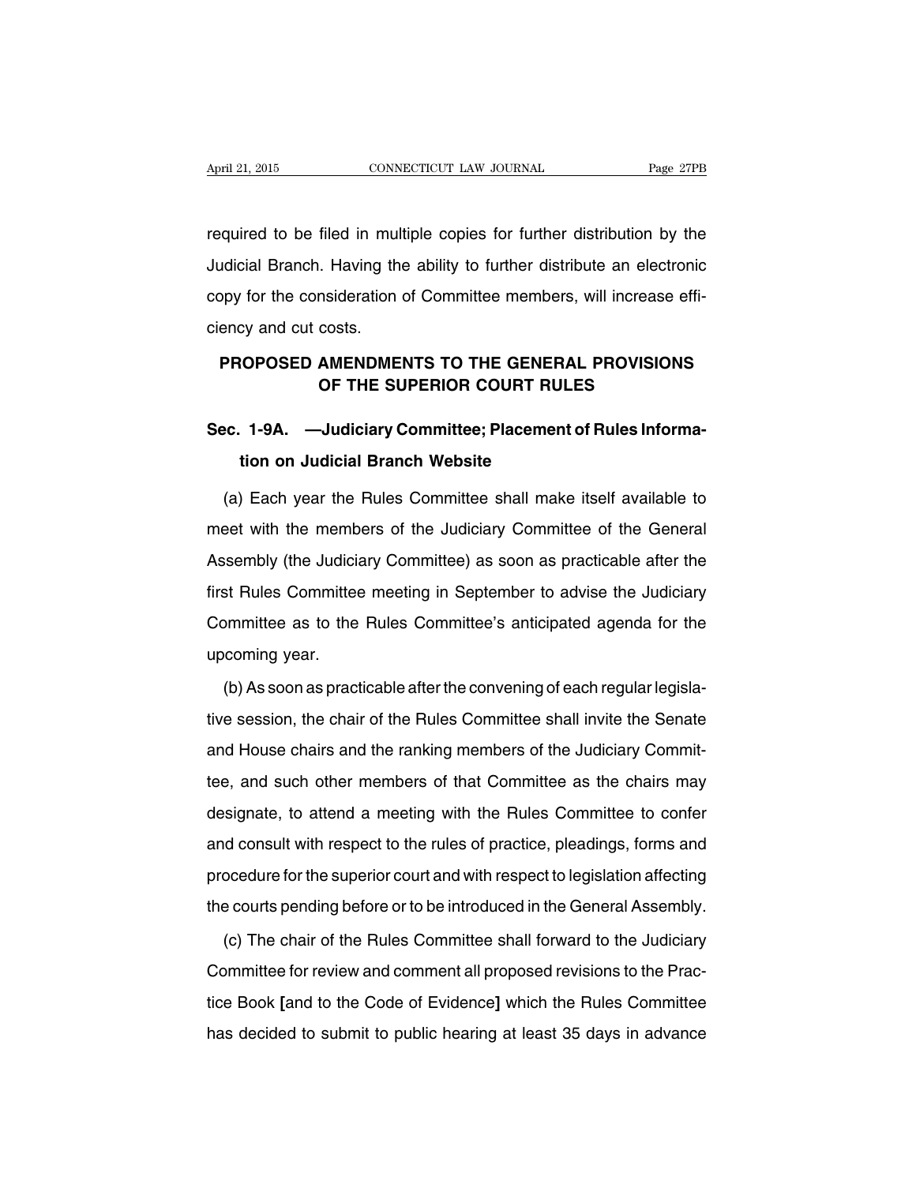required to be filed in multiple copies for further distribution by the Judicial Branch. Having the ability to further distribute an electronic copy for the consideration of Committee members, will increase efficiency and cut costs.

## PROPOSED AMENDMENTS TO THE GENERAL PROVISIONS OF THE SUPERIOR COURT RULES

### Sec. 1-9A. —Judiciary Committee; Placement of Rules Information on Judicial Branch Website

(a) Each year the Rules Committee shall make itself available to meet with the members of the Judiciary Committee of the General Assembly (the Judiciary Committee) as soon as practicable after the first Rules Committee meeting in September to advise the Judiciary Committee as to the Rules Committee's anticipated agenda for the upcoming year.

(b) As soon as practicable after the convening of each regular legislative session, the chair of the Rules Committee shall invite the Senate and House chairs and the ranking members of the Judiciary Committee, and such other members of that Committee as the chairs may designate, to attend a meeting with the Rules Committee to confer and consult with respect to the rules of practice, pleadings, forms and procedure for the superior court and with respect to legislation affecting the courts pending before or to be introduced in the General Assembly.

(c) The chair of the Rules Committee shall forward to the Judiciary Committee for review and comment all proposed revisions to the Practice Book **[**and to the Code of Evidence**]** which the Rules Committee has decided to submit to public hearing at least 35 days in advance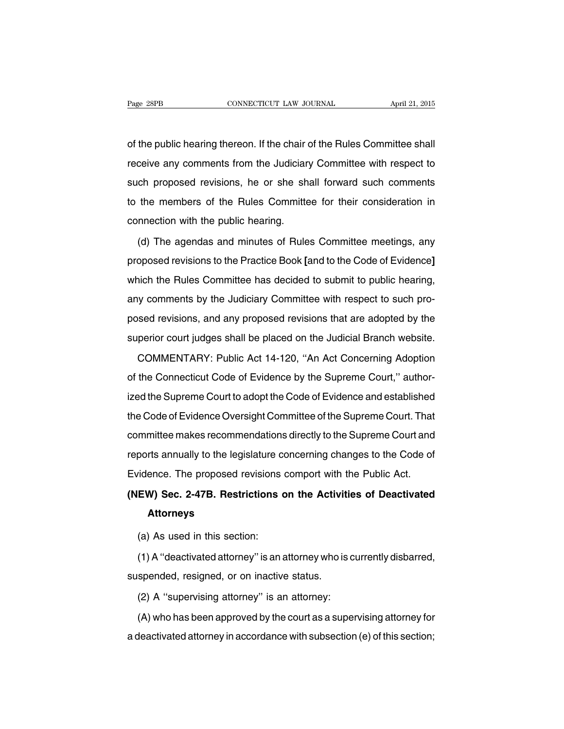of the public hearing thereon. If the chair of the Rules Committee shall receive any comments from the Judiciary Committee with respect to such proposed revisions, he or she shall forward such comments to the members of the Rules Committee for their consideration in connection with the public hearing.

(d) The agendas and minutes of Rules Committee meetings, any proposed revisions to the Practice Book **[**and to the Code of Evidence**]** which the Rules Committee has decided to submit to public hearing, any comments by the Judiciary Committee with respect to such proposed revisions, and any proposed revisions that are adopted by the superior court judges shall be placed on the Judicial Branch website.

COMMENTARY: Public Act 14-120, ''An Act Concerning Adoption of the Connecticut Code of Evidence by the Supreme Court,'' authorized the Supreme Court to adopt the Code of Evidence and established the Code of Evidence Oversight Committee of the Supreme Court. That committee makes recommendations directly to the Supreme Court and reports annually to the legislature concerning changes to the Code of Evidence. The proposed revisions comport with the Public Act.

**(NEW) Sec. 2-47B. Restrictions on the Activities of Deactivated Attorneys**

(a) As used in this section:

(1) A ''deactivated attorney'' is an attorney who is currently disbarred, suspended, resigned, or on inactive status.

(2) A ''supervising attorney'' is an attorney:

(A) who has been approved by the court as a supervising attorney for a deactivated attorney in accordance with subsection (e) of this section;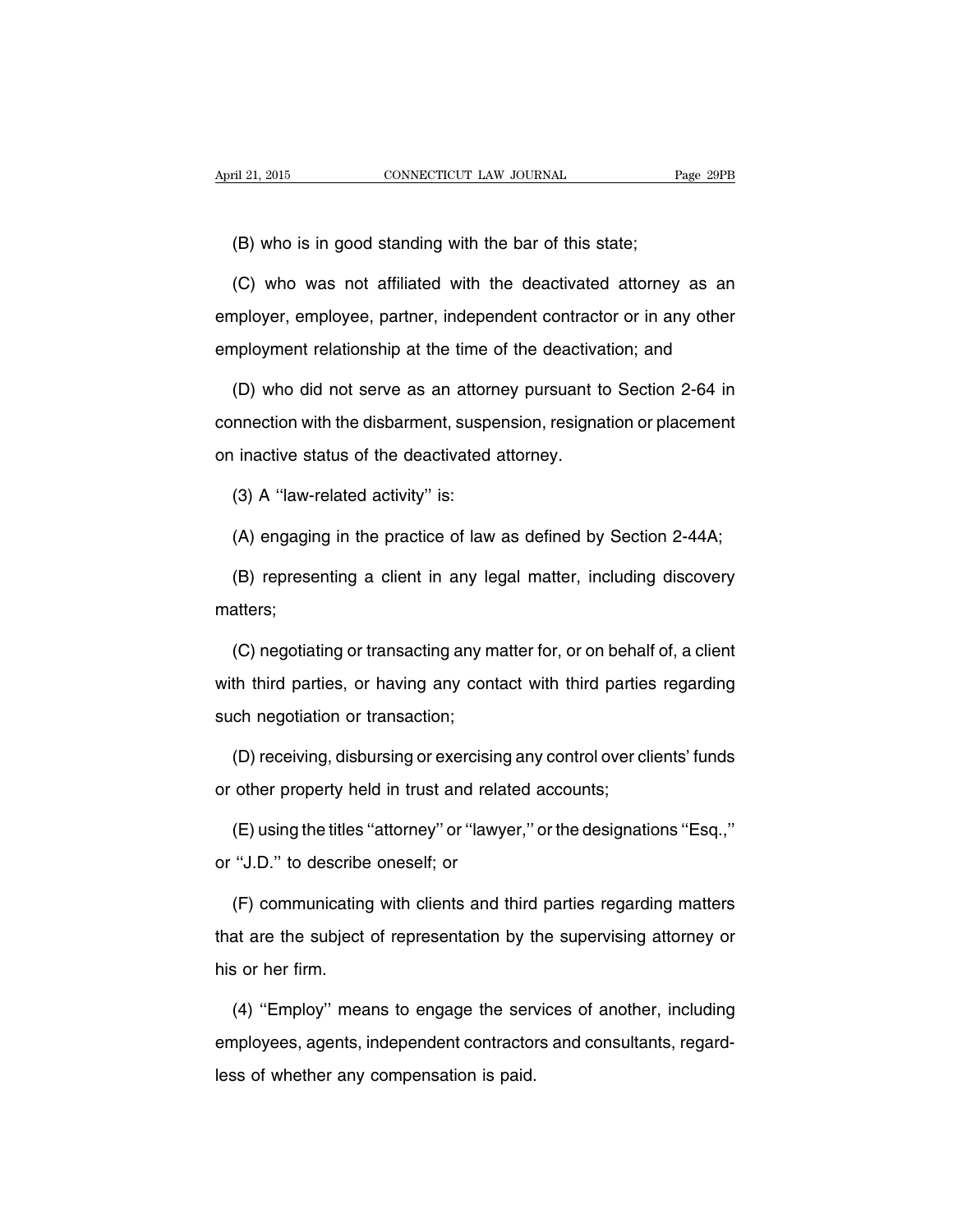(B) who is in good standing with the bar of this state;

(C) who was not affiliated with the deactivated attorney as an employer, employee, partner, independent contractor or in any other employment relationship at the time of the deactivation; and

(D) who did not serve as an attorney pursuant to Section 2-64 in connection with the disbarment, suspension, resignation or placement on inactive status of the deactivated attorney.

(3) A ''law-related activity'' is:

(A) engaging in the practice of law as defined by Section 2-44A;

(B) representing a client in any legal matter, including discovery matters;

(C) negotiating or transacting any matter for, or on behalf of, a client with third parties, or having any contact with third parties regarding such negotiation or transaction;

(D) receiving, disbursing or exercising any control over clients' funds or other property held in trust and related accounts;

(E) using the titles ''attorney'' or ''lawyer,'' or the designations ''Esq.,'' or ''J.D.'' to describe oneself; or

(F) communicating with clients and third parties regarding matters that are the subject of representation by the supervising attorney or his or her firm.

(4) ''Employ'' means to engage the services of another, including employees, agents, independent contractors and consultants, regardless of whether any compensation is paid.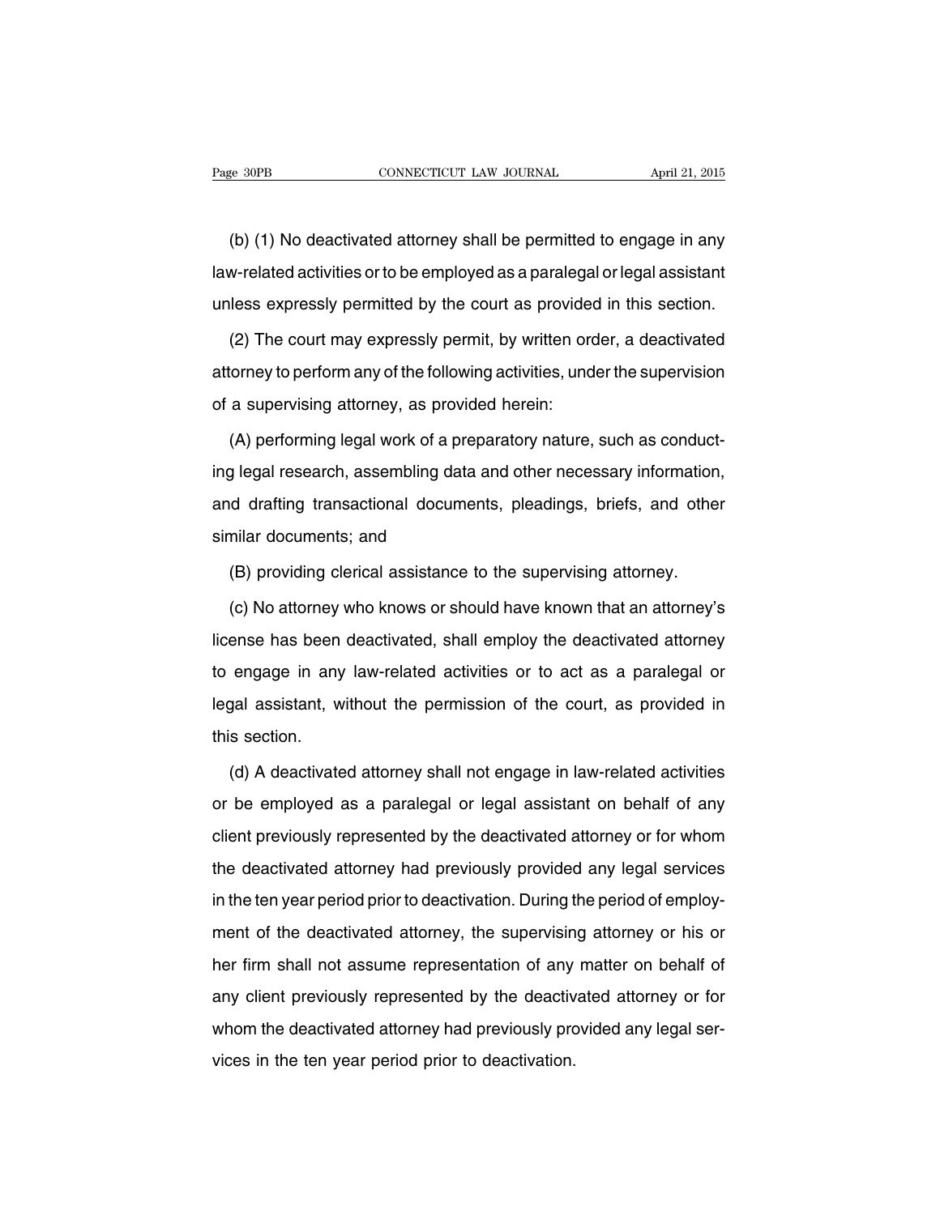(b) (1) No deactivated attorney shall be permitted to engage in any law-related activities or to be employed as a paralegal or legal assistant unless expressly permitted by the court as provided in this section.

(2) The court may expressly permit, by written order, a deactivated attorney to perform any of the following activities, under the supervision of a supervising attorney, as provided herein:

(A) performing legal work of a preparatory nature, such as conducting legal research, assembling data and other necessary information, and drafting transactional documents, pleadings, briefs, and other similar documents; and

(B) providing clerical assistance to the supervising attorney.

(c) No attorney who knows or should have known that an attorney's license has been deactivated, shall employ the deactivated attorney to engage in any law-related activities or to act as a paralegal or legal assistant, without the permission of the court, as provided in this section.

(d) A deactivated attorney shall not engage in law-related activities or be employed as a paralegal or legal assistant on behalf of any client previously represented by the deactivated attorney or for whom the deactivated attorney had previously provided any legal services in the ten year period prior to deactivation. During the period of employment of the deactivated attorney, the supervising attorney or his or her firm shall not assume representation of any matter on behalf of any client previously represented by the deactivated attorney or for whom the deactivated attorney had previously provided any legal services in the ten year period prior to deactivation.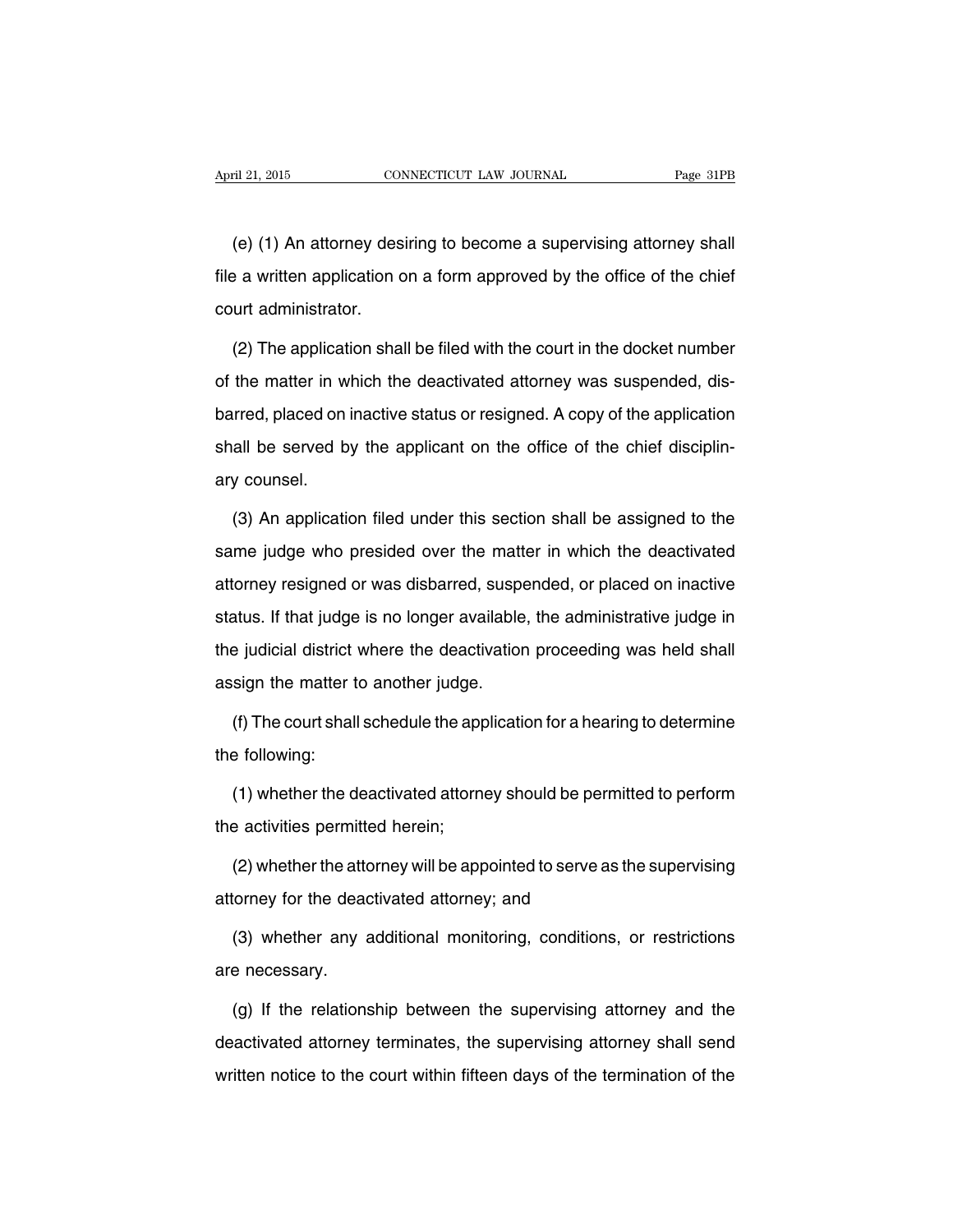(e) (1) An attorney desiring to become a supervising attorney shall file a written application on a form approved by the office of the chief court administrator.

(2) The application shall be filed with the court in the docket number of the matter in which the deactivated attorney was suspended, disbarred, placed on inactive status or resigned. A copy of the application shall be served by the applicant on the office of the chief disciplinary counsel.

(3) An application filed under this section shall be assigned to the same judge who presided over the matter in which the deactivated attorney resigned or was disbarred, suspended, or placed on inactive status. If that judge is no longer available, the administrative judge in the judicial district where the deactivation proceeding was held shall assign the matter to another judge.

(f) The court shall schedule the application for a hearing to determine the following:

(1) whether the deactivated attorney should be permitted to perform the activities permitted herein;

(2) whether the attorney will be appointed to serve as the supervising attorney for the deactivated attorney; and

(3) whether any additional monitoring, conditions, or restrictions are necessary.

(g) If the relationship between the supervising attorney and the deactivated attorney terminates, the supervising attorney shall send written notice to the court within fifteen days of the termination of the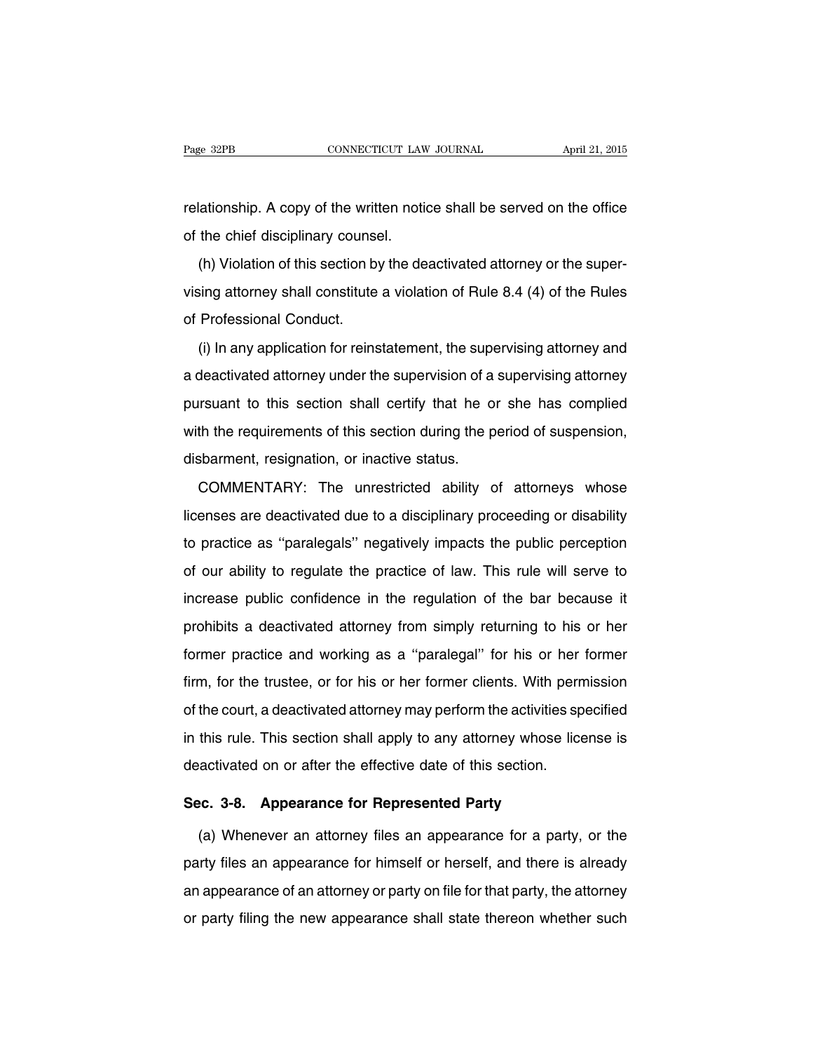relationship. A copy of the written notice shall be served on the office of the chief disciplinary counsel.

(h) Violation of this section by the deactivated attorney or the supervising attorney shall constitute a violation of Rule 8.4 (4) of the Rules of Professional Conduct.

(i) In any application for reinstatement, the supervising attorney and a deactivated attorney under the supervision of a supervising attorney pursuant to this section shall certify that he or she has complied with the requirements of this section during the period of suspension, disbarment, resignation, or inactive status.

COMMENTARY: The unrestricted ability of attorneys whose licenses are deactivated due to a disciplinary proceeding or disability to practice as ''paralegals'' negatively impacts the public perception of our ability to regulate the practice of law. This rule will serve to increase public confidence in the regulation of the bar because it prohibits a deactivated attorney from simply returning to his or her former practice and working as a ''paralegal'' for his or her former firm, for the trustee, or for his or her former clients. With permission of the court, a deactivated attorney may perform the activities specified in this rule. This section shall apply to any attorney whose license is deactivated on or after the effective date of this section.

### Sec. 3-8. Appearance for Represented Party

(a) Whenever an attorney files an appearance for a party, or the party files an appearance for himself or herself, and there is already an appearance of an attorney or party on file for that party, the attorney or party filing the new appearance shall state thereon whether such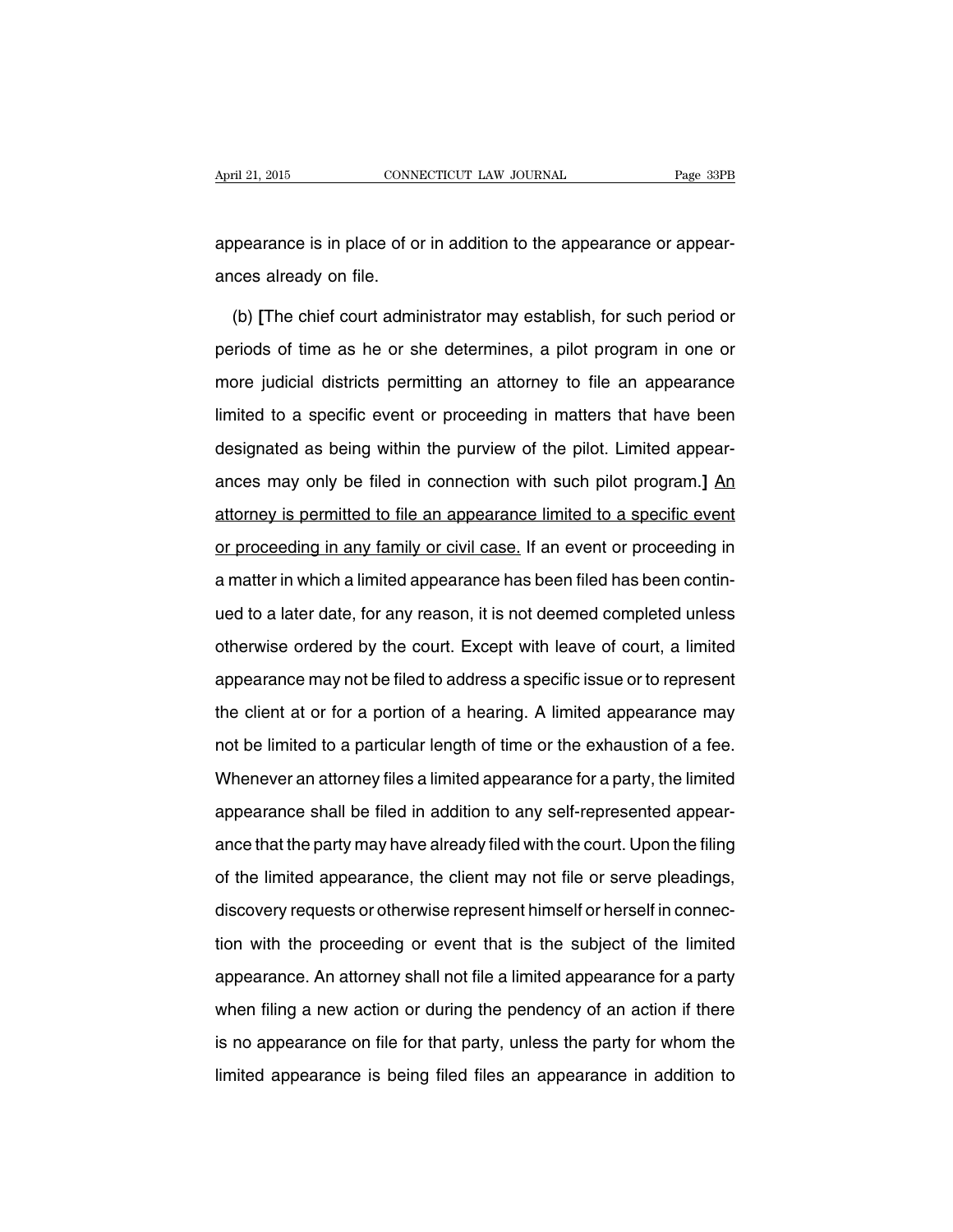appearance is in place of or in addition to the appearance or appearances already on file.

(b) **[**The chief court administrator may establish, for such period or periods of time as he or she determines, a pilot program in one or more judicial districts permitting an attorney to file an appearance limited to a specific event or proceeding in matters that have been designated as being within the purview of the pilot. Limited appearances may only be filed in connection with such pilot program.**]** <u>An attorney is permitted to file an appearance limited to a specific event or proceeding in any family or civil case.</u> If an event or proceeding in a matter in which a limited appearance has been filed has been continued to a later date, for any reason, it is not deemed completed unless otherwise ordered by the court. Except with leave of court, a limited appearance may not be filed to address a specific issue or to represent the client at or for a portion of a hearing. A limited appearance may not be limited to a particular length of time or the exhaustion of a fee. Whenever an attorney files a limited appearance for a party, the limited appearance shall be filed in addition to any self-represented appearance that the party may have already filed with the court. Upon the filing of the limited appearance, the client may not file or serve pleadings, discovery requests or otherwise represent himself or herself in connection with the proceeding or event that is the subject of the limited appearance. An attorney shall not file a limited appearance for a party when filing a new action or during the pendency of an action if there is no appearance on file for that party, unless the party for whom the limited appearance is being filed files an appearance in addition to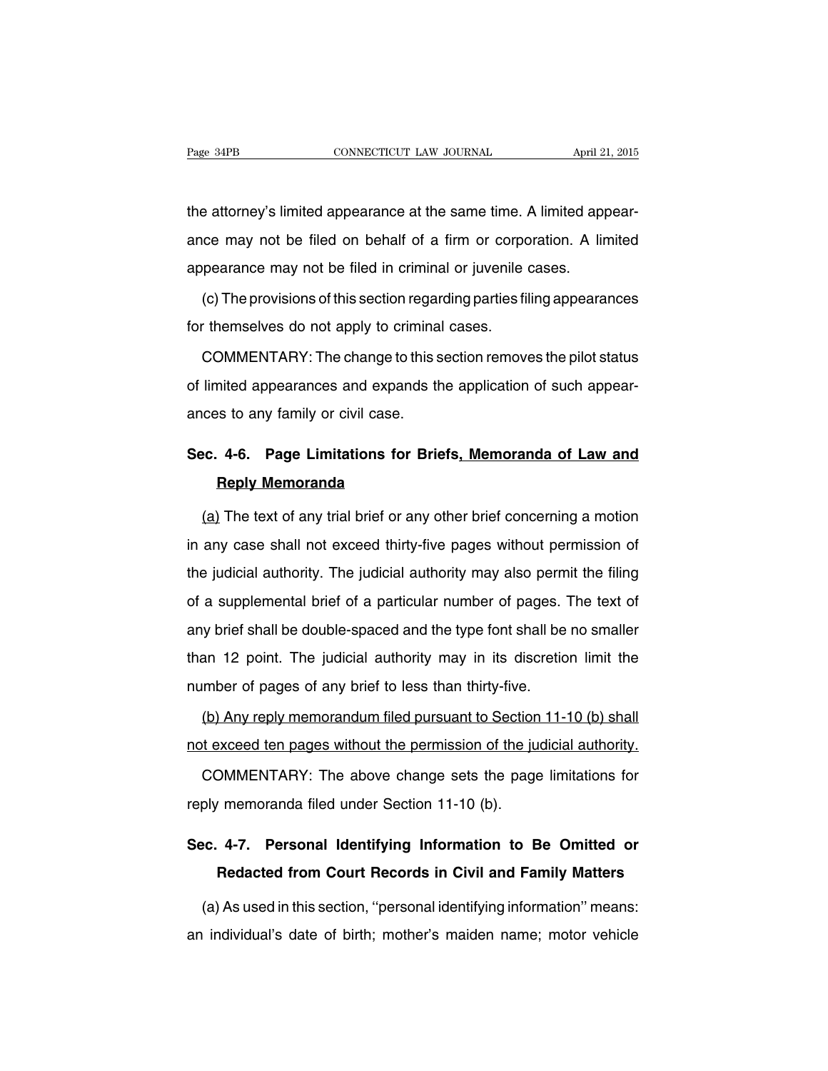the attorney's limited appearance at the same time. A limited appearance may not be filed on behalf of a firm or corporation. A limited appearance may not be filed in criminal or juvenile cases.

(c) The provisions of this section regarding parties filing appearances for themselves do not apply to criminal cases.

COMMENTARY: The change to this section removes the pilot status of limited appearances and expands the application of such appearances to any family or civil case.

## Sec. 4-6. Page Limitations for Briefs<u>, Memoranda of Law and Reply Memoranda</u>

<u>(a)</u> The text of any trial brief or any other brief concerning a motion in any case shall not exceed thirty-five pages without permission of the judicial authority. The judicial authority may also permit the filing of a supplemental brief of a particular number of pages. The text of any brief shall be double-spaced and the type font shall be no smaller than 12 point. The judicial authority may in its discretion limit the number of pages of any brief to less than thirty-five.

<u>(b) Any reply memorandum filed pursuant to Section 11-10 (b) shall not exceed ten pages without the permission of the judicial authority.</u>

COMMENTARY: The above change sets the page limitations for reply memoranda filed under Section 11-10 (b).

## Sec. 4-7. Personal Identifying Information to Be Omitted or Redacted from Court Records in Civil and Family Matters

(a) As used in this section, ''personal identifying information'' means: an individual's date of birth; mother's maiden name; motor vehicle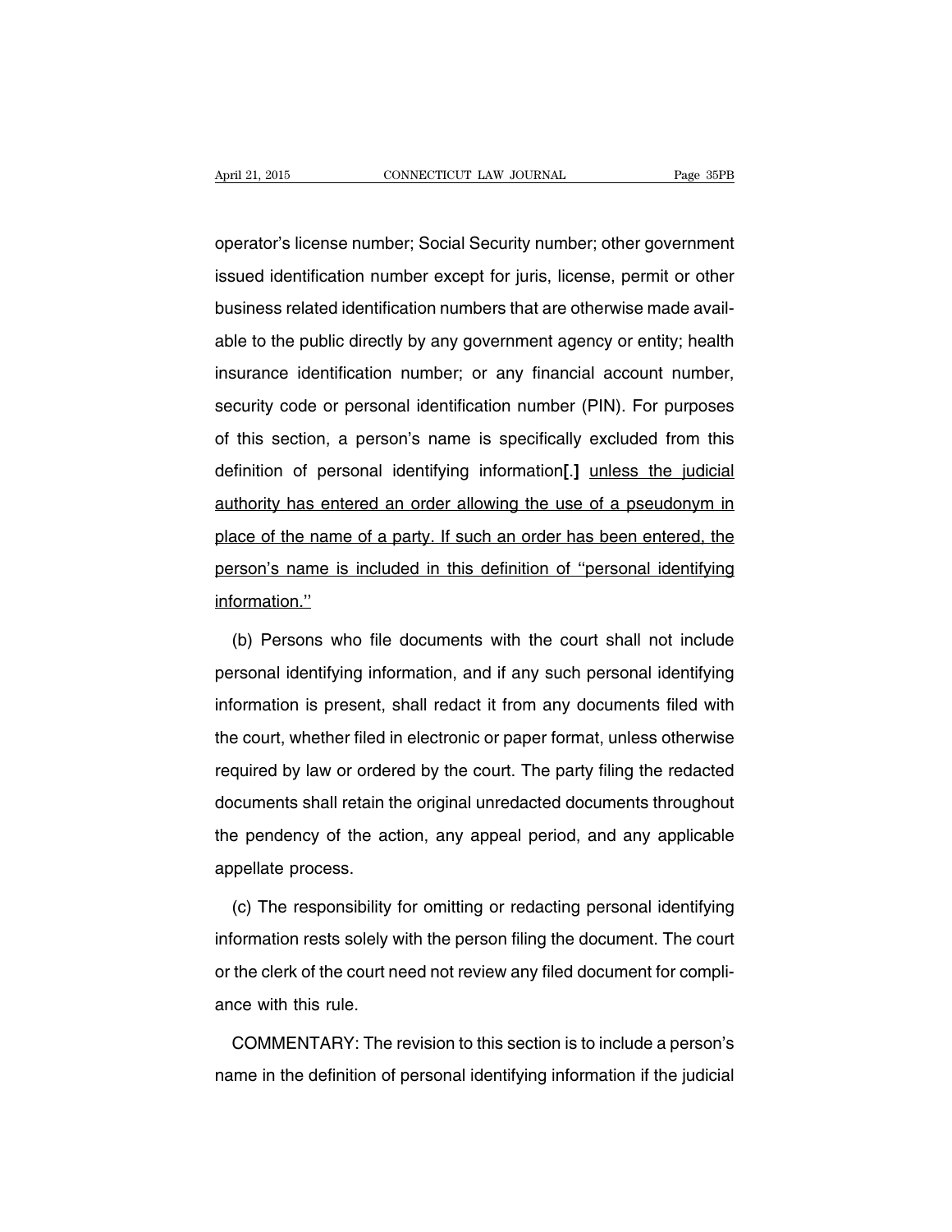operator's license number; Social Security number; other government issued identification number except for juris, license, permit or other business related identification numbers that are otherwise made available to the public directly by any government agency or entity; health insurance identification number; or any financial account number, security code or personal identification number (PIN). For purposes of this section, a person's name is specifically excluded from this definition of personal identifying information**[.]** <u>unless the judicial authority has entered an order allowing the use of a pseudonym in place of the name of a party. If such an order has been entered, the person's name is included in this definition of "personal identifying information."</u>

(b) Persons who file documents with the court shall not include personal identifying information, and if any such personal identifying information is present, shall redact it from any documents filed with the court, whether filed in electronic or paper format, unless otherwise required by law or ordered by the court. The party filing the redacted documents shall retain the original unredacted documents throughout the pendency of the action, any appeal period, and any applicable appellate process.

(c) The responsibility for omitting or redacting personal identifying information rests solely with the person filing the document. The court or the clerk of the court need not review any filed document for compliance with this rule.

COMMENTARY: The revision to this section is to include a person's name in the definition of personal identifying information if the judicial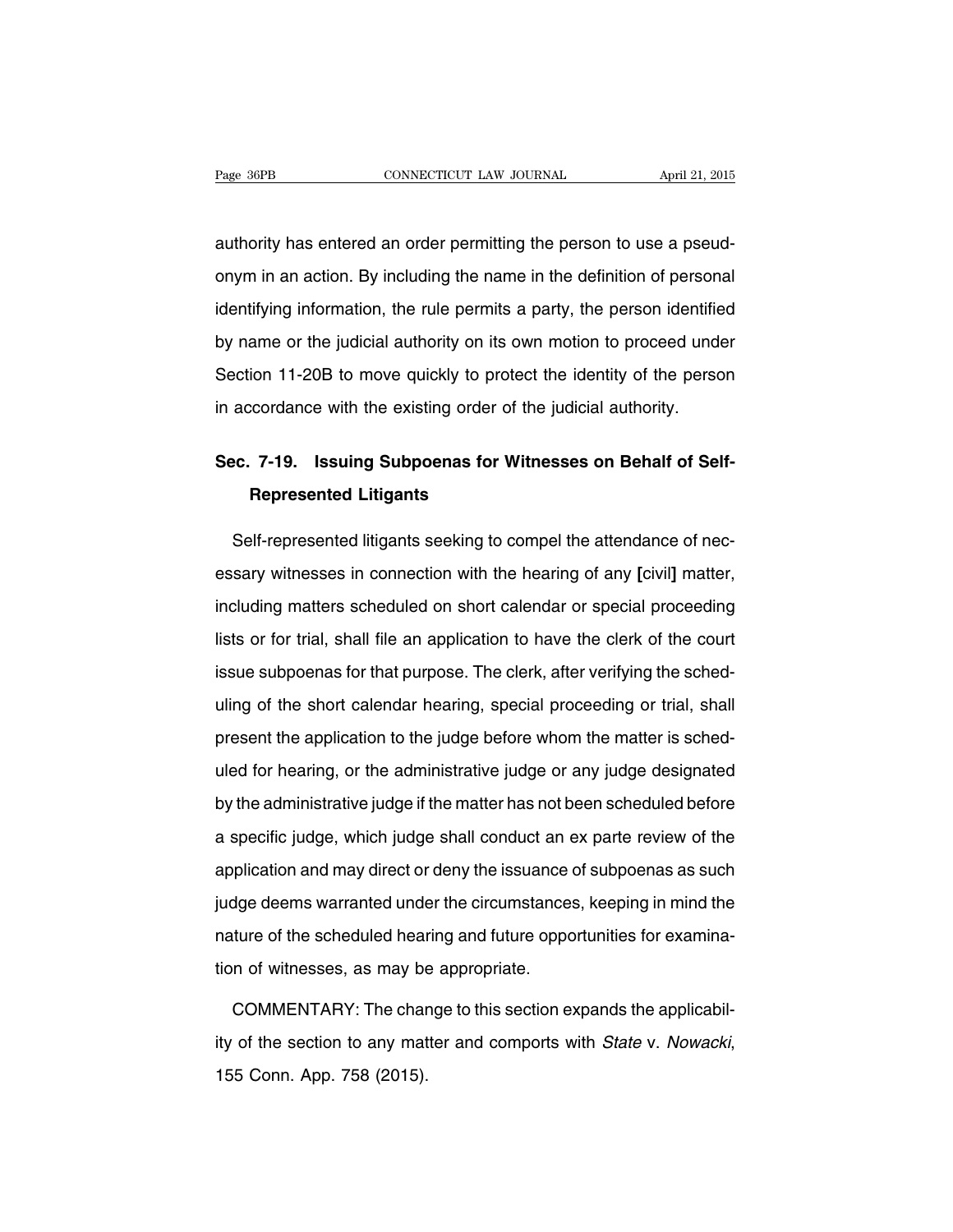authority has entered an order permitting the person to use a pseudonym in an action. By including the name in the definition of personal identifying information, the rule permits a party, the person identified by name or the judicial authority on its own motion to proceed under Section 11-20B to move quickly to protect the identity of the person in accordance with the existing order of the judicial authority.

## Sec. 7-19. Issuing Subpoenas for Witnesses on Behalf of Self-Represented Litigants

Self-represented litigants seeking to compel the attendance of necessary witnesses in connection with the hearing of any **[**civil**]** matter, including matters scheduled on short calendar or special proceeding lists or for trial, shall file an application to have the clerk of the court issue subpoenas for that purpose. The clerk, after verifying the scheduling of the short calendar hearing, special proceeding or trial, shall present the application to the judge before whom the matter is scheduled for hearing, or the administrative judge or any judge designated by the administrative judge if the matter has not been scheduled before a specific judge, which judge shall conduct an ex parte review of the application and may direct or deny the issuance of subpoenas as such judge deems warranted under the circumstances, keeping in mind the nature of the scheduled hearing and future opportunities for examination of witnesses, as may be appropriate.

COMMENTARY: The change to this section expands the applicability of the section to any matter and comports with *State* v. *Nowacki*, 155 Conn. App. 758 (2015).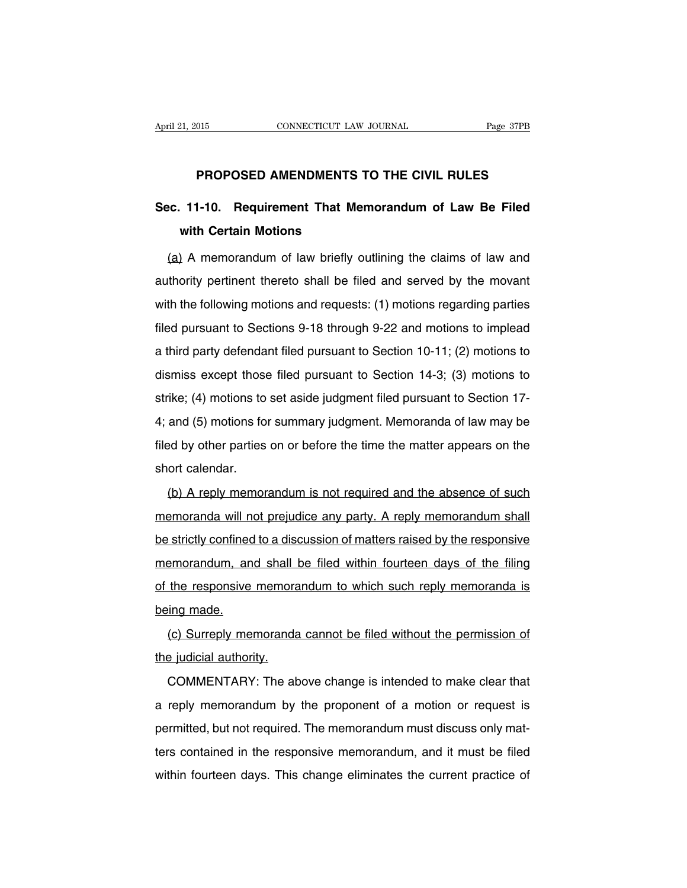## PROPOSED AMENDMENTS TO THE CIVIL RULES

### Sec. 11-10. Requirement That Memorandum of Law Be Filed with Certain Motions

<u>(a)</u> A memorandum of law briefly outlining the claims of law and authority pertinent thereto shall be filed and served by the movant with the following motions and requests: (1) motions regarding parties filed pursuant to Sections 9-18 through 9-22 and motions to implead a third party defendant filed pursuant to Section 10-11; (2) motions to dismiss except those filed pursuant to Section 14-3; (3) motions to strike; (4) motions to set aside judgment filed pursuant to Section 17-4; and (5) motions for summary judgment. Memoranda of law may be filed by other parties on or before the time the matter appears on the short calendar.

<u>(b) A reply memorandum is not required and the absence of such memoranda will not prejudice any party. A reply memorandum shall be strictly confined to a discussion of matters raised by the responsive memorandum, and shall be filed within fourteen days of the filing of the responsive memorandum to which such reply memoranda is being made.</u>

<u>(c) Surreply memoranda cannot be filed without the permission of the judicial authority.</u>

COMMENTARY: The above change is intended to make clear that a reply memorandum by the proponent of a motion or request is permitted, but not required. The memorandum must discuss only matters contained in the responsive memorandum, and it must be filed within fourteen days. This change eliminates the current practice of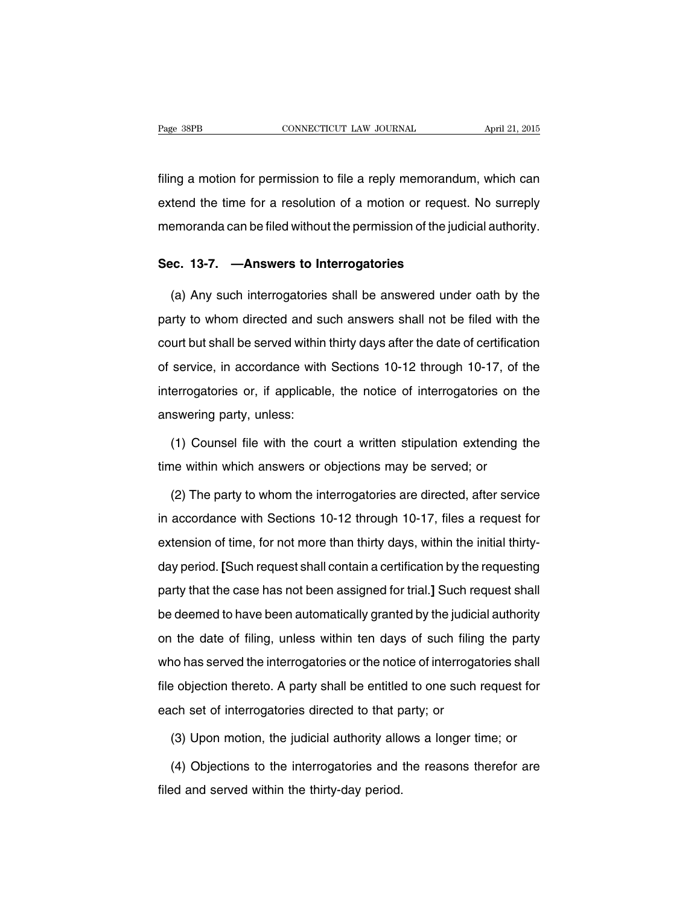filing a motion for permission to file a reply memorandum, which can extend the time for a resolution of a motion or request. No surreply memoranda can be filed without the permission of the judicial authority.

### Sec. 13-7. —Answers to Interrogatories

(a) Any such interrogatories shall be answered under oath by the party to whom directed and such answers shall not be filed with the court but shall be served within thirty days after the date of certification of service, in accordance with Sections 10-12 through 10-17, of the interrogatories or, if applicable, the notice of interrogatories on the answering party, unless:

(1) Counsel file with the court a written stipulation extending the time within which answers or objections may be served; or

(2) The party to whom the interrogatories are directed, after service in accordance with Sections 10-12 through 10-17, files a request for extension of time, for not more than thirty days, within the initial thirty-day period. **[**Such request shall contain a certification by the requesting party that the case has not been assigned for trial.**]** Such request shall be deemed to have been automatically granted by the judicial authority on the date of filing, unless within ten days of such filing the party who has served the interrogatories or the notice of interrogatories shall file objection thereto. A party shall be entitled to one such request for each set of interrogatories directed to that party; or

(3) Upon motion, the judicial authority allows a longer time; or

(4) Objections to the interrogatories and the reasons therefor are filed and served within the thirty-day period.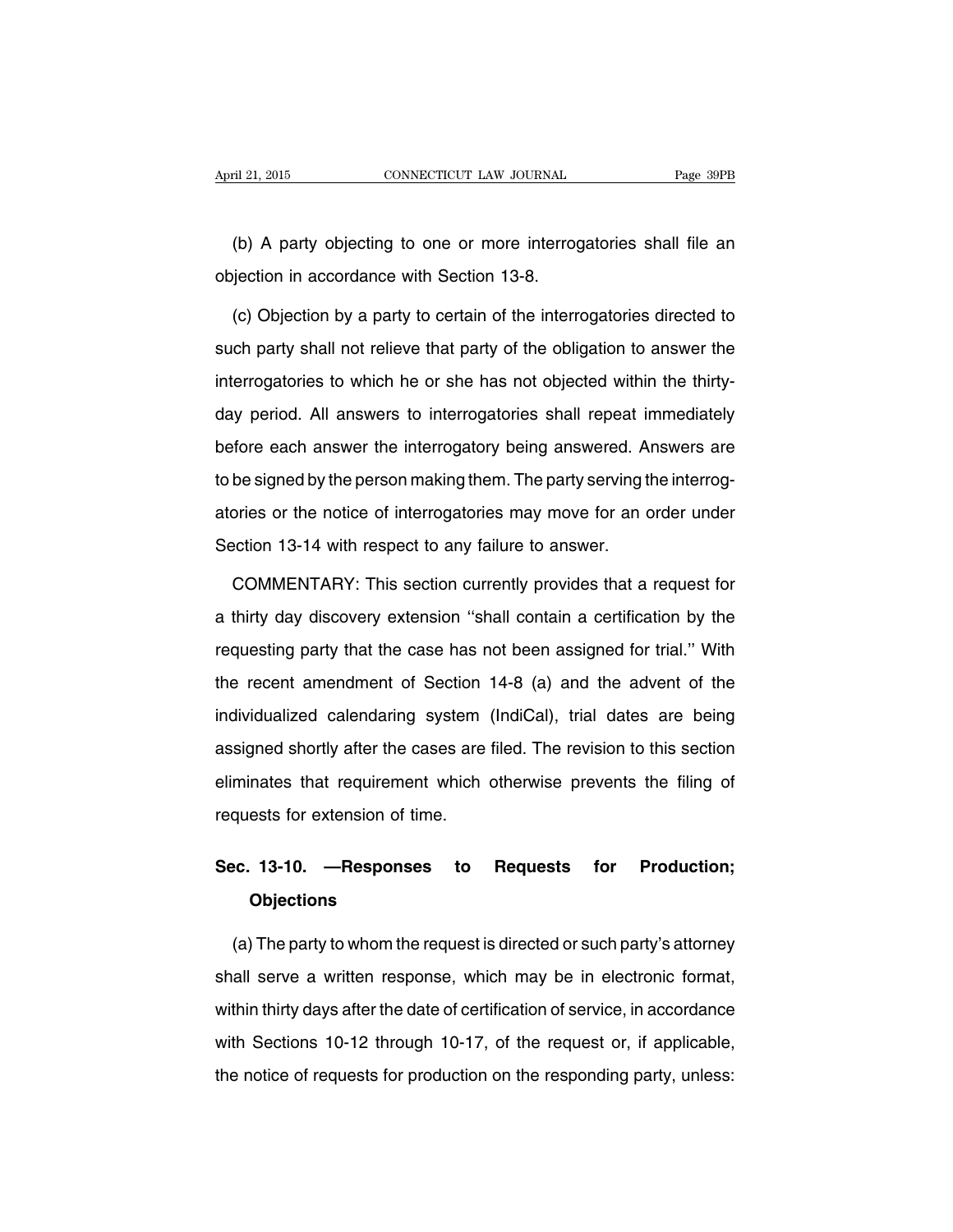(b) A party objecting to one or more interrogatories shall file an objection in accordance with Section 13-8.

(c) Objection by a party to certain of the interrogatories directed to such party shall not relieve that party of the obligation to answer the interrogatories to which he or she has not objected within the thirty-day period. All answers to interrogatories shall repeat immediately before each answer the interrogatory being answered. Answers are to be signed by the person making them. The party serving the interrogatories or the notice of interrogatories may move for an order under Section 13-14 with respect to any failure to answer.

COMMENTARY: This section currently provides that a request for a thirty day discovery extension ''shall contain a certification by the requesting party that the case has not been assigned for trial.'' With the recent amendment of Section 14-8 (a) and the advent of the individualized calendaring system (IndiCal), trial dates are being assigned shortly after the cases are filed. The revision to this section eliminates that requirement which otherwise prevents the filing of requests for extension of time.

## Sec. 13-10. —Responses to Requests for Production; Objections

(a) The party to whom the request is directed or such party's attorney shall serve a written response, which may be in electronic format, within thirty days after the date of certification of service, in accordance with Sections 10-12 through 10-17, of the request or, if applicable, the notice of requests for production on the responding party, unless: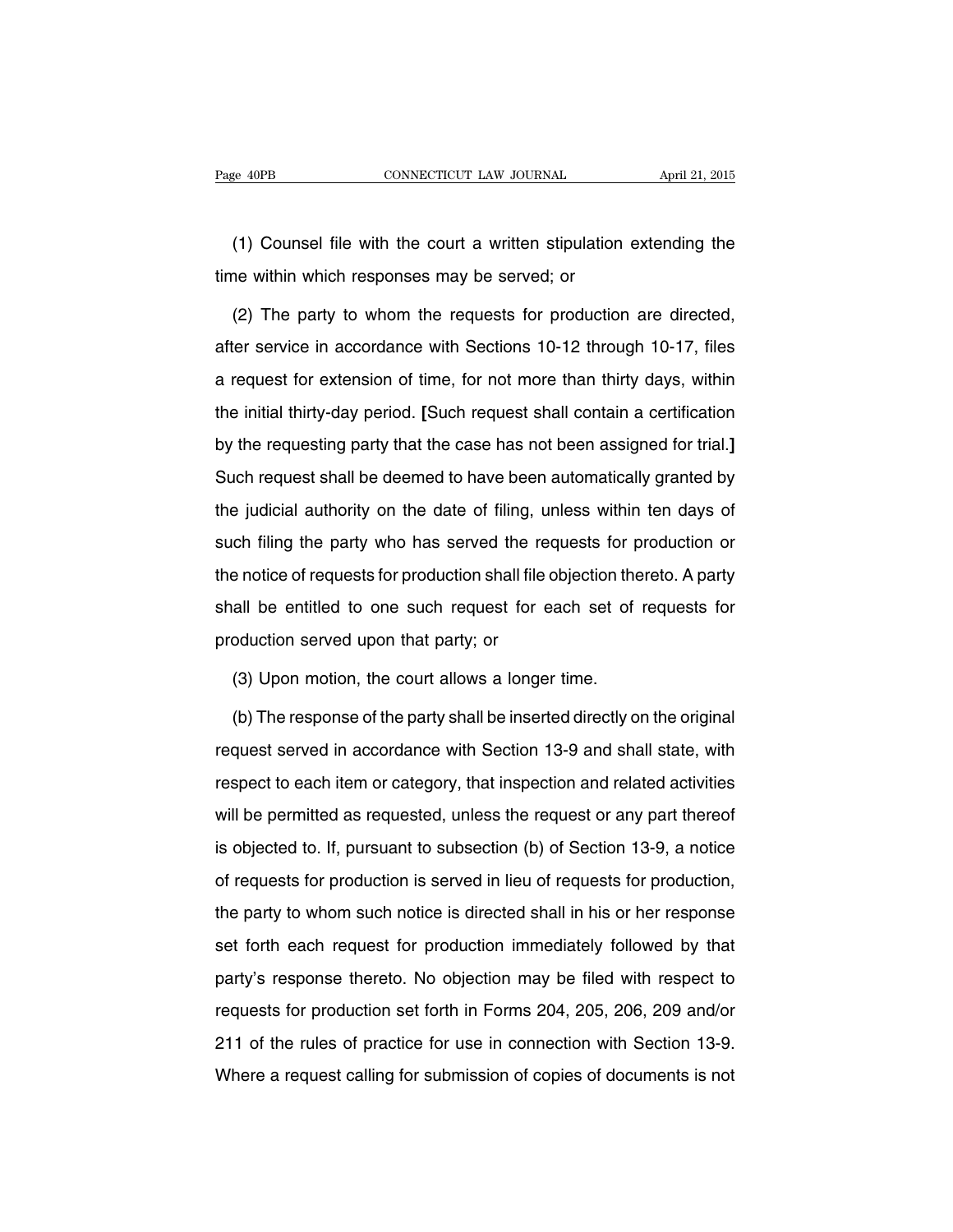(1) Counsel file with the court a written stipulation extending the time within which responses may be served; or

(2) The party to whom the requests for production are directed, after service in accordance with Sections 10-12 through 10-17, files a request for extension of time, for not more than thirty days, within the initial thirty-day period. **[**Such request shall contain a certification by the requesting party that the case has not been assigned for trial.**]** Such request shall be deemed to have been automatically granted by the judicial authority on the date of filing, unless within ten days of such filing the party who has served the requests for production or the notice of requests for production shall file objection thereto. A party shall be entitled to one such request for each set of requests for production served upon that party; or

(3) Upon motion, the court allows a longer time.

(b) The response of the party shall be inserted directly on the original request served in accordance with Section 13-9 and shall state, with respect to each item or category, that inspection and related activities will be permitted as requested, unless the request or any part thereof is objected to. If, pursuant to subsection (b) of Section 13-9, a notice of requests for production is served in lieu of requests for production, the party to whom such notice is directed shall in his or her response set forth each request for production immediately followed by that party's response thereto. No objection may be filed with respect to requests for production set forth in Forms 204, 205, 206, 209 and/or 211 of the rules of practice for use in connection with Section 13-9. Where a request calling for submission of copies of documents is not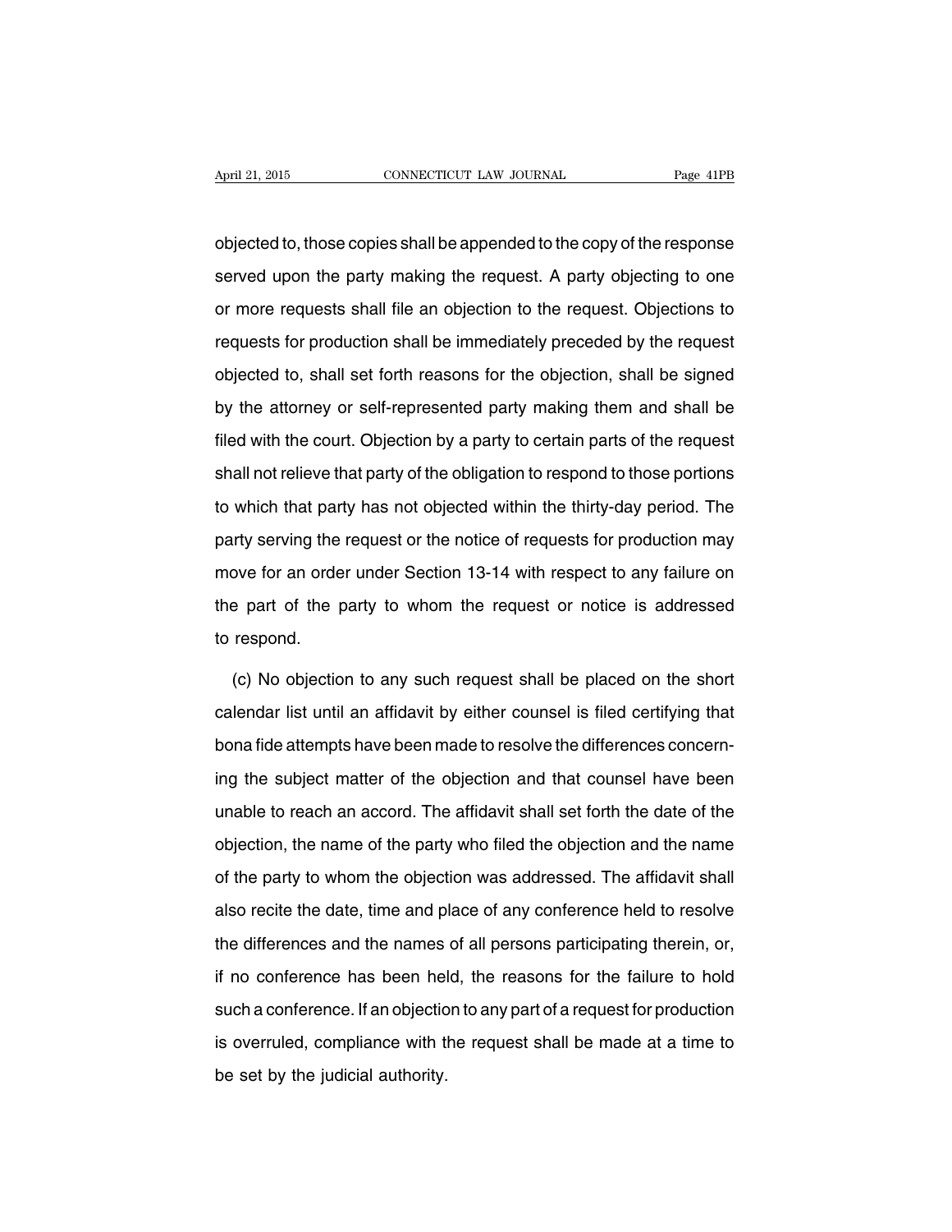objected to, those copies shall be appended to the copy of the response served upon the party making the request. A party objecting to one or more requests shall file an objection to the request. Objections to requests for production shall be immediately preceded by the request objected to, shall set forth reasons for the objection, shall be signed by the attorney or self-represented party making them and shall be filed with the court. Objection by a party to certain parts of the request shall not relieve that party of the obligation to respond to those portions to which that party has not objected within the thirty-day period. The party serving the request or the notice of requests for production may move for an order under Section 13-14 with respect to any failure on the part of the party to whom the request or notice is addressed to respond.

(c) No objection to any such request shall be placed on the short calendar list until an affidavit by either counsel is filed certifying that bona fide attempts have been made to resolve the differences concerning the subject matter of the objection and that counsel have been unable to reach an accord. The affidavit shall set forth the date of the objection, the name of the party who filed the objection and the name of the party to whom the objection was addressed. The affidavit shall also recite the date, time and place of any conference held to resolve the differences and the names of all persons participating therein, or, if no conference has been held, the reasons for the failure to hold such a conference. If an objection to any part of a request for production is overruled, compliance with the request shall be made at a time to be set by the judicial authority.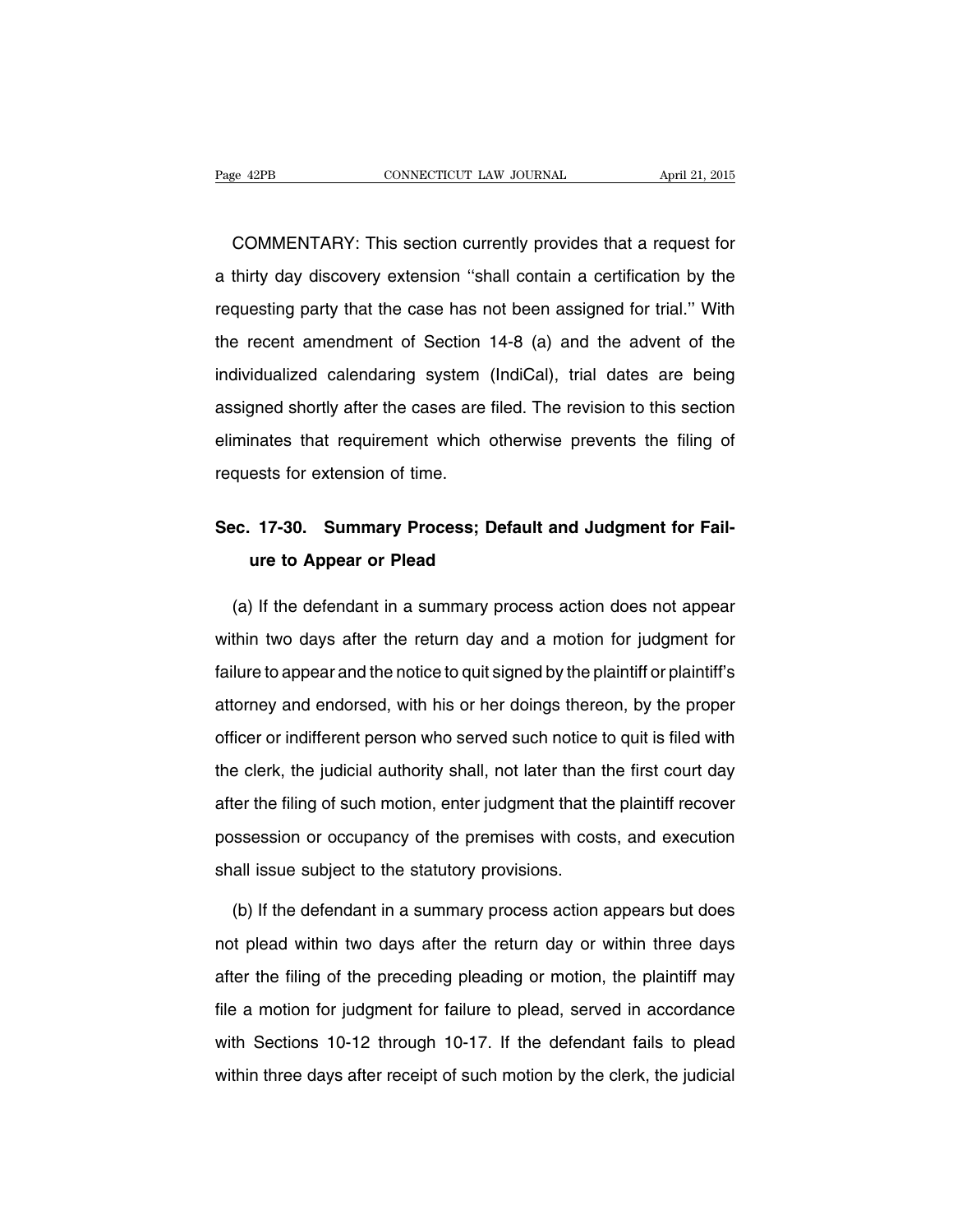COMMENTARY: This section currently provides that a request for a thirty day discovery extension ''shall contain a certification by the requesting party that the case has not been assigned for trial.'' With the recent amendment of Section 14-8 (a) and the advent of the individualized calendaring system (IndiCal), trial dates are being assigned shortly after the cases are filed. The revision to this section eliminates that requirement which otherwise prevents the filing of requests for extension of time.

## Sec. 17-30. Summary Process; Default and Judgment for Failure to Appear or Plead

(a) If the defendant in a summary process action does not appear within two days after the return day and a motion for judgment for failure to appear and the notice to quit signed by the plaintiff or plaintiff's attorney and endorsed, with his or her doings thereon, by the proper officer or indifferent person who served such notice to quit is filed with the clerk, the judicial authority shall, not later than the first court day after the filing of such motion, enter judgment that the plaintiff recover possession or occupancy of the premises with costs, and execution shall issue subject to the statutory provisions.

(b) If the defendant in a summary process action appears but does not plead within two days after the return day or within three days after the filing of the preceding pleading or motion, the plaintiff may file a motion for judgment for failure to plead, served in accordance with Sections 10-12 through 10-17. If the defendant fails to plead within three days after receipt of such motion by the clerk, the judicial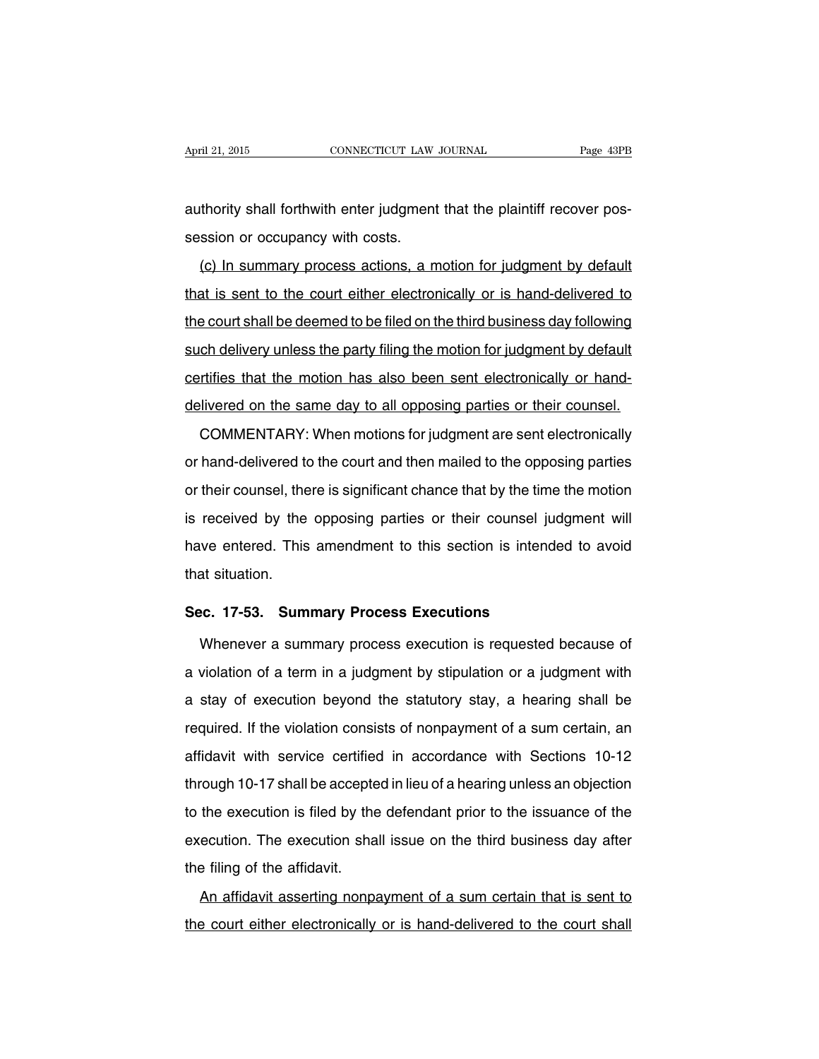authority shall forthwith enter judgment that the plaintiff recover possession or occupancy with costs.

<u>(c) In summary process actions, a motion for judgment by default that is sent to the court either electronically or is hand-delivered to the court shall be deemed to be filed on the third business day following such delivery unless the party filing the motion for judgment by default certifies that the motion has also been sent electronically or hand-delivered on the same day to all opposing parties or their counsel.</u>

COMMENTARY: When motions for judgment are sent electronically or hand-delivered to the court and then mailed to the opposing parties or their counsel, there is significant chance that by the time the motion is received by the opposing parties or their counsel judgment will have entered. This amendment to this section is intended to avoid that situation.

### Sec. 17-53. Summary Process Executions

Whenever a summary process execution is requested because of a violation of a term in a judgment by stipulation or a judgment with a stay of execution beyond the statutory stay, a hearing shall be required. If the violation consists of nonpayment of a sum certain, an affidavit with service certified in accordance with Sections 10-12 through 10-17 shall be accepted in lieu of a hearing unless an objection to the execution is filed by the defendant prior to the issuance of the execution. The execution shall issue on the third business day after the filing of the affidavit.

<u>An affidavit asserting nonpayment of a sum certain that is sent to the court either electronically or is hand-delivered to the court shall</u>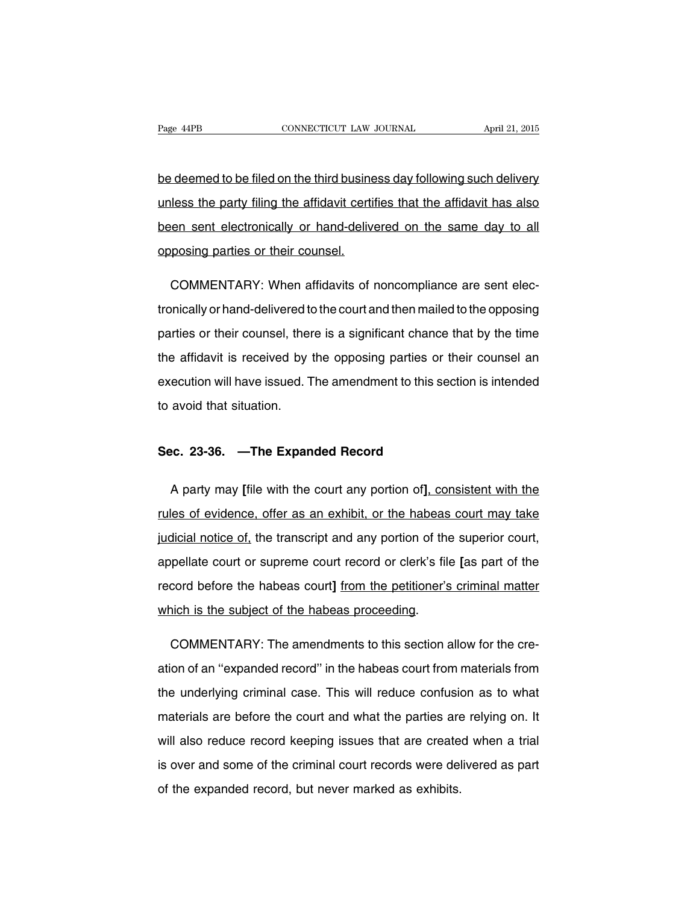be deemed to be filed on the third business day following such delivery unless the party filing the affidavit certifies that the affidavit has also been sent electronically or hand-delivered on the same day to all opposing parties or their counsel.

COMMENTARY: When affidavits of noncompliance are sent electronically or hand-delivered to the court and then mailed to the opposing parties or their counsel, there is a significant chance that by the time the affidavit is received by the opposing parties or their counsel an execution will have issued. The amendment to this section is intended to avoid that situation.

## Sec. 23-36. —The Expanded Record

A party may **[**file with the court any portion of**]**, consistent with the rules of evidence, offer as an exhibit, or the habeas court may take judicial notice of, the transcript and any portion of the superior court, appellate court or supreme court record or clerk's file **[**as part of the record before the habeas court**]** from the petitioner's criminal matter which is the subject of the habeas proceeding.

COMMENTARY: The amendments to this section allow for the creation of an "expanded record" in the habeas court from materials from the underlying criminal case. This will reduce confusion as to what materials are before the court and what the parties are relying on. It will also reduce record keeping issues that are created when a trial is over and some of the criminal court records were delivered as part of the expanded record, but never marked as exhibits.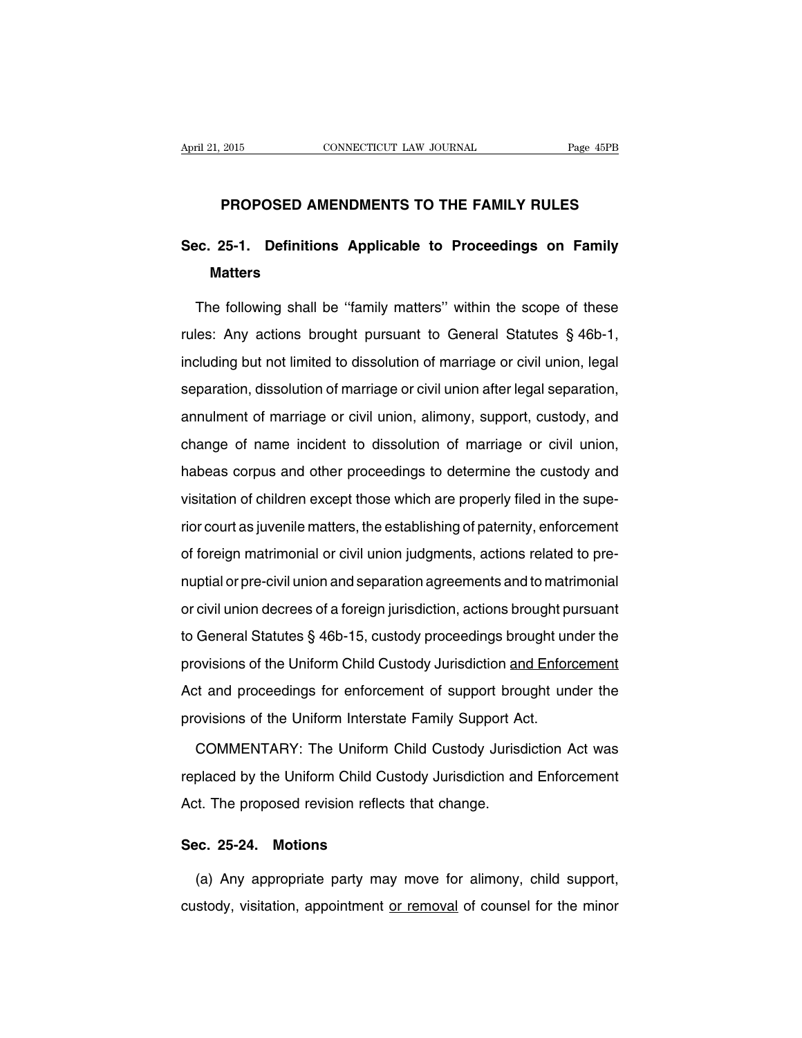## PROPOSED AMENDMENTS TO THE FAMILY RULES

### Sec. 25-1. Definitions Applicable to Proceedings on Family Matters

The following shall be ''family matters'' within the scope of these rules: Any actions brought pursuant to General Statutes § 46b-1, including but not limited to dissolution of marriage or civil union, legal separation, dissolution of marriage or civil union after legal separation, annulment of marriage or civil union, alimony, support, custody, and change of name incident to dissolution of marriage or civil union, habeas corpus and other proceedings to determine the custody and visitation of children except those which are properly filed in the superior court as juvenile matters, the establishing of paternity, enforcement of foreign matrimonial or civil union judgments, actions related to prenuptial or pre-civil union and separation agreements and to matrimonial or civil union decrees of a foreign jurisdiction, actions brought pursuant to General Statutes § 46b-15, custody proceedings brought under the provisions of the Uniform Child Custody Jurisdiction <u>and Enforcement</u> Act and proceedings for enforcement of support brought under the provisions of the Uniform Interstate Family Support Act.

COMMENTARY: The Uniform Child Custody Jurisdiction Act was replaced by the Uniform Child Custody Jurisdiction and Enforcement Act. The proposed revision reflects that change.

### Sec. 25-24. Motions

(a) Any appropriate party may move for alimony, child support, custody, visitation, appointment <u>or removal</u> of counsel for the minor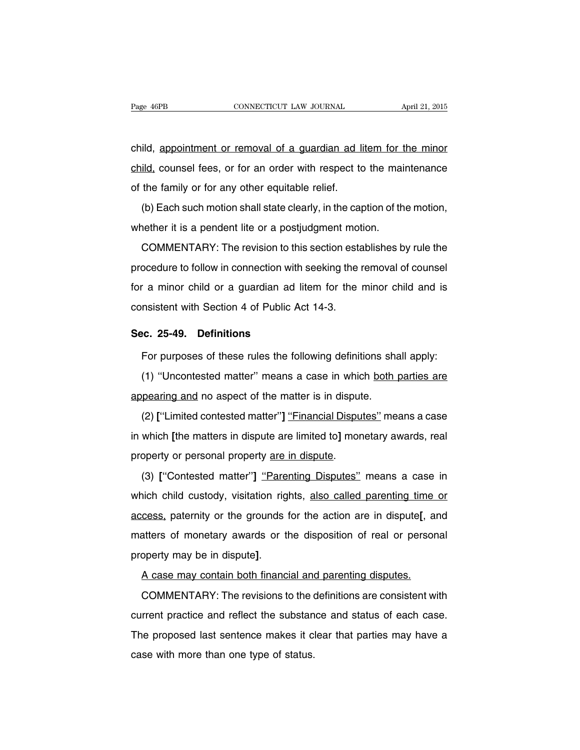child, appointment or removal of a guardian ad litem for the minor child, counsel fees, or for an order with respect to the maintenance of the family or for any other equitable relief.

(b) Each such motion shall state clearly, in the caption of the motion, whether it is a pendent lite or a postjudgment motion.

COMMENTARY: The revision to this section establishes by rule the procedure to follow in connection with seeking the removal of counsel for a minor child or a guardian ad litem for the minor child and is consistent with Section 4 of Public Act 14-3.

## Sec. 25-49. Definitions

For purposes of these rules the following definitions shall apply:

(1) ''Uncontested matter'' means a case in which both parties are appearing and no aspect of the matter is in dispute.

(2) **[**''Limited contested matter''**]** ''Financial Disputes'' means a case in which **[**the matters in dispute are limited to**]** monetary awards, real property or personal property are in dispute.

(3) **[**''Contested matter''**]** ''Parenting Disputes'' means a case in which child custody, visitation rights, also called parenting time or access, paternity or the grounds for the action are in dispute**[**, and matters of monetary awards or the disposition of real or personal property may be in dispute**]**.

A case may contain both financial and parenting disputes.

COMMENTARY: The revisions to the definitions are consistent with current practice and reflect the substance and status of each case. The proposed last sentence makes it clear that parties may have a case with more than one type of status.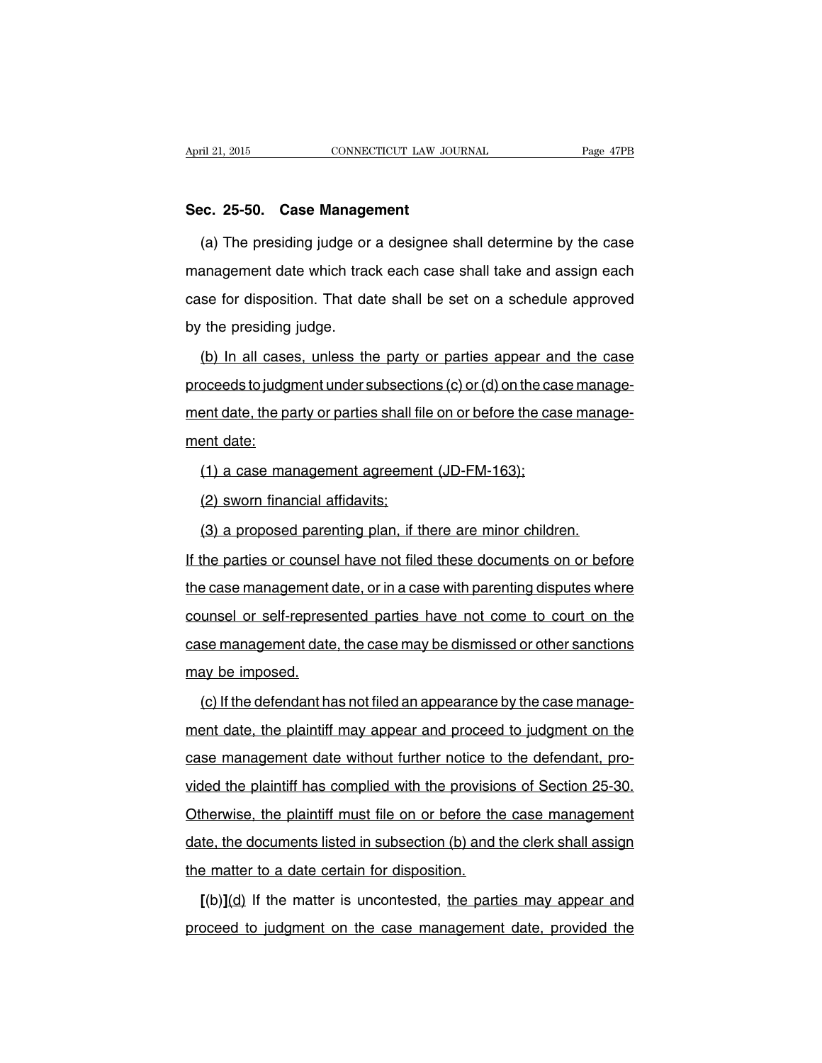**Sec. 25-50. Case Management**

(a) The presiding judge or a designee shall determine by the case management date which track each case shall take and assign each case for disposition. That date shall be set on a schedule approved by the presiding judge.

<u>(b) In all cases, unless the party or parties appear and the case proceeds to judgment under subsections (c) or (d) on the case management date, the party or parties shall file on or before the case management date:</u>

<u>(1) a case management agreement (JD-FM-163);</u>

<u>(2) sworn financial affidavits;</u>

<u>(3) a proposed parenting plan, if there are minor children.</u>

<u>If the parties or counsel have not filed these documents on or before the case management date, or in a case with parenting disputes where counsel or self-represented parties have not come to court on the case management date, the case may be dismissed or other sanctions may be imposed.</u>

<u>(c) If the defendant has not filed an appearance by the case management date, the plaintiff may appear and proceed to judgment on the case management date without further notice to the defendant, provided the plaintiff has complied with the provisions of Section 25-30. Otherwise, the plaintiff must file on or before the case management date, the documents listed in subsection (b) and the clerk shall assign the matter to a date certain for disposition.</u>

**[**(b)**]**<u>(d)</u> If the matter is uncontested, <u>the parties may appear and proceed to judgment on the case management date, provided the</u>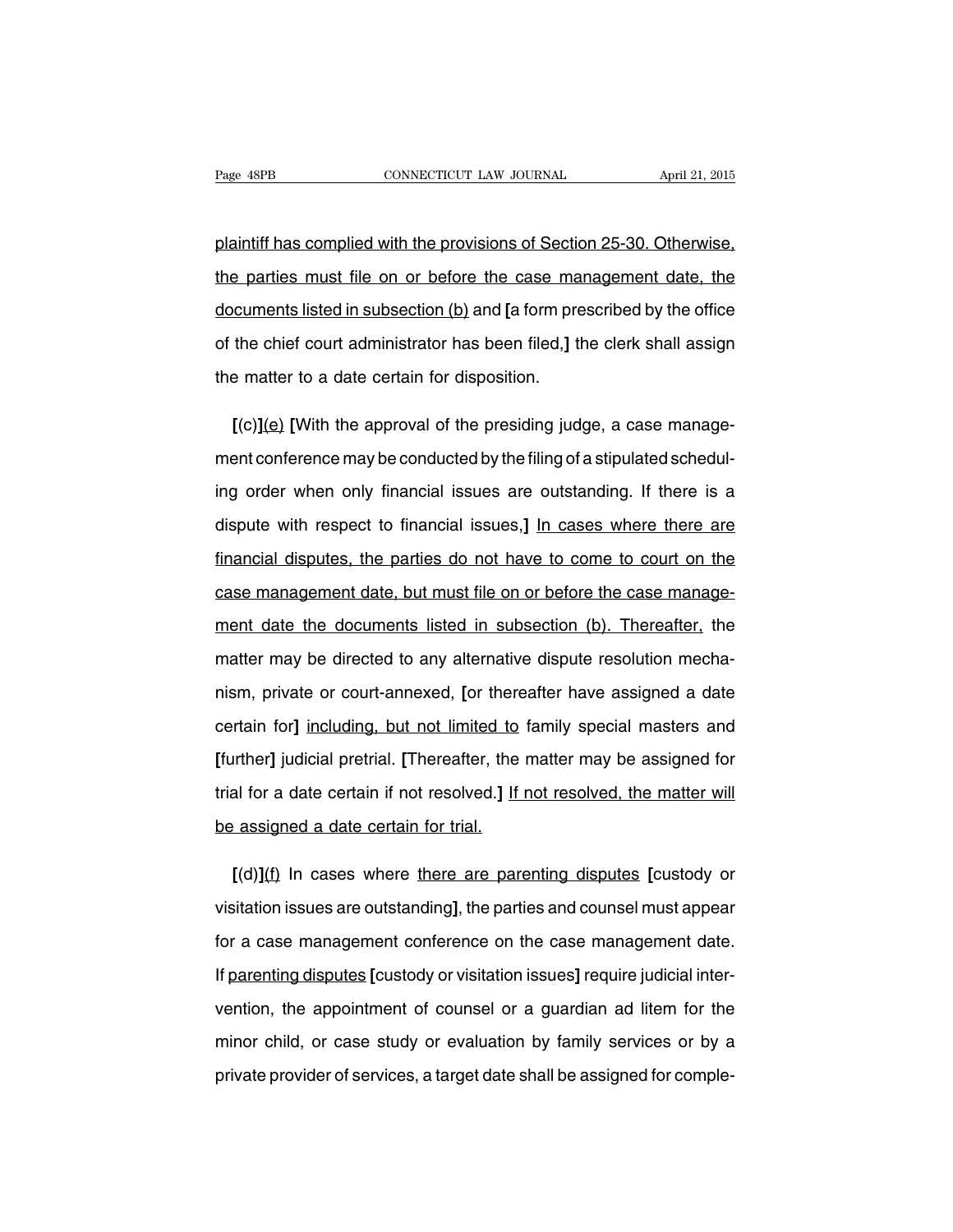plaintiff has complied with the provisions of Section 25-30. Otherwise, the parties must file on or before the case management date, the documents listed in subsection (b) and [a form prescribed by the office of the chief court administrator has been filed,] the clerk shall assign the matter to a date certain for disposition.

[(c)](e) [With the approval of the presiding judge, a case management conference may be conducted by the filing of a stipulated scheduling order when only financial issues are outstanding. If there is a dispute with respect to financial issues,] In cases where there are financial disputes, the parties do not have to come to court on the case management date, but must file on or before the case management date the documents listed in subsection (b). Thereafter, the matter may be directed to any alternative dispute resolution mechanism, private or court-annexed, [or thereafter have assigned a date certain for] including, but not limited to family special masters and [further] judicial pretrial. [Thereafter, the matter may be assigned for trial for a date certain if not resolved.] If not resolved, the matter will be assigned a date certain for trial.

[(d)](f) In cases where there are parenting disputes [custody or visitation issues are outstanding], the parties and counsel must appear for a case management conference on the case management date. If parenting disputes [custody or visitation issues] require judicial intervention, the appointment of counsel or a guardian ad litem for the minor child, or case study or evaluation by family services or by a private provider of services, a target date shall be assigned for comple-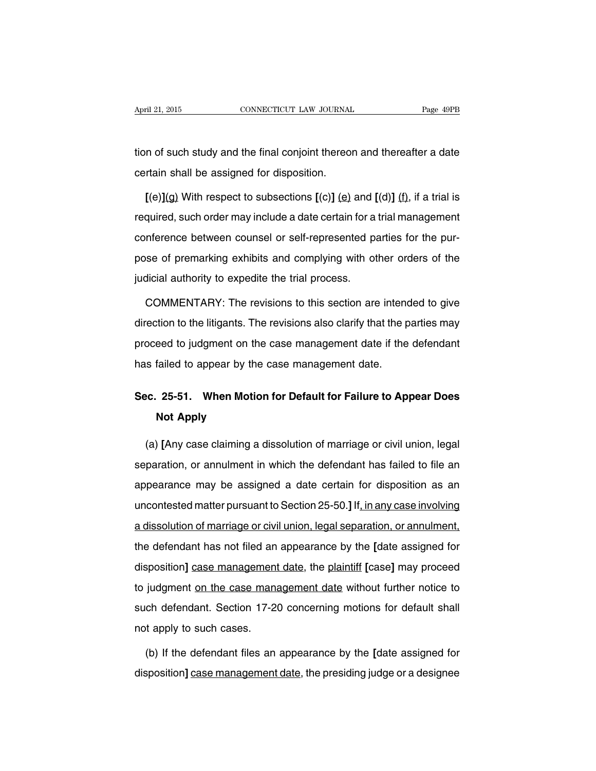tion of such study and the final conjoint thereon and thereafter a date certain shall be assigned for disposition.

[(e)]<u>(g)</u> With respect to subsections [(c)] <u>(e)</u> and [(d)] <u>(f)</u>, if a trial is required, such order may include a date certain for a trial management conference between counsel or self-represented parties for the purpose of premarking exhibits and complying with other orders of the judicial authority to expedite the trial process.

COMMENTARY: The revisions to this section are intended to give direction to the litigants. The revisions also clarify that the parties may proceed to judgment on the case management date if the defendant has failed to appear by the case management date.

## Sec. 25-51. When Motion for Default for Failure to Appear Does Not Apply

(a) [Any case claiming a dissolution of marriage or civil union, legal separation, or annulment in which the defendant has failed to file an appearance may be assigned a date certain for disposition as an uncontested matter pursuant to Section 25-50.] If<u>, in any case involving a dissolution of marriage or civil union, legal separation, or annulment,</u> the defendant has not filed an appearance by the [date assigned for disposition] <u>case management date</u>, the <u>plaintiff</u> [case] may proceed to judgment <u>on the case management date</u> without further notice to such defendant. Section 17-20 concerning motions for default shall not apply to such cases.

(b) If the defendant files an appearance by the [date assigned for disposition] <u>case management date</u>, the presiding judge or a designee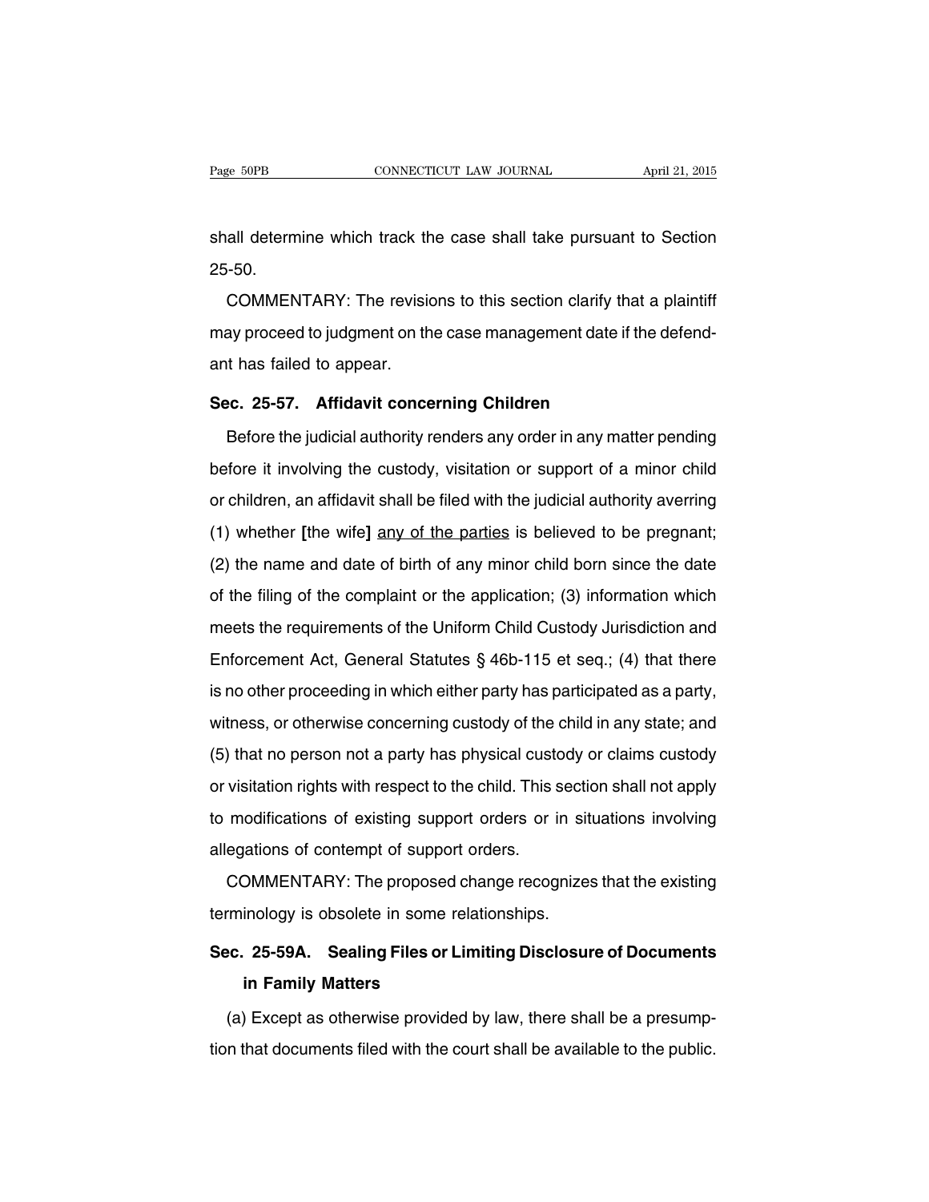shall determine which track the case shall take pursuant to Section 25-50.

COMMENTARY: The revisions to this section clarify that a plaintiff may proceed to judgment on the case management date if the defendant has failed to appear.

## Sec. 25-57. Affidavit concerning Children

Before the judicial authority renders any order in any matter pending before it involving the custody, visitation or support of a minor child or children, an affidavit shall be filed with the judicial authority averring (1) whether **[**the wife**]** <u>any of the parties</u> is believed to be pregnant; (2) the name and date of birth of any minor child born since the date of the filing of the complaint or the application; (3) information which meets the requirements of the Uniform Child Custody Jurisdiction and Enforcement Act, General Statutes § 46b-115 et seq.; (4) that there is no other proceeding in which either party has participated as a party, witness, or otherwise concerning custody of the child in any state; and (5) that no person not a party has physical custody or claims custody or visitation rights with respect to the child. This section shall not apply to modifications of existing support orders or in situations involving allegations of contempt of support orders.

COMMENTARY: The proposed change recognizes that the existing terminology is obsolete in some relationships.

## Sec. 25-59A. Sealing Files or Limiting Disclosure of Documents in Family Matters

(a) Except as otherwise provided by law, there shall be a presumption that documents filed with the court shall be available to the public.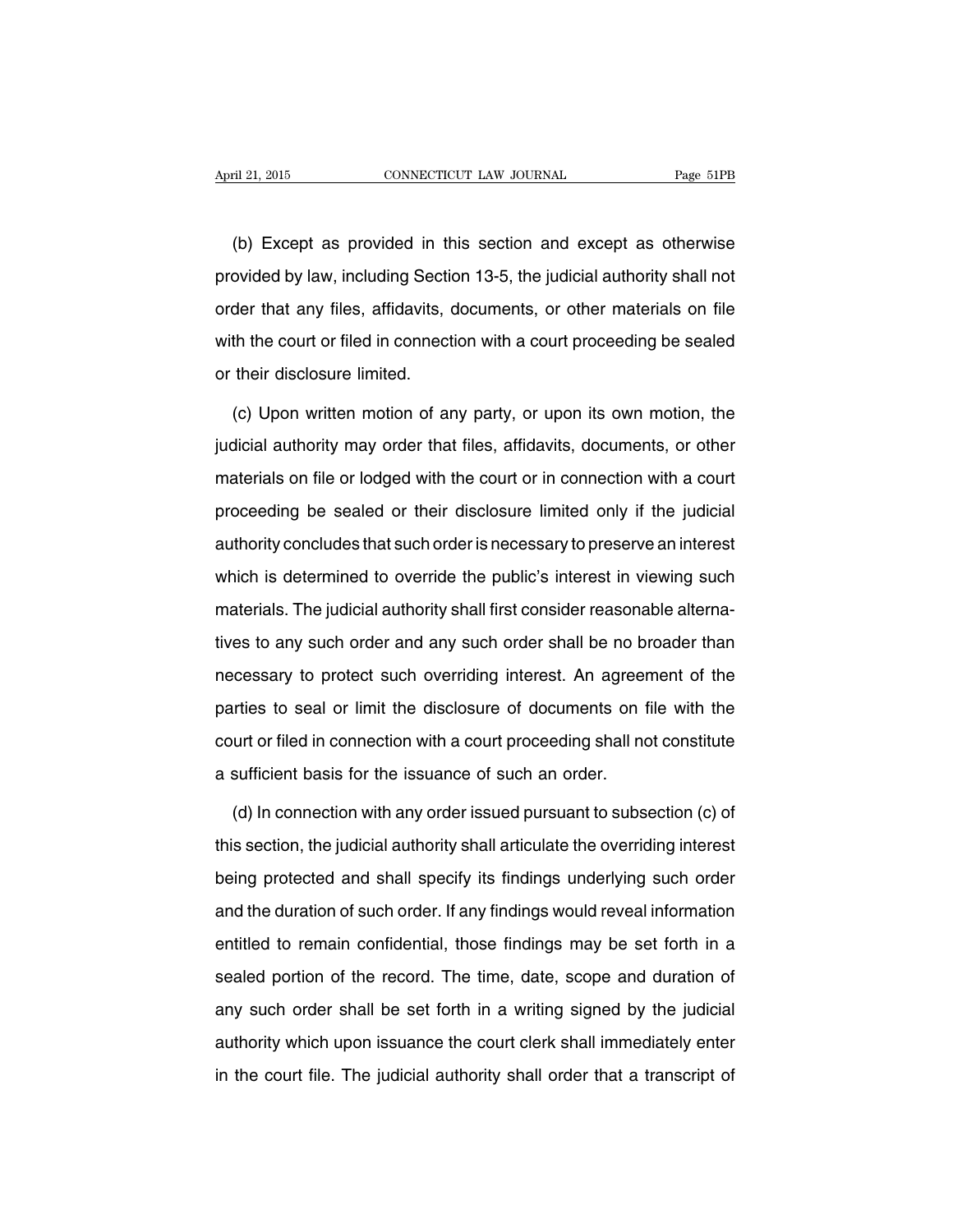(b) Except as provided in this section and except as otherwise provided by law, including Section 13-5, the judicial authority shall not order that any files, affidavits, documents, or other materials on file with the court or filed in connection with a court proceeding be sealed or their disclosure limited.

(c) Upon written motion of any party, or upon its own motion, the judicial authority may order that files, affidavits, documents, or other materials on file or lodged with the court or in connection with a court proceeding be sealed or their disclosure limited only if the judicial authority concludes that such order is necessary to preserve an interest which is determined to override the public's interest in viewing such materials. The judicial authority shall first consider reasonable alternatives to any such order and any such order shall be no broader than necessary to protect such overriding interest. An agreement of the parties to seal or limit the disclosure of documents on file with the court or filed in connection with a court proceeding shall not constitute a sufficient basis for the issuance of such an order.

(d) In connection with any order issued pursuant to subsection (c) of this section, the judicial authority shall articulate the overriding interest being protected and shall specify its findings underlying such order and the duration of such order. If any findings would reveal information entitled to remain confidential, those findings may be set forth in a sealed portion of the record. The time, date, scope and duration of any such order shall be set forth in a writing signed by the judicial authority which upon issuance the court clerk shall immediately enter in the court file. The judicial authority shall order that a transcript of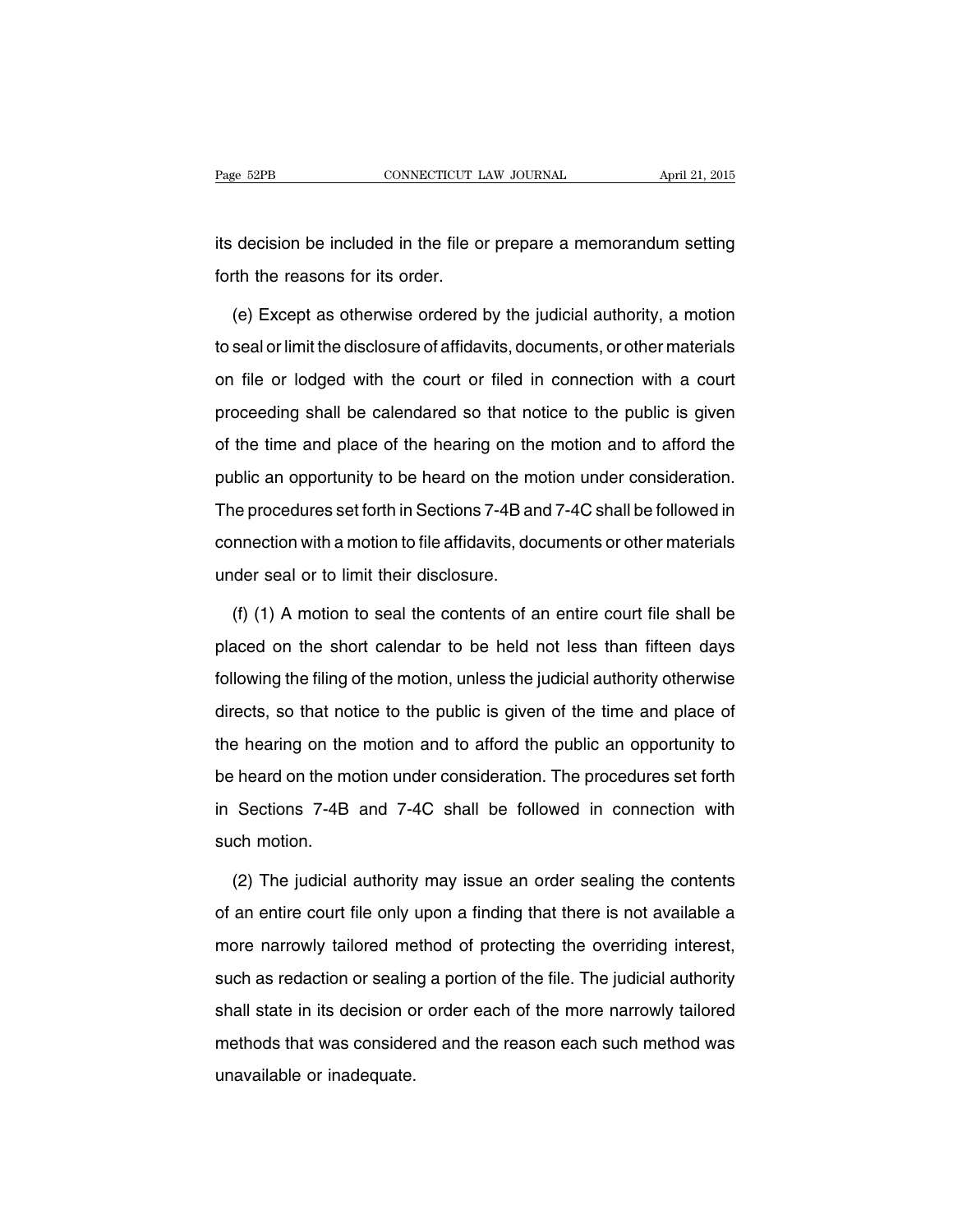its decision be included in the file or prepare a memorandum setting forth the reasons for its order.

(e) Except as otherwise ordered by the judicial authority, a motion to seal or limit the disclosure of affidavits, documents, or other materials on file or lodged with the court or filed in connection with a court proceeding shall be calendared so that notice to the public is given of the time and place of the hearing on the motion and to afford the public an opportunity to be heard on the motion under consideration. The procedures set forth in Sections 7-4B and 7-4C shall be followed in connection with a motion to file affidavits, documents or other materials under seal or to limit their disclosure.

(f) (1) A motion to seal the contents of an entire court file shall be placed on the short calendar to be held not less than fifteen days following the filing of the motion, unless the judicial authority otherwise directs, so that notice to the public is given of the time and place of the hearing on the motion and to afford the public an opportunity to be heard on the motion under consideration. The procedures set forth in Sections 7-4B and 7-4C shall be followed in connection with such motion.

(2) The judicial authority may issue an order sealing the contents of an entire court file only upon a finding that there is not available a more narrowly tailored method of protecting the overriding interest, such as redaction or sealing a portion of the file. The judicial authority shall state in its decision or order each of the more narrowly tailored methods that was considered and the reason each such method was unavailable or inadequate.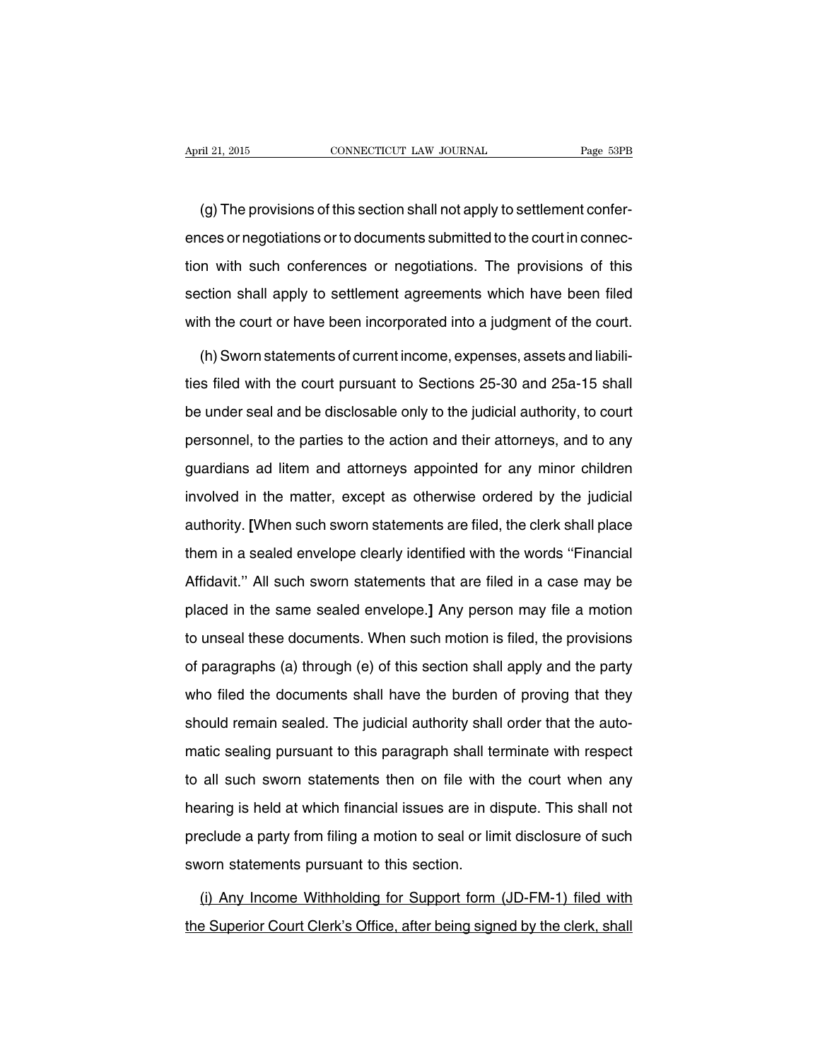(g) The provisions of this section shall not apply to settlement conferences or negotiations or to documents submitted to the court in connection with such conferences or negotiations. The provisions of this section shall apply to settlement agreements which have been filed with the court or have been incorporated into a judgment of the court.

(h) Sworn statements of current income, expenses, assets and liabilities filed with the court pursuant to Sections 25-30 and 25a-15 shall be under seal and be disclosable only to the judicial authority, to court personnel, to the parties to the action and their attorneys, and to any guardians ad litem and attorneys appointed for any minor children involved in the matter, except as otherwise ordered by the judicial authority. **[**When such sworn statements are filed, the clerk shall place them in a sealed envelope clearly identified with the words ''Financial Affidavit.'' All such sworn statements that are filed in a case may be placed in the same sealed envelope.**]** Any person may file a motion to unseal these documents. When such motion is filed, the provisions of paragraphs (a) through (e) of this section shall apply and the party who filed the documents shall have the burden of proving that they should remain sealed. The judicial authority shall order that the automatic sealing pursuant to this paragraph shall terminate with respect to all such sworn statements then on file with the court when any hearing is held at which financial issues are in dispute. This shall not preclude a party from filing a motion to seal or limit disclosure of such sworn statements pursuant to this section.

<u>(i) Any Income Withholding for Support form (JD-FM-1) filed with the Superior Court Clerk's Office, after being signed by the clerk, shall</u>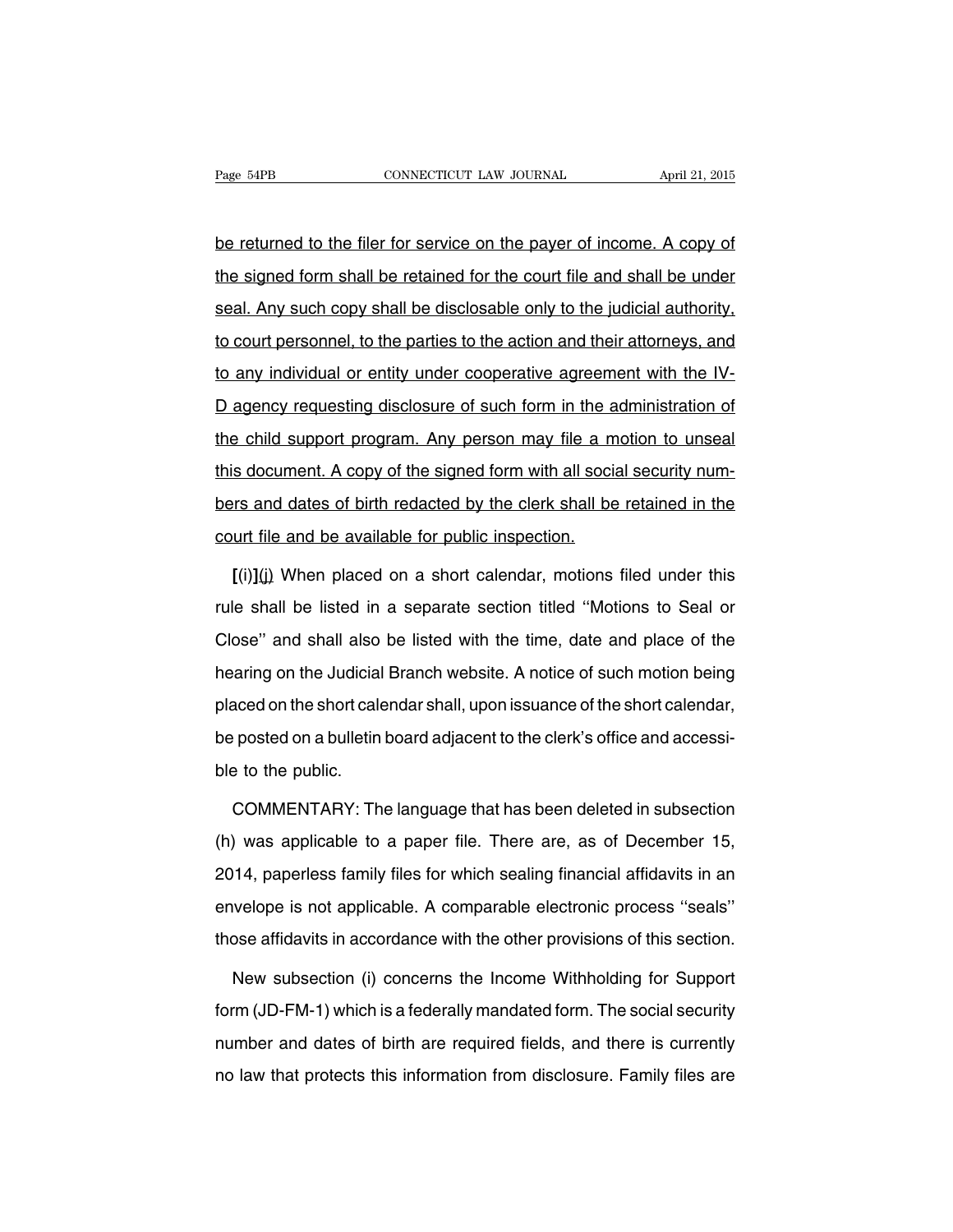be returned to the filer for service on the payer of income. A copy of the signed form shall be retained for the court file and shall be under seal. Any such copy shall be disclosable only to the judicial authority, to court personnel, to the parties to the action and their attorneys, and to any individual or entity under cooperative agreement with the IV-D agency requesting disclosure of such form in the administration of the child support program. Any person may file a motion to unseal this document. A copy of the signed form with all social security numbers and dates of birth redacted by the clerk shall be retained in the court file and be available for public inspection.

**[**(i)**]**(j) When placed on a short calendar, motions filed under this rule shall be listed in a separate section titled ''Motions to Seal or Close'' and shall also be listed with the time, date and place of the hearing on the Judicial Branch website. A notice of such motion being placed on the short calendar shall, upon issuance of the short calendar, be posted on a bulletin board adjacent to the clerk's office and accessible to the public.

COMMENTARY: The language that has been deleted in subsection (h) was applicable to a paper file. There are, as of December 15, 2014, paperless family files for which sealing financial affidavits in an envelope is not applicable. A comparable electronic process ''seals'' those affidavits in accordance with the other provisions of this section.

New subsection (i) concerns the Income Withholding for Support form (JD-FM-1) which is a federally mandated form. The social security number and dates of birth are required fields, and there is currently no law that protects this information from disclosure. Family files are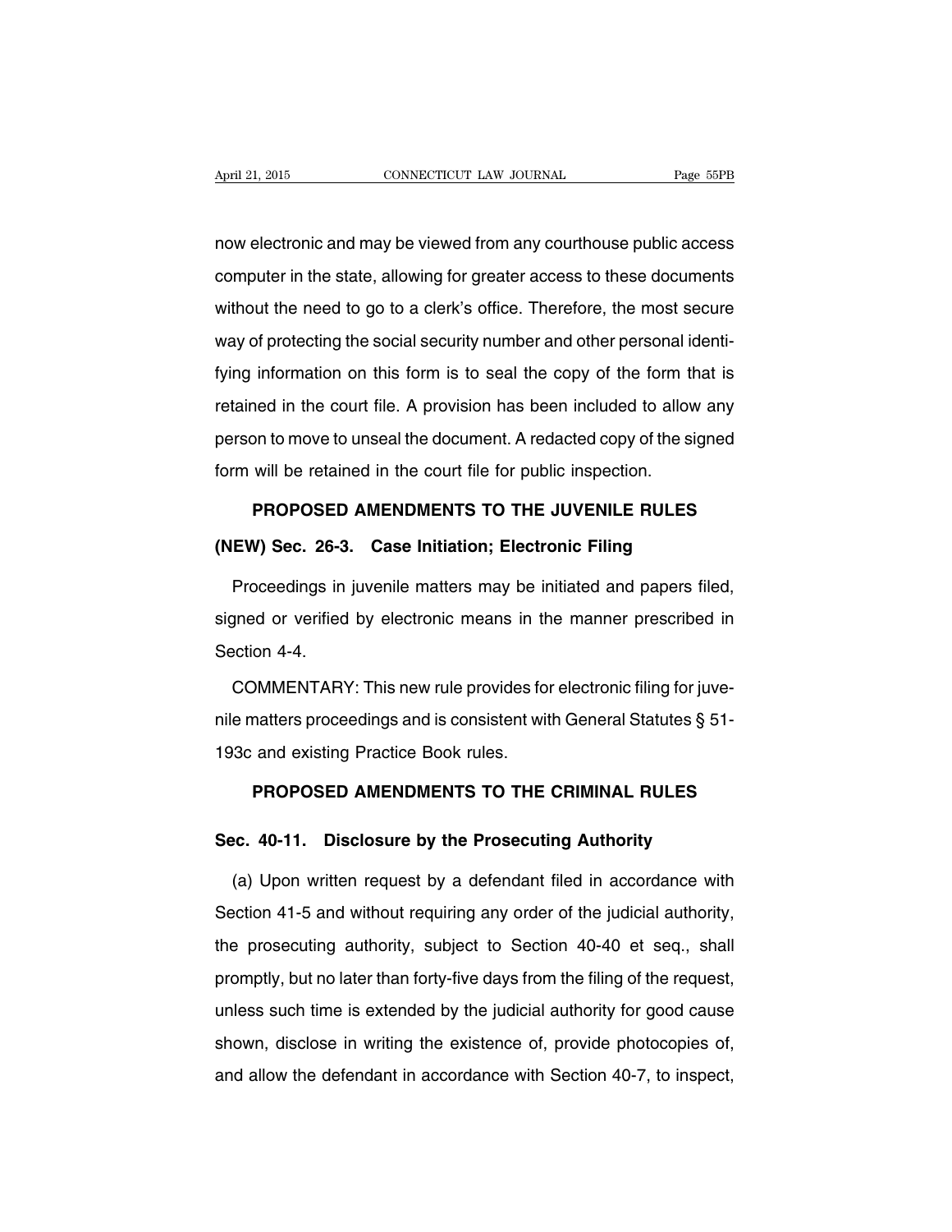now electronic and may be viewed from any courthouse public access computer in the state, allowing for greater access to these documents without the need to go to a clerk's office. Therefore, the most secure way of protecting the social security number and other personal identifying information on this form is to seal the copy of the form that is retained in the court file. A provision has been included to allow any person to move to unseal the document. A redacted copy of the signed form will be retained in the court file for public inspection.

## PROPOSED AMENDMENTS TO THE JUVENILE RULES

### (NEW) Sec. 26-3. Case Initiation; Electronic Filing

Proceedings in juvenile matters may be initiated and papers filed, signed or verified by electronic means in the manner prescribed in Section 4-4.

COMMENTARY: This new rule provides for electronic filing for juvenile matters proceedings and is consistent with General Statutes § 51-193c and existing Practice Book rules.

## PROPOSED AMENDMENTS TO THE CRIMINAL RULES

### Sec. 40-11. Disclosure by the Prosecuting Authority

(a) Upon written request by a defendant filed in accordance with Section 41-5 and without requiring any order of the judicial authority, the prosecuting authority, subject to Section 40-40 et seq., shall promptly, but no later than forty-five days from the filing of the request, unless such time is extended by the judicial authority for good cause shown, disclose in writing the existence of, provide photocopies of, and allow the defendant in accordance with Section 40-7, to inspect,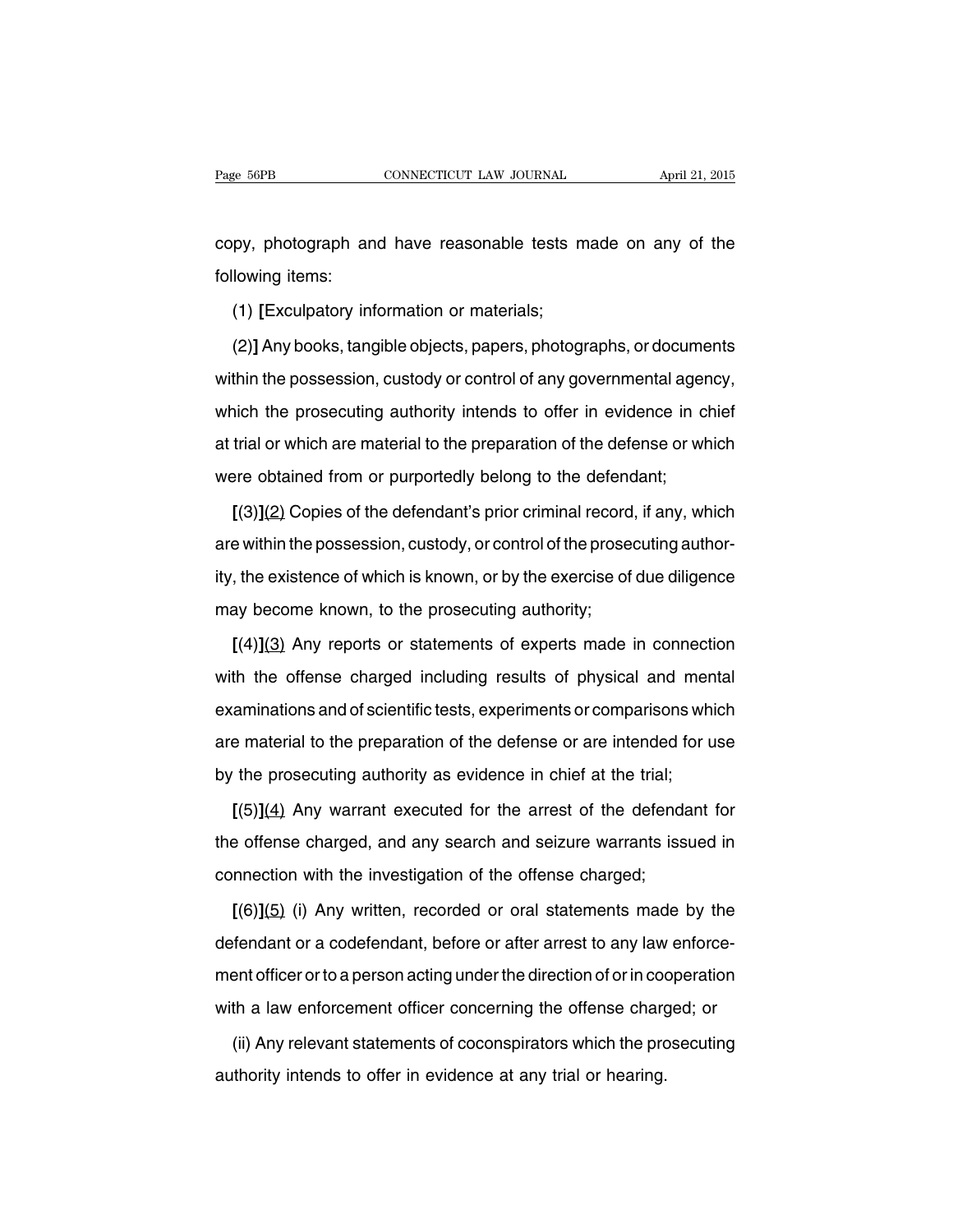copy, photograph and have reasonable tests made on any of the following items:

(1) [Exculpatory information or materials;

(2)] Any books, tangible objects, papers, photographs, or documents within the possession, custody or control of any governmental agency, which the prosecuting authority intends to offer in evidence in chief at trial or which are material to the preparation of the defense or which were obtained from or purportedly belong to the defendant;

[(3)]<u>(2)</u> Copies of the defendant's prior criminal record, if any, which are within the possession, custody, or control of the prosecuting authority, the existence of which is known, or by the exercise of due diligence may become known, to the prosecuting authority;

[(4)]<u>(3)</u> Any reports or statements of experts made in connection with the offense charged including results of physical and mental examinations and of scientific tests, experiments or comparisons which are material to the preparation of the defense or are intended for use by the prosecuting authority as evidence in chief at the trial;

[(5)]<u>(4)</u> Any warrant executed for the arrest of the defendant for the offense charged, and any search and seizure warrants issued in connection with the investigation of the offense charged;

[(6)]<u>(5)</u> (i) Any written, recorded or oral statements made by the defendant or a codefendant, before or after arrest to any law enforcement officer or to a person acting under the direction of or in cooperation with a law enforcement officer concerning the offense charged; or

(ii) Any relevant statements of coconspirators which the prosecuting authority intends to offer in evidence at any trial or hearing.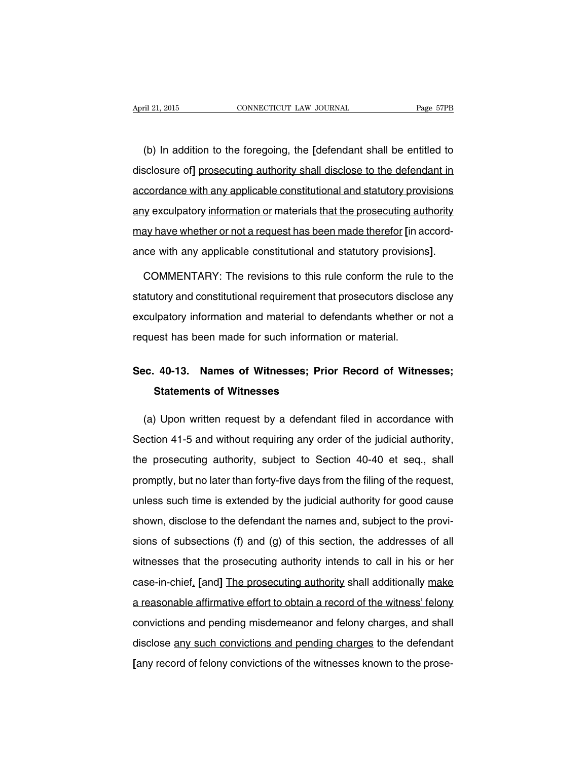(b) In addition to the foregoing, the [defendant shall be entitled to disclosure of] prosecuting authority shall disclose to the defendant in accordance with any applicable constitutional and statutory provisions any exculpatory information or materials that the prosecuting authority may have whether or not a request has been made therefor [in accordance with any applicable constitutional and statutory provisions].

COMMENTARY: The revisions to this rule conform the rule to the statutory and constitutional requirement that prosecutors disclose any exculpatory information and material to defendants whether or not a request has been made for such information or material.

## Sec. 40-13. Names of Witnesses; Prior Record of Witnesses; Statements of Witnesses

(a) Upon written request by a defendant filed in accordance with Section 41-5 and without requiring any order of the judicial authority, the prosecuting authority, subject to Section 40-40 et seq., shall promptly, but no later than forty-five days from the filing of the request, unless such time is extended by the judicial authority for good cause shown, disclose to the defendant the names and, subject to the provisions of subsections (f) and (g) of this section, the addresses of all witnesses that the prosecuting authority intends to call in his or her case-in-chief. [and] The prosecuting authority shall additionally make a reasonable affirmative effort to obtain a record of the witness' felony convictions and pending misdemeanor and felony charges, and shall disclose any such convictions and pending charges to the defendant [any record of felony convictions of the witnesses known to the prose-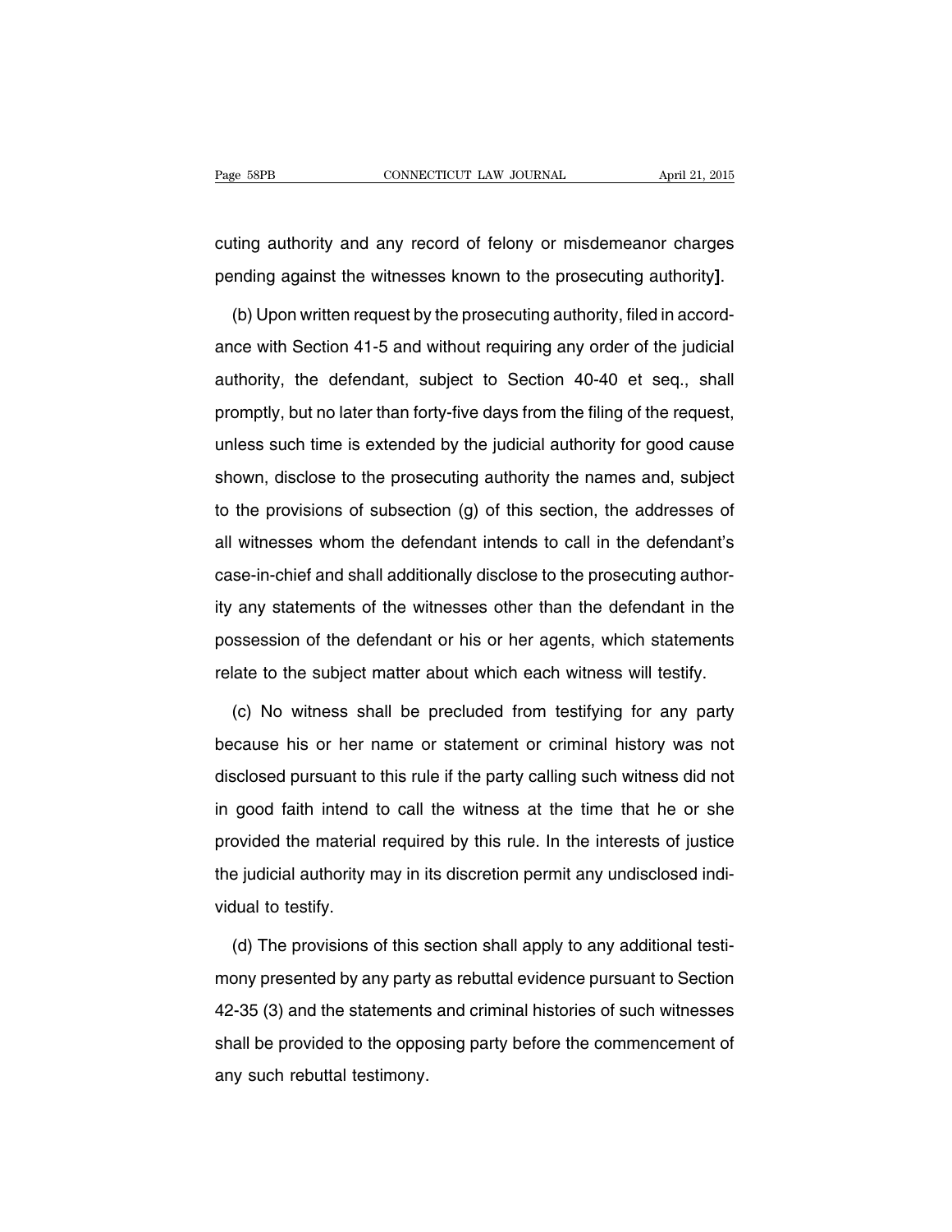cuting authority and any record of felony or misdemeanor charges pending against the witnesses known to the prosecuting authority].

(b) Upon written request by the prosecuting authority, filed in accordance with Section 41-5 and without requiring any order of the judicial authority, the defendant, subject to Section 40-40 et seq., shall promptly, but no later than forty-five days from the filing of the request, unless such time is extended by the judicial authority for good cause shown, disclose to the prosecuting authority the names and, subject to the provisions of subsection (g) of this section, the addresses of all witnesses whom the defendant intends to call in the defendant's case-in-chief and shall additionally disclose to the prosecuting authority any statements of the witnesses other than the defendant in the possession of the defendant or his or her agents, which statements relate to the subject matter about which each witness will testify.

(c) No witness shall be precluded from testifying for any party because his or her name or statement or criminal history was not disclosed pursuant to this rule if the party calling such witness did not in good faith intend to call the witness at the time that he or she provided the material required by this rule. In the interests of justice the judicial authority may in its discretion permit any undisclosed individual to testify.

(d) The provisions of this section shall apply to any additional testimony presented by any party as rebuttal evidence pursuant to Section 42-35 (3) and the statements and criminal histories of such witnesses shall be provided to the opposing party before the commencement of any such rebuttal testimony.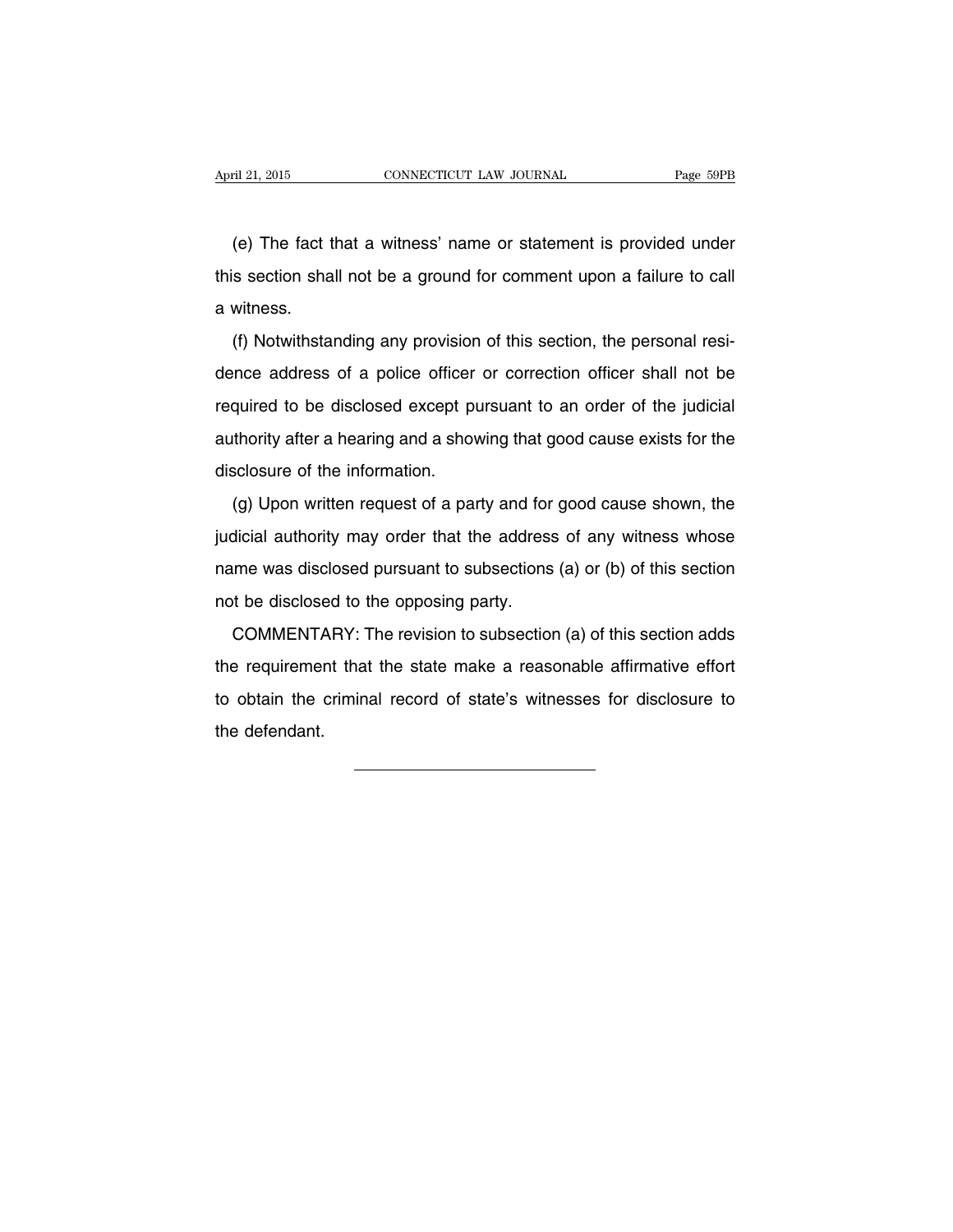(e) The fact that a witness' name or statement is provided under this section shall not be a ground for comment upon a failure to call a witness.

(f) Notwithstanding any provision of this section, the personal residence address of a police officer or correction officer shall not be required to be disclosed except pursuant to an order of the judicial authority after a hearing and a showing that good cause exists for the disclosure of the information.

(g) Upon written request of a party and for good cause shown, the judicial authority may order that the address of any witness whose name was disclosed pursuant to subsections (a) or (b) of this section not be disclosed to the opposing party.

COMMENTARY: The revision to subsection (a) of this section adds the requirement that the state make a reasonable affirmative effort to obtain the criminal record of state's witnesses for disclosure to the defendant.